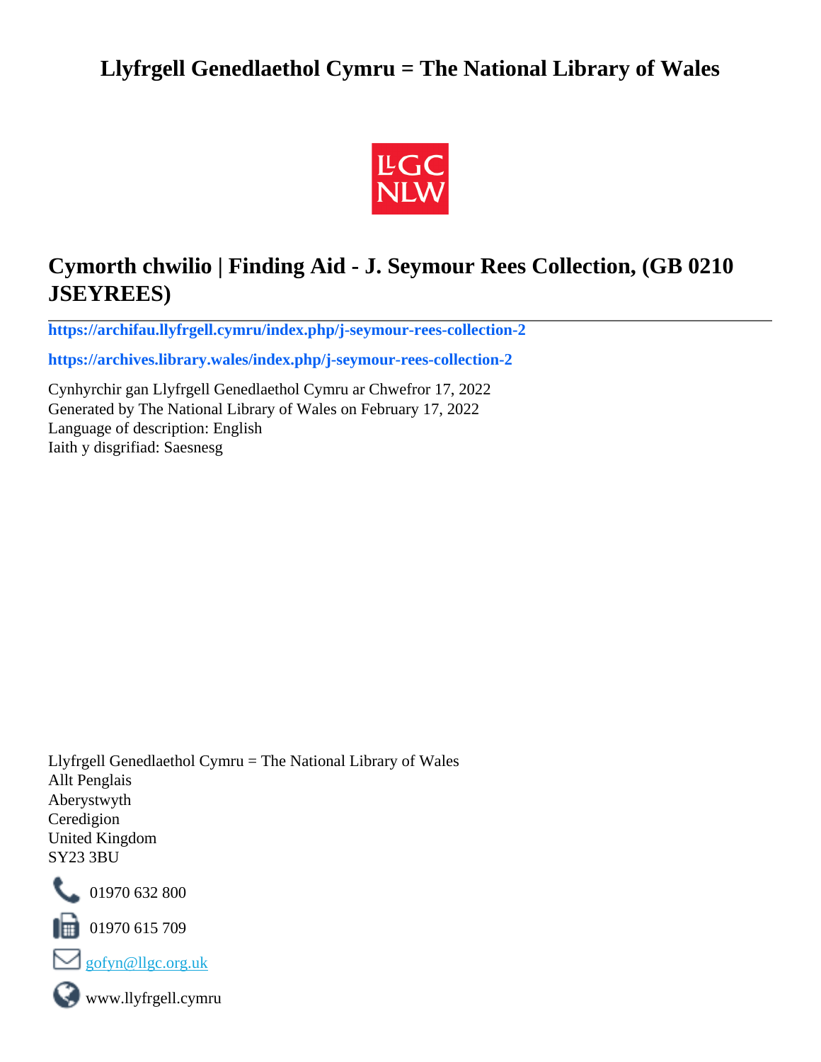# Llyfrgell Genedlaethol Cymru = The National Library of Wales

## Cymorth chwilio | Finding Aid - J. Seymour Rees Collection, (GB 0210 JSEYREES)

**https://archifau.llyfrgell.cymru/index.php/j-seymour-rees-collection-2**

**https://archives.library.wales/index.php/j-seymour-rees-collection-2**

Cynhyrchir gan Llyfrgell Genedlaethol Cymru ar Chwefror 17, 2022
Generated by The National Library of Wales on February 17, 2022
Language of description: English
Iaith y disgrifiad: Saesnesg

Llyfrgell Genedlaethol Cymru = The National Library of Wales
Allt Penglais
Aberystwyth
Ceredigion
United Kingdom
SY23 3BU

01970 632 800

01970 615 709

gofyn@llgc.org.uk

www.llyfrgell.cymru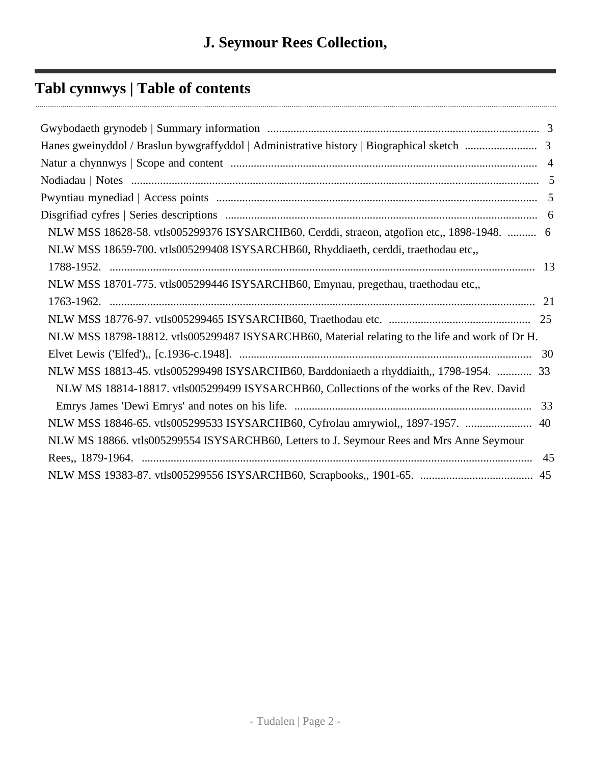# J. Seymour Rees Collection,

## Tabl cynnwys | Table of contents

- Gwybodaeth grynodeb | Summary information .......... 3
- Hanes gweinyddol / Braslun bywgraffyddol | Administrative history | Biographical sketch .......... 3
- Natur a chynnwys | Scope and content .......... 4
- Nodiadau | Notes .......... 5
- Pwyntiau mynediad | Access points .......... 5
- Disgrifiad cyfres | Series descriptions .......... 6
  - NLW MSS 18628-58. vtls005299376 ISYSARCHB60, Cerddi, straeon, atgofion etc,, 1898-1948. .......... 6
  - NLW MSS 18659-700. vtls005299408 ISYSARCHB60, Rhyddiaeth, cerddi, traethodau etc,, 1788-1952. .......... 13
  - NLW MSS 18701-775. vtls005299446 ISYSARCHB60, Emynau, pregethau, traethodau etc,, 1763-1962. .......... 21
  - NLW MSS 18776-97. vtls005299465 ISYSARCHB60, Traethodau etc. .......... 25
  - NLW MSS 18798-18812. vtls005299487 ISYSARCHB60, Material relating to the life and work of Dr H. Elvet Lewis ('Elfed'),, [c.1936-c.1948]. .......... 30
  - NLW MSS 18813-45. vtls005299498 ISYSARCHB60, Barddoniaeth a rhyddiaith,, 1798-1954. .......... 33
    - NLW MS 18814-18817. vtls005299499 ISYSARCHB60, Collections of the works of the Rev. David Emrys James 'Dewi Emrys' and notes on his life. .......... 33
  - NLW MSS 18846-65. vtls005299533 ISYSARCHB60, Cyfrolau amrywiol,, 1897-1957. .......... 40
  - NLW MS 18866. vtls005299554 ISYSARCHB60, Letters to J. Seymour Rees and Mrs Anne Seymour Rees,, 1879-1964. .......... 45
  - NLW MSS 19383-87. vtls005299556 ISYSARCHB60, Scrapbooks,, 1901-65. .......... 45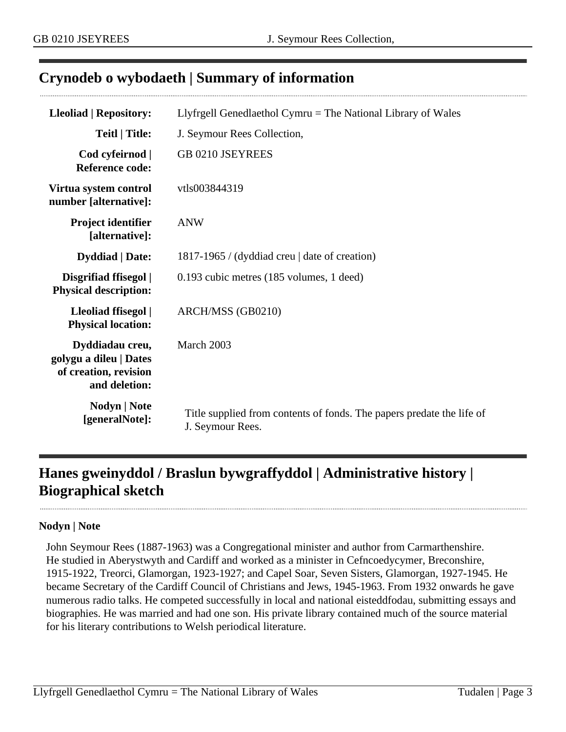## Crynodeb o wybodaeth | Summary of information

| | |
|---|---|
| **Lleoliad \| Repository:** | Llyfrgell Genedlaethol Cymru = The National Library of Wales |
| **Teitl \| Title:** | J. Seymour Rees Collection, |
| **Cod cyfeirnod \| Reference code:** | GB 0210 JSEYREES |
| **Virtua system control number [alternative]:** | vtls003844319 |
| **Project identifier [alternative]:** | ANW |
| **Dyddiad \| Date:** | 1817-1965 / (dyddiad creu \| date of creation) |
| **Disgrifiad ffisegol \| Physical description:** | 0.193 cubic metres (185 volumes, 1 deed) |
| **Lleoliad ffisegol \| Physical location:** | ARCH/MSS (GB0210) |
| **Dyddiadau creu, golygu a dileu \| Dates of creation, revision and deletion:** | March 2003 |
| **Nodyn \| Note [generalNote]:** | Title supplied from contents of fonds. The papers predate the life of J. Seymour Rees. |

## Hanes gweinyddol / Braslun bywgraffyddol | Administrative history | Biographical sketch

**Nodyn | Note**

John Seymour Rees (1887-1963) was a Congregational minister and author from Carmarthenshire. He studied in Aberystwyth and Cardiff and worked as a minister in Cefncoedycymer, Breconshire, 1915-1922, Treorci, Glamorgan, 1923-1927; and Capel Soar, Seven Sisters, Glamorgan, 1927-1945. He became Secretary of the Cardiff Council of Christians and Jews, 1945-1963. From 1932 onwards he gave numerous radio talks. He competed successfully in local and national eisteddfodau, submitting essays and biographies. He was married and had one son. His private library contained much of the source material for his literary contributions to Welsh periodical literature.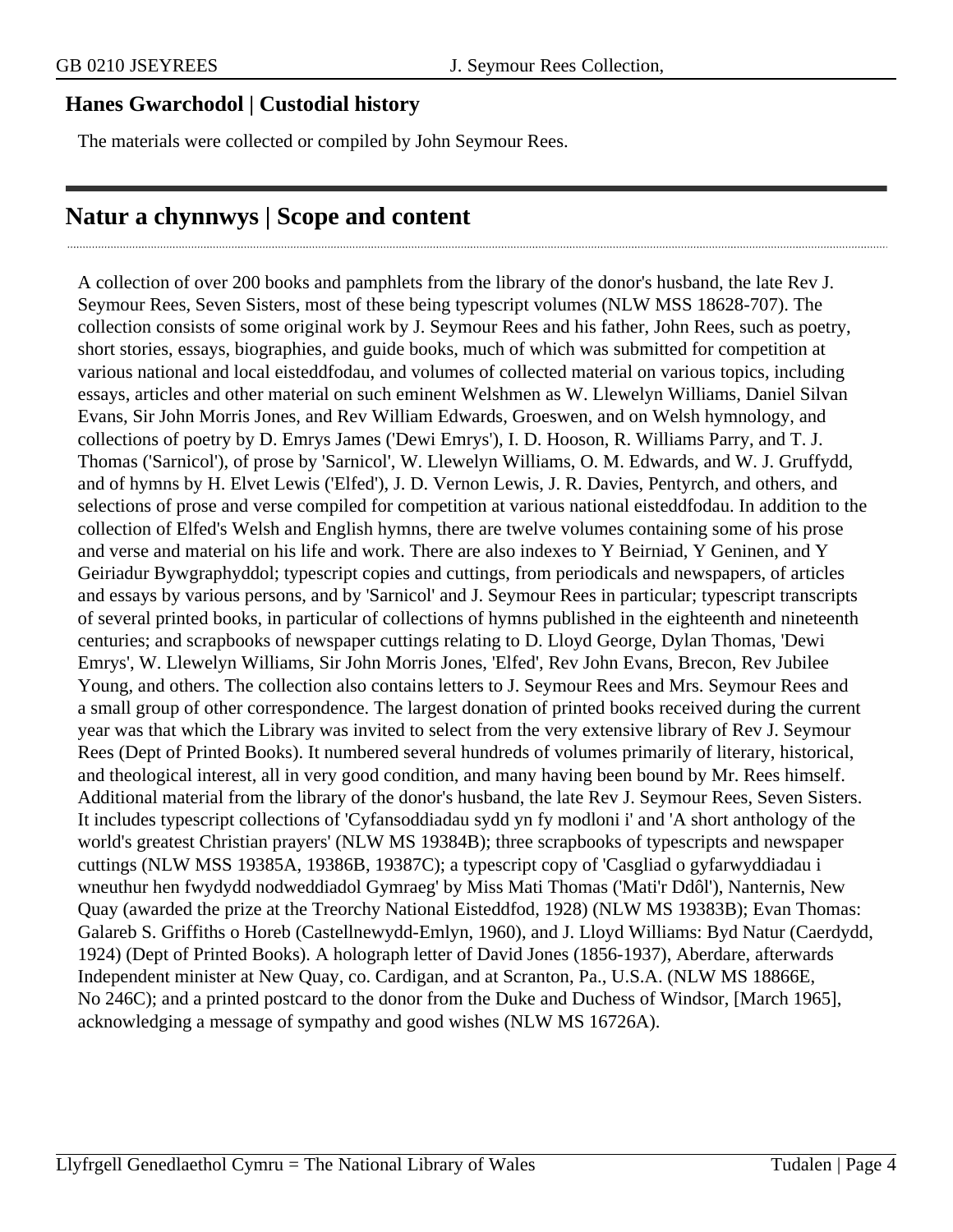## Hanes Gwarchodol | Custodial history

The materials were collected or compiled by John Seymour Rees.

## Natur a chynnwys | Scope and content

A collection of over 200 books and pamphlets from the library of the donor's husband, the late Rev J. Seymour Rees, Seven Sisters, most of these being typescript volumes (NLW MSS 18628-707). The collection consists of some original work by J. Seymour Rees and his father, John Rees, such as poetry, short stories, essays, biographies, and guide books, much of which was submitted for competition at various national and local eisteddfodau, and volumes of collected material on various topics, including essays, articles and other material on such eminent Welshmen as W. Llewelyn Williams, Daniel Silvan Evans, Sir John Morris Jones, and Rev William Edwards, Groeswen, and on Welsh hymnology, and collections of poetry by D. Emrys James ('Dewi Emrys'), I. D. Hooson, R. Williams Parry, and T. J. Thomas ('Sarnicol'), of prose by 'Sarnicol', W. Llewelyn Williams, O. M. Edwards, and W. J. Gruffydd, and of hymns by H. Elvet Lewis ('Elfed'), J. D. Vernon Lewis, J. R. Davies, Pentyrch, and others, and selections of prose and verse compiled for competition at various national eisteddfodau. In addition to the collection of Elfed's Welsh and English hymns, there are twelve volumes containing some of his prose and verse and material on his life and work. There are also indexes to Y Beirniad, Y Geninen, and Y Geiriadur Bywgraphyddol; typescript copies and cuttings, from periodicals and newspapers, of articles and essays by various persons, and by 'Sarnicol' and J. Seymour Rees in particular; typescript transcripts of several printed books, in particular of collections of hymns published in the eighteenth and nineteenth centuries; and scrapbooks of newspaper cuttings relating to D. Lloyd George, Dylan Thomas, 'Dewi Emrys', W. Llewelyn Williams, Sir John Morris Jones, 'Elfed', Rev John Evans, Brecon, Rev Jubilee Young, and others. The collection also contains letters to J. Seymour Rees and Mrs. Seymour Rees and a small group of other correspondence. The largest donation of printed books received during the current year was that which the Library was invited to select from the very extensive library of Rev J. Seymour Rees (Dept of Printed Books). It numbered several hundreds of volumes primarily of literary, historical, and theological interest, all in very good condition, and many having been bound by Mr. Rees himself. Additional material from the library of the donor's husband, the late Rev J. Seymour Rees, Seven Sisters. It includes typescript collections of 'Cyfansoddiadau sydd yn fy modloni i' and 'A short anthology of the world's greatest Christian prayers' (NLW MS 19384B); three scrapbooks of typescripts and newspaper cuttings (NLW MSS 19385A, 19386B, 19387C); a typescript copy of 'Casgliad o gyfarwyddiadau i wneuthur hen fwydydd nodweddiadol Gymraeg' by Miss Mati Thomas ('Mati'r Ddôl'), Nanternis, New Quay (awarded the prize at the Treorchy National Eisteddfod, 1928) (NLW MS 19383B); Evan Thomas: Galareb S. Griffiths o Horeb (Castellnewydd-Emlyn, 1960), and J. Lloyd Williams: Byd Natur (Caerdydd, 1924) (Dept of Printed Books). A holograph letter of David Jones (1856-1937), Aberdare, afterwards Independent minister at New Quay, co. Cardigan, and at Scranton, Pa., U.S.A. (NLW MS 18866E, No 246C); and a printed postcard to the donor from the Duke and Duchess of Windsor, [March 1965], acknowledging a message of sympathy and good wishes (NLW MS 16726A).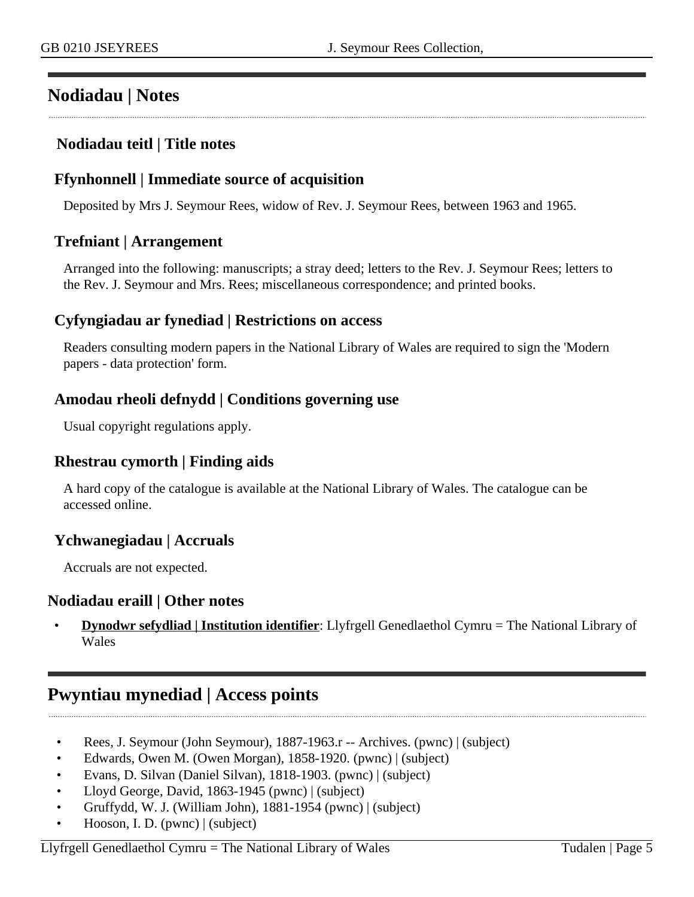## Nodiadau | Notes

### Nodiadau teitl | Title notes

### Ffynhonnell | Immediate source of acquisition

Deposited by Mrs J. Seymour Rees, widow of Rev. J. Seymour Rees, between 1963 and 1965.

### Trefniant | Arrangement

Arranged into the following: manuscripts; a stray deed; letters to the Rev. J. Seymour Rees; letters to the Rev. J. Seymour and Mrs. Rees; miscellaneous correspondence; and printed books.

### Cyfyngiadau ar fynediad | Restrictions on access

Readers consulting modern papers in the National Library of Wales are required to sign the 'Modern papers - data protection' form.

### Amodau rheoli defnydd | Conditions governing use

Usual copyright regulations apply.

### Rhestrau cymorth | Finding aids

A hard copy of the catalogue is available at the National Library of Wales. The catalogue can be accessed online.

### Ychwanegiadau | Accruals

Accruals are not expected.

### Nodiadau eraill | Other notes

- **Dynodwr sefydliad | Institution identifier**: Llyfrgell Genedlaethol Cymru = The National Library of Wales

## Pwyntiau mynediad | Access points

- Rees, J. Seymour (John Seymour), 1887-1963.r -- Archives. (pwnc) | (subject)
- Edwards, Owen M. (Owen Morgan), 1858-1920. (pwnc) | (subject)
- Evans, D. Silvan (Daniel Silvan), 1818-1903. (pwnc) | (subject)
- Lloyd George, David, 1863-1945 (pwnc) | (subject)
- Gruffydd, W. J. (William John), 1881-1954 (pwnc) | (subject)
- Hooson, I. D. (pwnc) | (subject)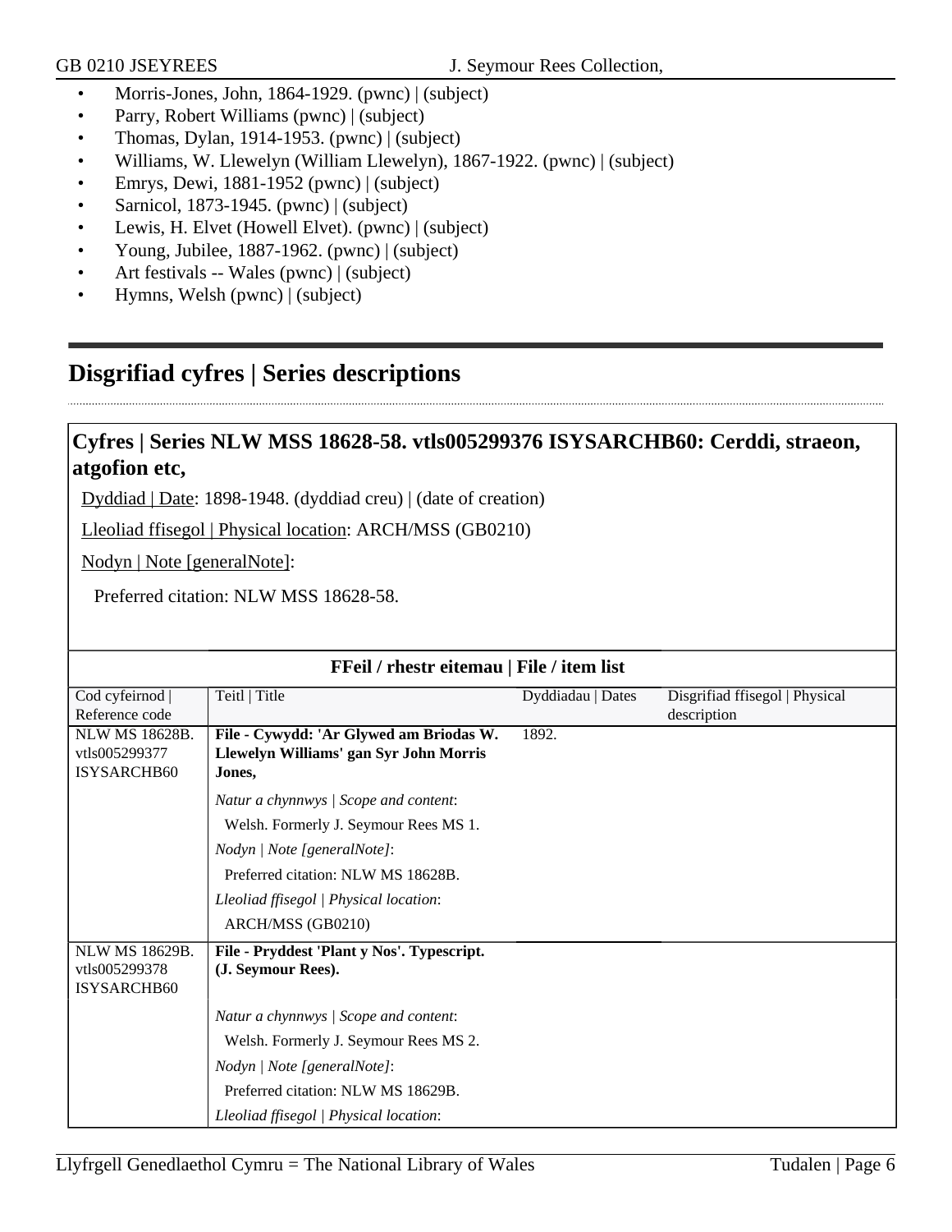- Morris-Jones, John, 1864-1929. (pwnc) | (subject)
- Parry, Robert Williams (pwnc) | (subject)
- Thomas, Dylan, 1914-1953. (pwnc) | (subject)
- Williams, W. Llewelyn (William Llewelyn), 1867-1922. (pwnc) | (subject)
- Emrys, Dewi, 1881-1952 (pwnc) | (subject)
- Sarnicol, 1873-1945. (pwnc) | (subject)
- Lewis, H. Elvet (Howell Elvet). (pwnc) | (subject)
- Young, Jubilee, 1887-1962. (pwnc) | (subject)
- Art festivals -- Wales (pwnc) | (subject)
- Hymns, Welsh (pwnc) | (subject)

## Disgrifiad cyfres | Series descriptions

### Cyfres | Series NLW MSS 18628-58. vtls005299376 ISYSARCHB60: Cerddi, straeon, atgofion etc,

Dyddiad | Date: 1898-1948. (dyddiad creu) | (date of creation)

Lleoliad ffisegol | Physical location: ARCH/MSS (GB0210)

Nodyn | Note [generalNote]:

Preferred citation: NLW MSS 18628-58.

**FFeil / rhestr eitemau | File / item list**

| Cod cyfeirnod \| Reference code | Teitl \| Title | Dyddiadau \| Dates | Disgrifiad ffisegol \| Physical description |
|---|---|---|---|
| NLW MS 18628B. vtls005299377 ISYSARCHB60 | **File - Cywydd: 'Ar Glywed am Briodas W. Llewelyn Williams' gan Syr John Morris Jones,** <br> *Natur a chynnwys \| Scope and content*: Welsh. Formerly J. Seymour Rees MS 1. <br> *Nodyn \| Note [generalNote]*: Preferred citation: NLW MS 18628B. <br> *Lleoliad ffisegol \| Physical location*: ARCH/MSS (GB0210) | 1892. | |
| NLW MS 18629B. vtls005299378 ISYSARCHB60 | **File - Pryddest 'Plant y Nos'. Typescript. (J. Seymour Rees).** <br> *Natur a chynnwys \| Scope and content*: Welsh. Formerly J. Seymour Rees MS 2. <br> *Nodyn \| Note [generalNote]*: Preferred citation: NLW MS 18629B. <br> *Lleoliad ffisegol \| Physical location*: | | |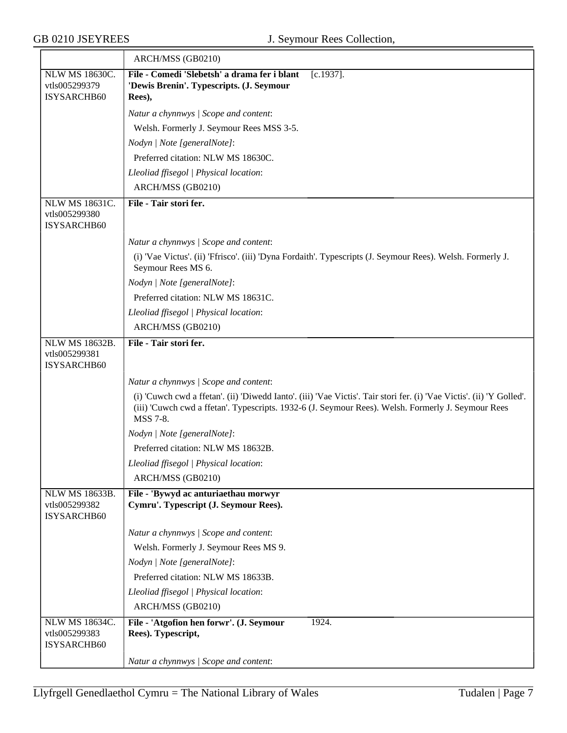| | ARCH/MSS (GB0210) |
|---|---|
| NLW MS 18630C. vtls005299379 ISYSARCHB60 | **File - Comedi 'Slebetsh' a drama fer i blant 'Dewis Brenin'. Typescripts. (J. Seymour Rees),** [c.1937]. |
| | *Natur a chynnwys \| Scope and content*: |
| | Welsh. Formerly J. Seymour Rees MSS 3-5. |
| | *Nodyn \| Note [generalNote]*: |
| | Preferred citation: NLW MS 18630C. |
| | *Lleoliad ffisegol \| Physical location*: |
| | ARCH/MSS (GB0210) |
| NLW MS 18631C. vtls005299380 ISYSARCHB60 | **File - Tair stori fer.** |
| | *Natur a chynnwys \| Scope and content*: |
| | (i) 'Vae Victus'. (ii) 'Ffrisco'. (iii) 'Dyna Fordaith'. Typescripts (J. Seymour Rees). Welsh. Formerly J. Seymour Rees MS 6. |
| | *Nodyn \| Note [generalNote]*: |
| | Preferred citation: NLW MS 18631C. |
| | *Lleoliad ffisegol \| Physical location*: |
| | ARCH/MSS (GB0210) |
| NLW MS 18632B. vtls005299381 ISYSARCHB60 | **File - Tair stori fer.** |
| | *Natur a chynnwys \| Scope and content*: |
| | (i) 'Cuwch cwd a ffetan'. (ii) 'Diwedd Ianto'. (iii) 'Vae Victis'. Tair stori fer. (i) 'Vae Victis'. (ii) 'Y Golled'. (iii) 'Cuwch cwd a ffetan'. Typescripts. 1932-6 (J. Seymour Rees). Welsh. Formerly J. Seymour Rees MSS 7-8. |
| | *Nodyn \| Note [generalNote]*: |
| | Preferred citation: NLW MS 18632B. |
| | *Lleoliad ffisegol \| Physical location*: |
| | ARCH/MSS (GB0210) |
| NLW MS 18633B. vtls005299382 ISYSARCHB60 | **File - 'Bywyd ac anturiaethau morwyr Cymru'. Typescript (J. Seymour Rees).** |
| | *Natur a chynnwys \| Scope and content*: |
| | Welsh. Formerly J. Seymour Rees MS 9. |
| | *Nodyn \| Note [generalNote]*: |
| | Preferred citation: NLW MS 18633B. |
| | *Lleoliad ffisegol \| Physical location*: |
| | ARCH/MSS (GB0210) |
| NLW MS 18634C. vtls005299383 ISYSARCHB60 | **File - 'Atgofion hen forwr'. (J. Seymour Rees). Typescript,** 1924. |
| | *Natur a chynnwys \| Scope and content*: |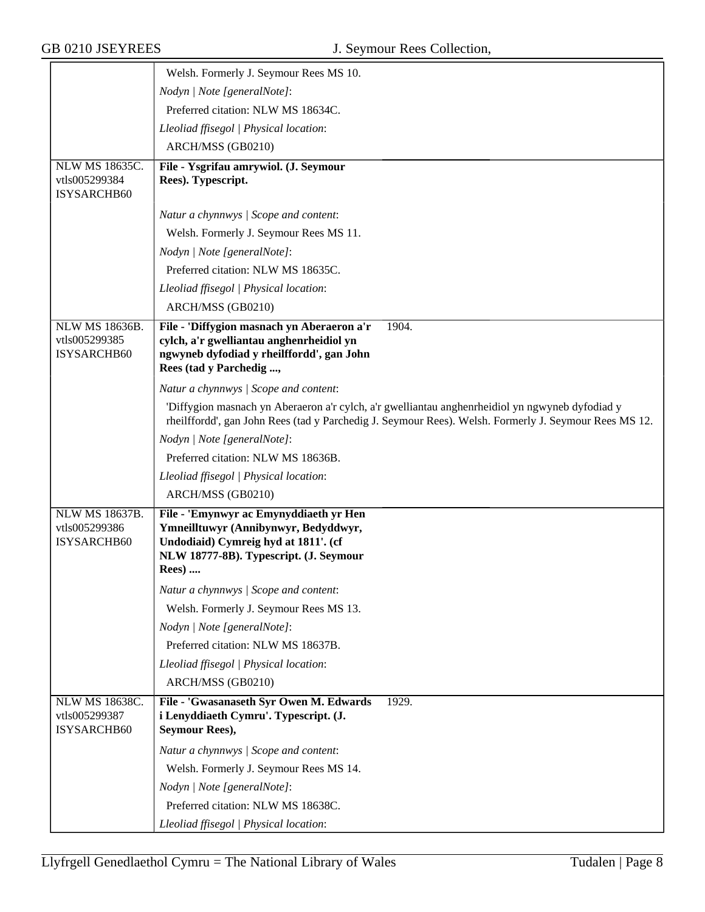| | |
|---|---|
| | Welsh. Formerly J. Seymour Rees MS 10. |
| | *Nodyn \| Note [generalNote]*: |
| | Preferred citation: NLW MS 18634C. |
| | *Lleoliad ffisegol \| Physical location*: |
| | ARCH/MSS (GB0210) |
| NLW MS 18635C. vtls005299384 ISYSARCHB60 | **File - Ysgrifau amrywiol. (J. Seymour Rees). Typescript.** |
| | *Natur a chynnwys \| Scope and content*: |
| | Welsh. Formerly J. Seymour Rees MS 11. |
| | *Nodyn \| Note [generalNote]*: |
| | Preferred citation: NLW MS 18635C. |
| | *Lleoliad ffisegol \| Physical location*: |
| | ARCH/MSS (GB0210) |
| NLW MS 18636B. vtls005299385 ISYSARCHB60 | **File - 'Diffygion masnach yn Aberaeron a'r cylch, a'r gwelliantau anghenrheidiol yn ngwyneb dyfodiad y rheilffordd', gan John Rees (tad y Parchedig ...,** 1904. |
| | *Natur a chynnwys \| Scope and content*: |
| | 'Diffygion masnach yn Aberaeron a'r cylch, a'r gwelliantau anghenrheidiol yn ngwyneb dyfodiad y rheilffordd', gan John Rees (tad y Parchedig J. Seymour Rees). Welsh. Formerly J. Seymour Rees MS 12. |
| | *Nodyn \| Note [generalNote]*: |
| | Preferred citation: NLW MS 18636B. |
| | *Lleoliad ffisegol \| Physical location*: |
| | ARCH/MSS (GB0210) |
| NLW MS 18637B. vtls005299386 ISYSARCHB60 | **File - 'Emynwyr ac Emynyddiaeth yr Hen Ymneilltuwyr (Annibynwyr, Bedyddwyr, Undodiaid) Cymreig hyd at 1811'. (cf NLW 18777-8B). Typescript. (J. Seymour Rees) ....** |
| | *Natur a chynnwys \| Scope and content*: |
| | Welsh. Formerly J. Seymour Rees MS 13. |
| | *Nodyn \| Note [generalNote]*: |
| | Preferred citation: NLW MS 18637B. |
| | *Lleoliad ffisegol \| Physical location*: |
| | ARCH/MSS (GB0210) |
| NLW MS 18638C. vtls005299387 ISYSARCHB60 | **File - 'Gwasanaseth Syr Owen M. Edwards i Lenyddiaeth Cymru'. Typescript. (J. Seymour Rees),** 1929. |
| | *Natur a chynnwys \| Scope and content*: |
| | Welsh. Formerly J. Seymour Rees MS 14. |
| | *Nodyn \| Note [generalNote]*: |
| | Preferred citation: NLW MS 18638C. |
| | *Lleoliad ffisegol \| Physical location*: |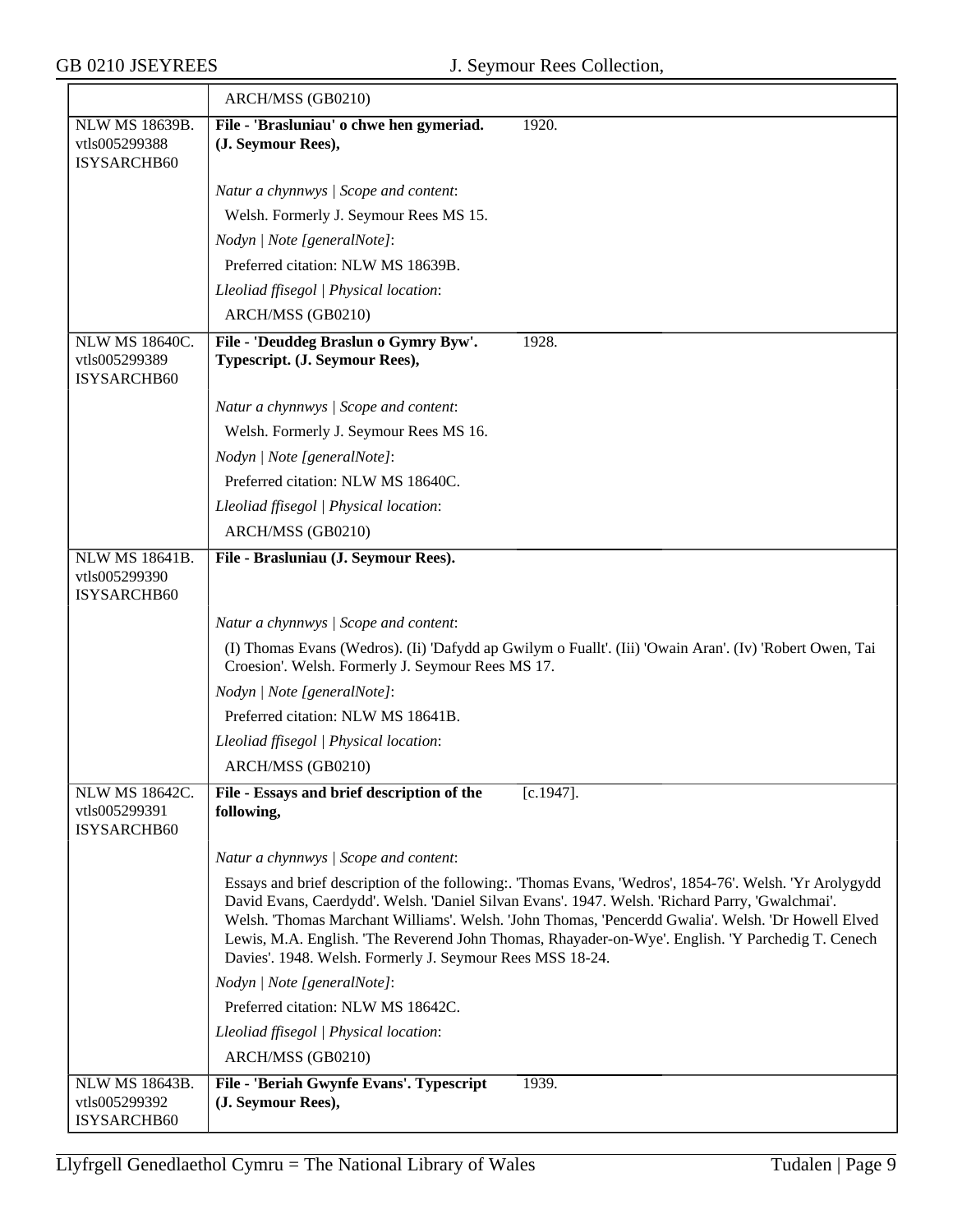| | ARCH/MSS (GB0210) | |
|---|---|---|
| NLW MS 18639B. vtls005299388 ISYSARCHB60 | **File - 'Brasluniau' o chwe hen gymeriad. (J. Seymour Rees),** | 1920. |
| | *Natur a chynnwys \| Scope and content*: | |
| | Welsh. Formerly J. Seymour Rees MS 15. | |
| | *Nodyn \| Note [generalNote]*: | |
| | Preferred citation: NLW MS 18639B. | |
| | *Lleoliad ffisegol \| Physical location*: | |
| | ARCH/MSS (GB0210) | |
| NLW MS 18640C. vtls005299389 ISYSARCHB60 | **File - 'Deuddeg Braslun o Gymry Byw'. Typescript. (J. Seymour Rees),** | 1928. |
| | *Natur a chynnwys \| Scope and content*: | |
| | Welsh. Formerly J. Seymour Rees MS 16. | |
| | *Nodyn \| Note [generalNote]*: | |
| | Preferred citation: NLW MS 18640C. | |
| | *Lleoliad ffisegol \| Physical location*: | |
| | ARCH/MSS (GB0210) | |
| NLW MS 18641B. vtls005299390 ISYSARCHB60 | **File - Brasluniau (J. Seymour Rees).** | |
| | *Natur a chynnwys \| Scope and content*: | |
| | (I) Thomas Evans (Wedros). (Ii) 'Dafydd ap Gwilym o Fuallt'. (Iii) 'Owain Aran'. (Iv) 'Robert Owen, Tai Croesion'. Welsh. Formerly J. Seymour Rees MS 17. | |
| | *Nodyn \| Note [generalNote]*: | |
| | Preferred citation: NLW MS 18641B. | |
| | *Lleoliad ffisegol \| Physical location*: | |
| | ARCH/MSS (GB0210) | |
| NLW MS 18642C. vtls005299391 ISYSARCHB60 | **File - Essays and brief description of the following,** | [c.1947]. |
| | *Natur a chynnwys \| Scope and content*: | |
| | Essays and brief description of the following:. 'Thomas Evans, 'Wedros', 1854-76'. Welsh. 'Yr Arolygydd David Evans, Caerdydd'. Welsh. 'Daniel Silvan Evans'. 1947. Welsh. 'Richard Parry, 'Gwalchmai'. Welsh. 'Thomas Marchant Williams'. Welsh. 'John Thomas, 'Pencerdd Gwalia'. Welsh. 'Dr Howell Elved Lewis, M.A. English. 'The Reverend John Thomas, Rhayader-on-Wye'. English. 'Y Parchedig T. Cenech Davies'. 1948. Welsh. Formerly J. Seymour Rees MSS 18-24. | |
| | *Nodyn \| Note [generalNote]*: | |
| | Preferred citation: NLW MS 18642C. | |
| | *Lleoliad ffisegol \| Physical location*: | |
| | ARCH/MSS (GB0210) | |
| NLW MS 18643B. vtls005299392 ISYSARCHB60 | **File - 'Beriah Gwynfe Evans'. Typescript (J. Seymour Rees),** | 1939. |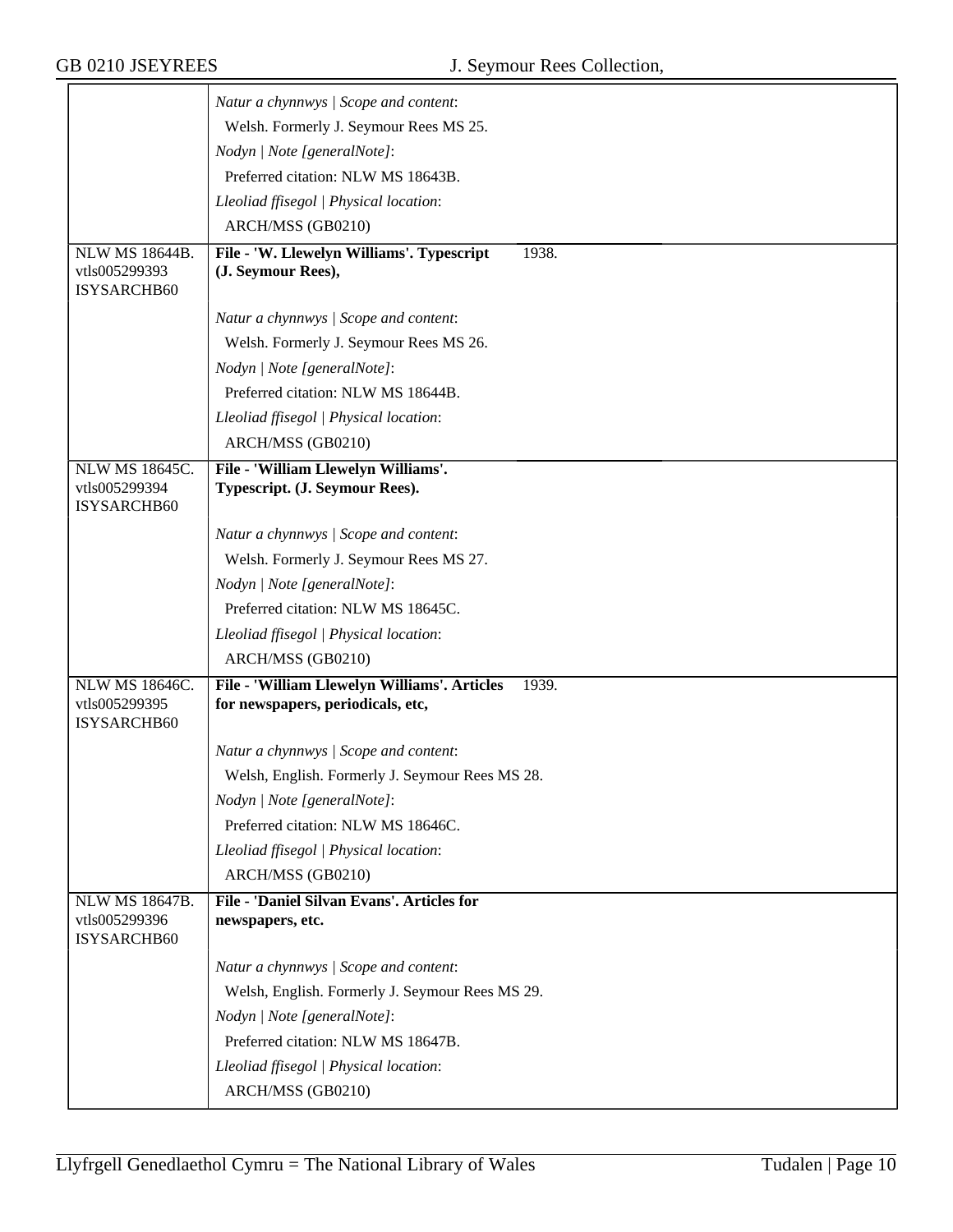| | |
|---|---|
| | *Natur a chynnwys \| Scope and content*:<br>Welsh. Formerly J. Seymour Rees MS 25.<br>*Nodyn \| Note [generalNote]*:<br>Preferred citation: NLW MS 18643B.<br>*Lleoliad ffisegol \| Physical location*:<br>ARCH/MSS (GB0210) |
| NLW MS 18644B.<br>vtls005299393<br>ISYSARCHB60 | **File - 'W. Llewelyn Williams'. Typescript (J. Seymour Rees),** 1938. |
| | *Natur a chynnwys \| Scope and content*:<br>Welsh. Formerly J. Seymour Rees MS 26.<br>*Nodyn \| Note [generalNote]*:<br>Preferred citation: NLW MS 18644B.<br>*Lleoliad ffisegol \| Physical location*:<br>ARCH/MSS (GB0210) |
| NLW MS 18645C.<br>vtls005299394<br>ISYSARCHB60 | **File - 'William Llewelyn Williams'. Typescript. (J. Seymour Rees).** |
| | *Natur a chynnwys \| Scope and content*:<br>Welsh. Formerly J. Seymour Rees MS 27.<br>*Nodyn \| Note [generalNote]*:<br>Preferred citation: NLW MS 18645C.<br>*Lleoliad ffisegol \| Physical location*:<br>ARCH/MSS (GB0210) |
| NLW MS 18646C.<br>vtls005299395<br>ISYSARCHB60 | **File - 'William Llewelyn Williams'. Articles for newspapers, periodicals, etc,** 1939. |
| | *Natur a chynnwys \| Scope and content*:<br>Welsh, English. Formerly J. Seymour Rees MS 28.<br>*Nodyn \| Note [generalNote]*:<br>Preferred citation: NLW MS 18646C.<br>*Lleoliad ffisegol \| Physical location*:<br>ARCH/MSS (GB0210) |
| NLW MS 18647B.<br>vtls005299396<br>ISYSARCHB60 | **File - 'Daniel Silvan Evans'. Articles for newspapers, etc.** |
| | *Natur a chynnwys \| Scope and content*:<br>Welsh, English. Formerly J. Seymour Rees MS 29.<br>*Nodyn \| Note [generalNote]*:<br>Preferred citation: NLW MS 18647B.<br>*Lleoliad ffisegol \| Physical location*:<br>ARCH/MSS (GB0210) |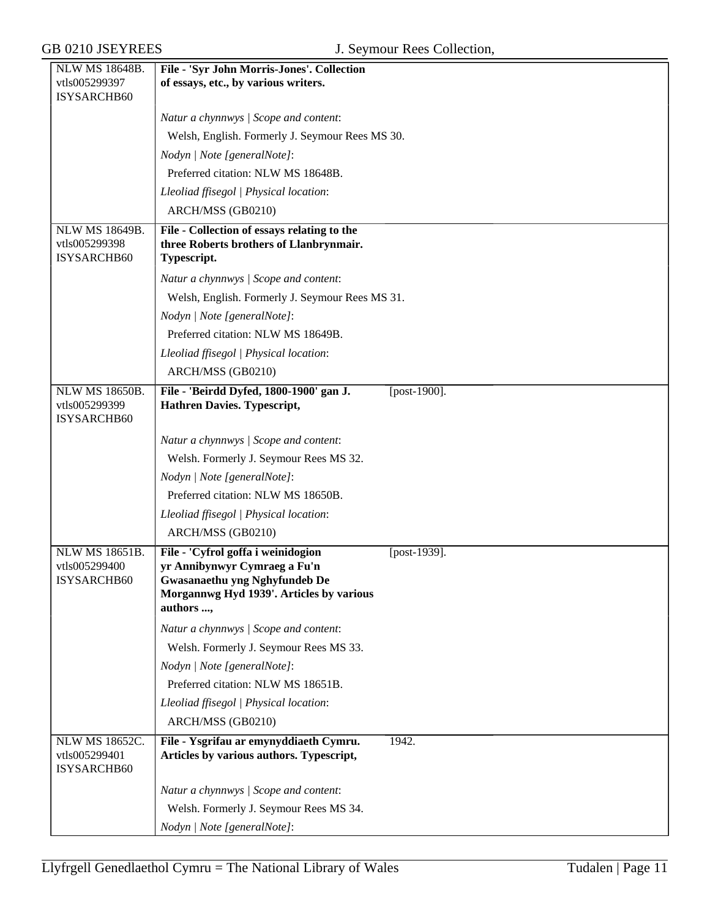| | | |
|---|---|---|
| NLW MS 18648B.<br>vtls005299397<br>ISYSARCHB60 | **File - 'Syr John Morris-Jones'. Collection of essays, etc., by various writers.**<br><br>*Natur a chynnwys \| Scope and content*:<br>Welsh, English. Formerly J. Seymour Rees MS 30.<br>*Nodyn \| Note [generalNote]*:<br>Preferred citation: NLW MS 18648B.<br>*Lleoliad ffisegol \| Physical location*:<br>ARCH/MSS (GB0210) | |
| NLW MS 18649B.<br>vtls005299398<br>ISYSARCHB60 | **File - Collection of essays relating to the three Roberts brothers of Llanbrynmair. Typescript.**<br><br>*Natur a chynnwys \| Scope and content*:<br>Welsh, English. Formerly J. Seymour Rees MS 31.<br>*Nodyn \| Note [generalNote]*:<br>Preferred citation: NLW MS 18649B.<br>*Lleoliad ffisegol \| Physical location*:<br>ARCH/MSS (GB0210) | |
| NLW MS 18650B.<br>vtls005299399<br>ISYSARCHB60 | **File - 'Beirdd Dyfed, 1800-1900' gan J. Hathren Davies. Typescript,**<br><br>*Natur a chynnwys \| Scope and content*:<br>Welsh. Formerly J. Seymour Rees MS 32.<br>*Nodyn \| Note [generalNote]*:<br>Preferred citation: NLW MS 18650B.<br>*Lleoliad ffisegol \| Physical location*:<br>ARCH/MSS (GB0210) | [post-1900]. |
| NLW MS 18651B.<br>vtls005299400<br>ISYSARCHB60 | **File - 'Cyfrol goffa i weinidogion yr Annibynwyr Cymraeg a Fu'n Gwasanaethu yng Nghyfundeb De Morgannwg Hyd 1939'. Articles by various authors ...,**<br><br>*Natur a chynnwys \| Scope and content*:<br>Welsh. Formerly J. Seymour Rees MS 33.<br>*Nodyn \| Note [generalNote]*:<br>Preferred citation: NLW MS 18651B.<br>*Lleoliad ffisegol \| Physical location*:<br>ARCH/MSS (GB0210) | [post-1939]. |
| NLW MS 18652C.<br>vtls005299401<br>ISYSARCHB60 | **File - Ysgrifau ar emynyddiaeth Cymru. Articles by various authors. Typescript,**<br><br>*Natur a chynnwys \| Scope and content*:<br>Welsh. Formerly J. Seymour Rees MS 34.<br>*Nodyn \| Note [generalNote]*: | 1942. |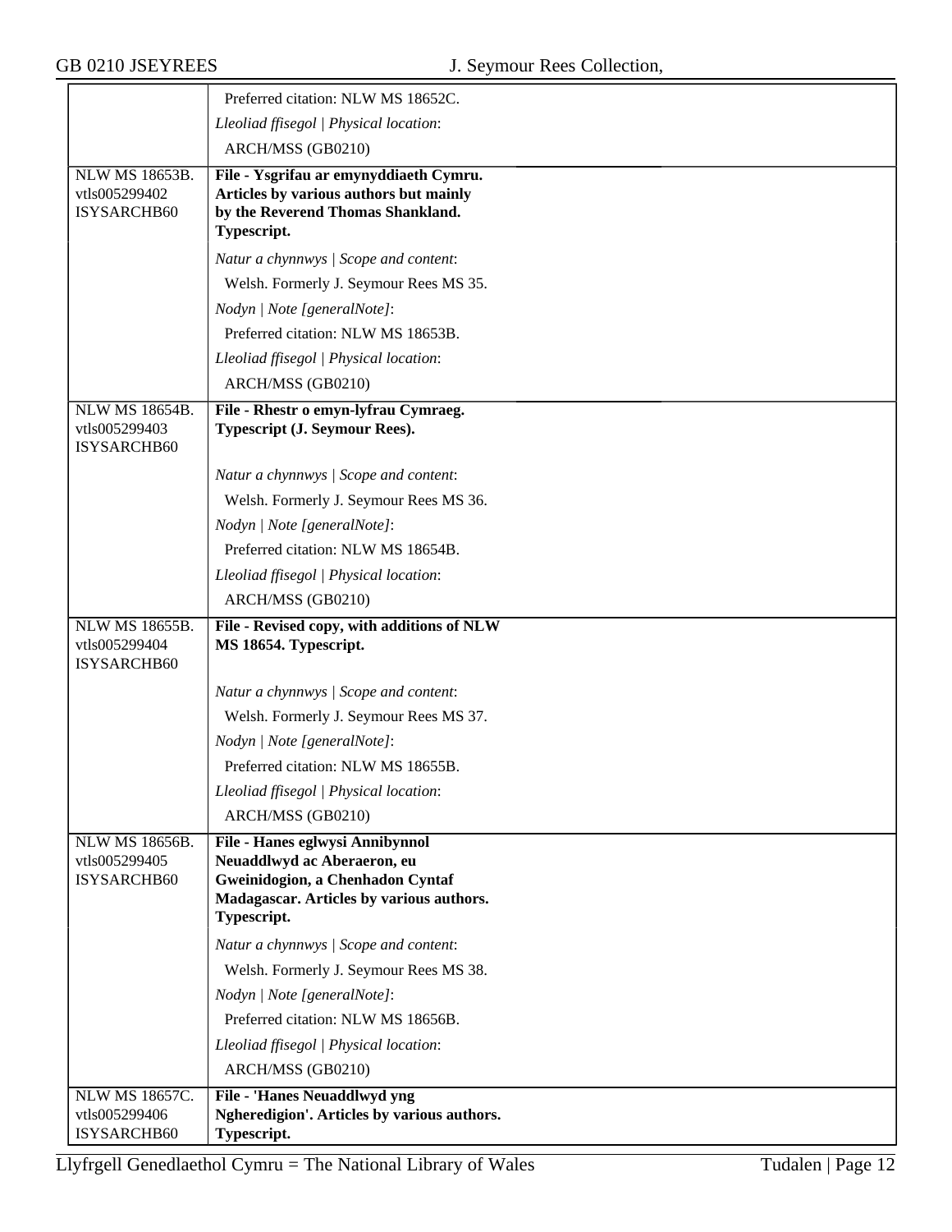| | |
|---|---|
| | Preferred citation: NLW MS 18652C.<br>*Lleoliad ffisegol \| Physical location*:<br>ARCH/MSS (GB0210) |
| NLW MS 18653B.<br>vtls005299402<br>ISYSARCHB60 | **File - Ysgrifau ar emynyddiaeth Cymru. Articles by various authors but mainly by the Reverend Thomas Shankland. Typescript.**<br>*Natur a chynnwys \| Scope and content*:<br>Welsh. Formerly J. Seymour Rees MS 35.<br>*Nodyn \| Note [generalNote]*:<br>Preferred citation: NLW MS 18653B.<br>*Lleoliad ffisegol \| Physical location*:<br>ARCH/MSS (GB0210) |
| NLW MS 18654B.<br>vtls005299403<br>ISYSARCHB60 | **File - Rhestr o emyn-lyfrau Cymraeg. Typescript (J. Seymour Rees).**<br>*Natur a chynnwys \| Scope and content*:<br>Welsh. Formerly J. Seymour Rees MS 36.<br>*Nodyn \| Note [generalNote]*:<br>Preferred citation: NLW MS 18654B.<br>*Lleoliad ffisegol \| Physical location*:<br>ARCH/MSS (GB0210) |
| NLW MS 18655B.<br>vtls005299404<br>ISYSARCHB60 | **File - Revised copy, with additions of NLW MS 18654. Typescript.**<br>*Natur a chynnwys \| Scope and content*:<br>Welsh. Formerly J. Seymour Rees MS 37.<br>*Nodyn \| Note [generalNote]*:<br>Preferred citation: NLW MS 18655B.<br>*Lleoliad ffisegol \| Physical location*:<br>ARCH/MSS (GB0210) |
| NLW MS 18656B.<br>vtls005299405<br>ISYSARCHB60 | **File - Hanes eglwysi Annibynnol Neuaddlwyd ac Aberaeron, eu Gweinidogion, a Chenhadon Cyntaf Madagascar. Articles by various authors. Typescript.**<br>*Natur a chynnwys \| Scope and content*:<br>Welsh. Formerly J. Seymour Rees MS 38.<br>*Nodyn \| Note [generalNote]*:<br>Preferred citation: NLW MS 18656B.<br>*Lleoliad ffisegol \| Physical location*:<br>ARCH/MSS (GB0210) |
| NLW MS 18657C.<br>vtls005299406<br>ISYSARCHB60 | **File - 'Hanes Neuaddlwyd yng Ngheredigion'. Articles by various authors. Typescript.** |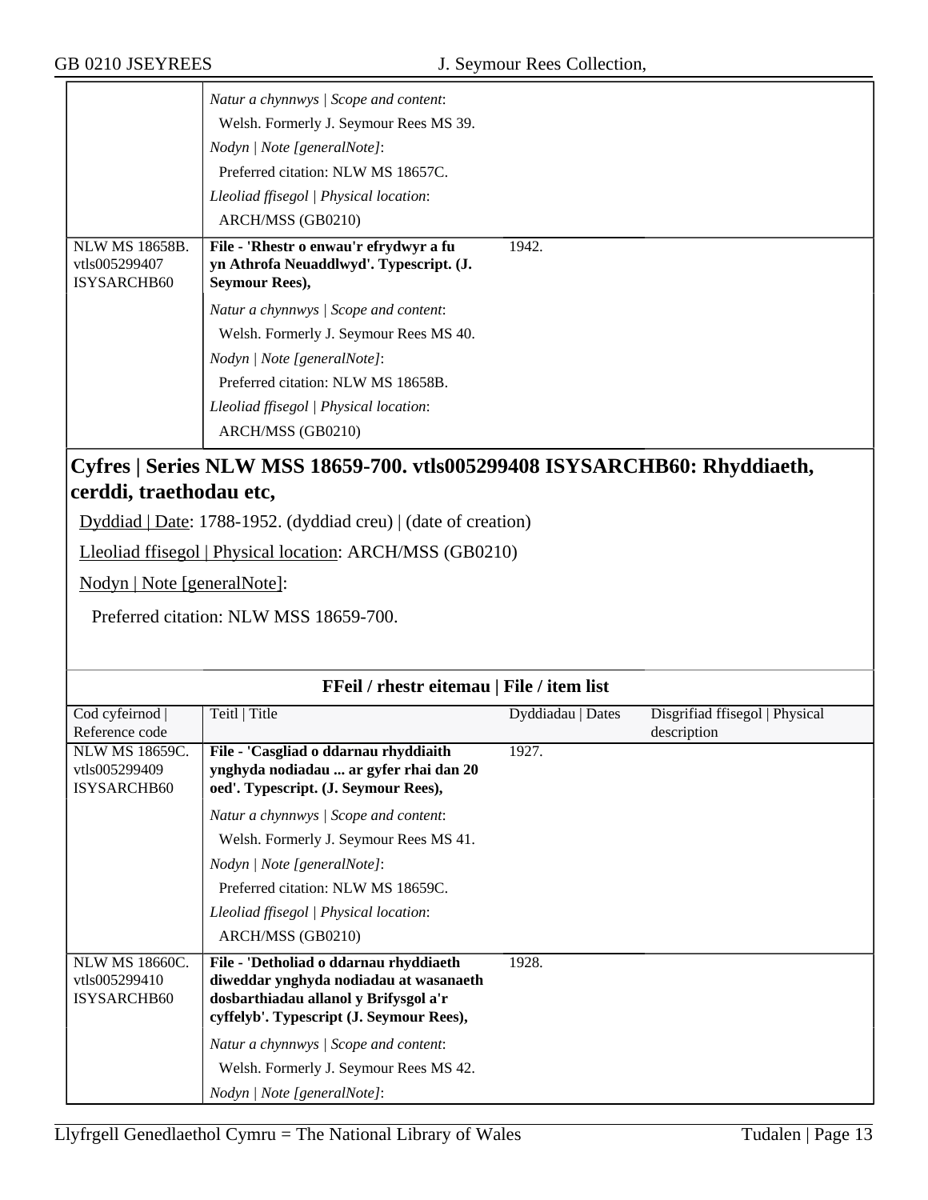| | | | |
|---|---|---|---|
| | *Natur a chynnwys \| Scope and content*:<br>Welsh. Formerly J. Seymour Rees MS 39.<br>*Nodyn \| Note [generalNote]*:<br>Preferred citation: NLW MS 18657C.<br>*Lleoliad ffisegol \| Physical location*:<br>ARCH/MSS (GB0210) | | |
| NLW MS 18658B.<br>vtls005299407<br>ISYSARCHB60 | **File - 'Rhestr o enwau'r efrydwyr a fu yn Athrofa Neuaddlwyd'. Typescript. (J. Seymour Rees),**<br>*Natur a chynnwys \| Scope and content*:<br>Welsh. Formerly J. Seymour Rees MS 40.<br>*Nodyn \| Note [generalNote]*:<br>Preferred citation: NLW MS 18658B.<br>*Lleoliad ffisegol \| Physical location*:<br>ARCH/MSS (GB0210) | 1942. | |

## Cyfres | Series NLW MSS 18659-700. vtls005299408 ISYSARCHB60: Rhyddiaeth, cerddi, traethodau etc,

Dyddiad | Date: 1788-1952. (dyddiad creu) | (date of creation)

Lleoliad ffisegol | Physical location: ARCH/MSS (GB0210)

Nodyn | Note [generalNote]:

Preferred citation: NLW MSS 18659-700.

**FFeil / rhestr eitemau | File / item list**

| Cod cyfeirnod \| Reference code | Teitl \| Title | Dyddiadau \| Dates | Disgrifiad ffisegol \| Physical description |
|---|---|---|---|
| NLW MS 18659C.<br>vtls005299409<br>ISYSARCHB60 | **File - 'Casgliad o ddarnau rhyddiaith ynghyda nodiadau ... ar gyfer rhai dan 20 oed'. Typescript. (J. Seymour Rees),**<br>*Natur a chynnwys \| Scope and content*:<br>Welsh. Formerly J. Seymour Rees MS 41.<br>*Nodyn \| Note [generalNote]*:<br>Preferred citation: NLW MS 18659C.<br>*Lleoliad ffisegol \| Physical location*:<br>ARCH/MSS (GB0210) | 1927. | |
| NLW MS 18660C.<br>vtls005299410<br>ISYSARCHB60 | **File - 'Detholiad o ddarnau rhyddiaeth diweddar ynghyda nodiadau at wasanaeth dosbarthiadau allanol y Brifysgol a'r cyffelyb'. Typescript (J. Seymour Rees),**<br>*Natur a chynnwys \| Scope and content*:<br>Welsh. Formerly J. Seymour Rees MS 42.<br>*Nodyn \| Note [generalNote]*: | 1928. | |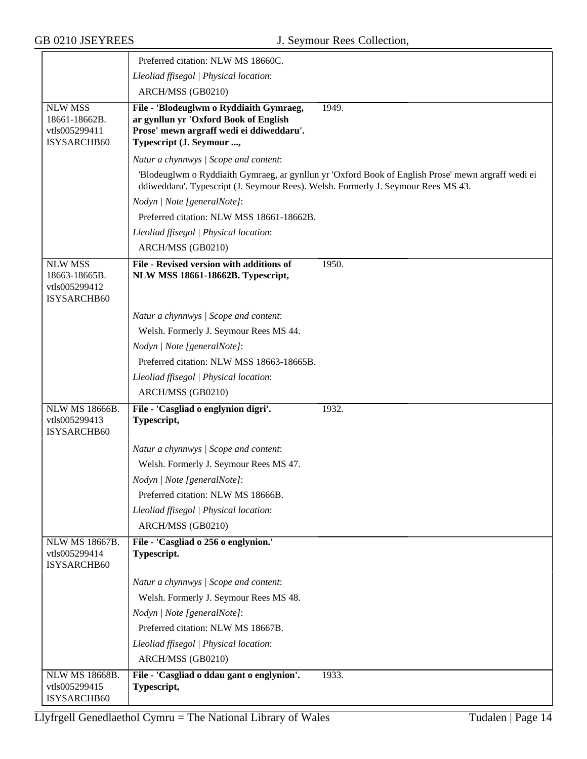Preferred citation: NLW MS 18660C.

*Lleoliad ffisegol | Physical location*:

ARCH/MSS (GB0210)

---

**NLW MSS 18661-18662B.** vtls005299411 ISYSARCHB60

**File - 'Blodeuglwm o Ryddiaith Gymraeg, ar gynllun yr 'Oxford Book of English Prose' mewn argraff wedi ei ddiweddaru'. Typescript (J. Seymour ...,** 1949.

*Natur a chynnwys | Scope and content*:

'Blodeuglwm o Ryddiaith Gymraeg, ar gynllun yr 'Oxford Book of English Prose' mewn argraff wedi ei ddiweddaru'. Typescript (J. Seymour Rees). Welsh. Formerly J. Seymour Rees MS 43.

*Nodyn | Note [generalNote]*:

Preferred citation: NLW MSS 18661-18662B.

*Lleoliad ffisegol | Physical location*:

ARCH/MSS (GB0210)

---

**NLW MSS 18663-18665B.** vtls005299412 ISYSARCHB60

**File - Revised version with additions of NLW MSS 18661-18662B. Typescript,** 1950.

*Natur a chynnwys | Scope and content*:

Welsh. Formerly J. Seymour Rees MS 44.

*Nodyn | Note [generalNote]*:

Preferred citation: NLW MSS 18663-18665B.

*Lleoliad ffisegol | Physical location*:

ARCH/MSS (GB0210)

---

**NLW MS 18666B.** vtls005299413 ISYSARCHB60

**File - 'Casgliad o englynion digri'. Typescript,** 1932.

*Natur a chynnwys | Scope and content*:

Welsh. Formerly J. Seymour Rees MS 47.

*Nodyn | Note [generalNote]*:

Preferred citation: NLW MS 18666B.

*Lleoliad ffisegol | Physical location*:

ARCH/MSS (GB0210)

---

**NLW MS 18667B.** vtls005299414 ISYSARCHB60

**File - 'Casgliad o 256 o englynion.' Typescript.**

*Natur a chynnwys | Scope and content*:

Welsh. Formerly J. Seymour Rees MS 48.

*Nodyn | Note [generalNote]*:

Preferred citation: NLW MS 18667B.

*Lleoliad ffisegol | Physical location*:

ARCH/MSS (GB0210)

---

**NLW MS 18668B.** vtls005299415 ISYSARCHB60

**File - 'Casgliad o ddau gant o englynion'. Typescript,** 1933.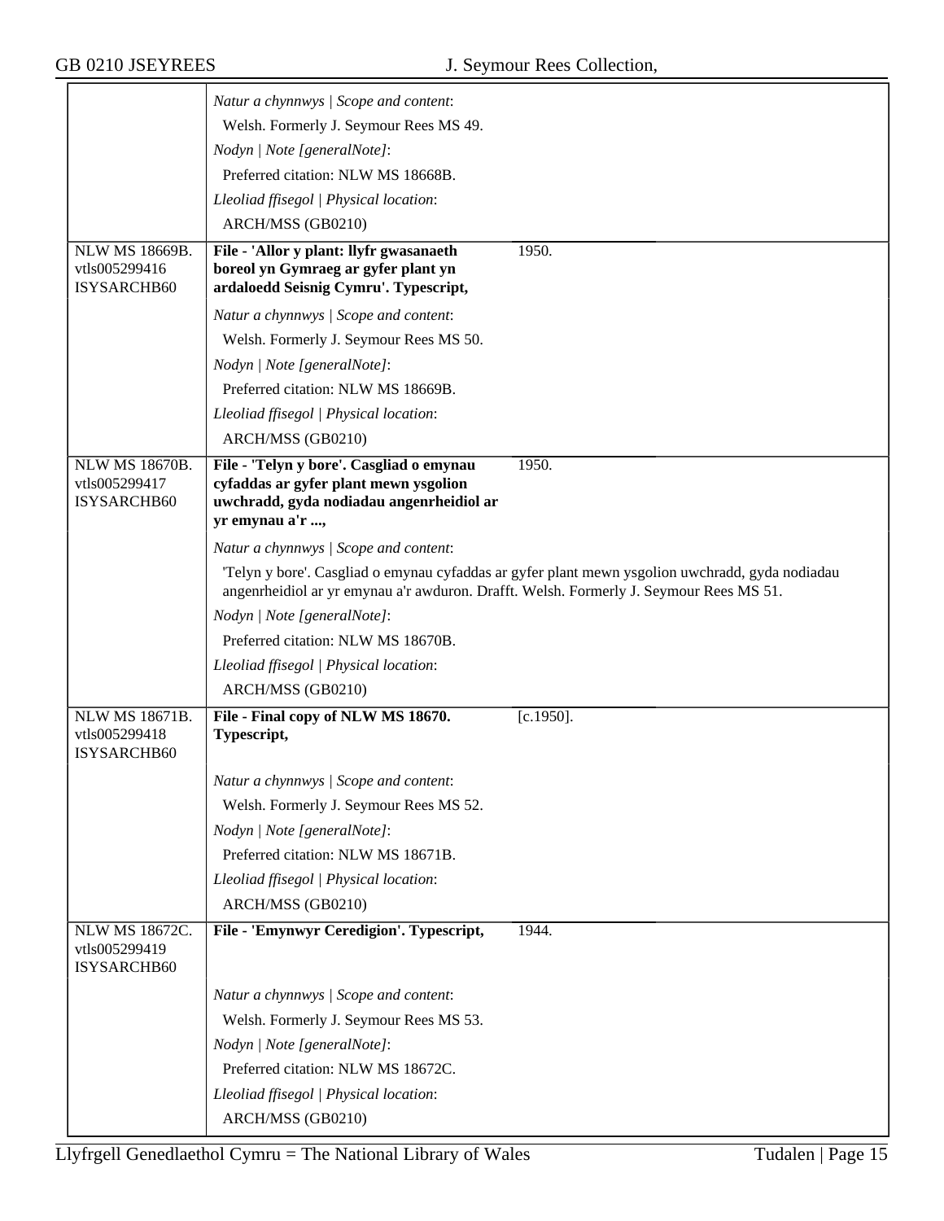| | |
|---|---|
| | *Natur a chynnwys \| Scope and content*:<br>Welsh. Formerly J. Seymour Rees MS 49.<br>*Nodyn \| Note [generalNote]*:<br>Preferred citation: NLW MS 18668B.<br>*Lleoliad ffisegol \| Physical location*:<br>ARCH/MSS (GB0210) |
| NLW MS 18669B.<br>vtls005299416<br>ISYSARCHB60 | **File - 'Allor y plant: llyfr gwasanaeth boreol yn Gymraeg ar gyfer plant yn ardaloedd Seisnig Cymru'. Typescript,** 1950.<br>*Natur a chynnwys \| Scope and content*:<br>Welsh. Formerly J. Seymour Rees MS 50.<br>*Nodyn \| Note [generalNote]*:<br>Preferred citation: NLW MS 18669B.<br>*Lleoliad ffisegol \| Physical location*:<br>ARCH/MSS (GB0210) |
| NLW MS 18670B.<br>vtls005299417<br>ISYSARCHB60 | **File - 'Telyn y bore'. Casgliad o emynau cyfaddas ar gyfer plant mewn ysgolion uwchradd, gyda nodiadau angenrheidiol ar yr emynau a'r ...,** 1950.<br>*Natur a chynnwys \| Scope and content*:<br>'Telyn y bore'. Casgliad o emynau cyfaddas ar gyfer plant mewn ysgolion uwchradd, gyda nodiadau angenrheidiol ar yr emynau a'r awduron. Drafft. Welsh. Formerly J. Seymour Rees MS 51.<br>*Nodyn \| Note [generalNote]*:<br>Preferred citation: NLW MS 18670B.<br>*Lleoliad ffisegol \| Physical location*:<br>ARCH/MSS (GB0210) |
| NLW MS 18671B.<br>vtls005299418<br>ISYSARCHB60 | **File - Final copy of NLW MS 18670. Typescript,** [c.1950].<br>*Natur a chynnwys \| Scope and content*:<br>Welsh. Formerly J. Seymour Rees MS 52.<br>*Nodyn \| Note [generalNote]*:<br>Preferred citation: NLW MS 18671B.<br>*Lleoliad ffisegol \| Physical location*:<br>ARCH/MSS (GB0210) |
| NLW MS 18672C.<br>vtls005299419<br>ISYSARCHB60 | **File - 'Emynwyr Ceredigion'. Typescript,** 1944.<br>*Natur a chynnwys \| Scope and content*:<br>Welsh. Formerly J. Seymour Rees MS 53.<br>*Nodyn \| Note [generalNote]*:<br>Preferred citation: NLW MS 18672C.<br>*Lleoliad ffisegol \| Physical location*:<br>ARCH/MSS (GB0210) |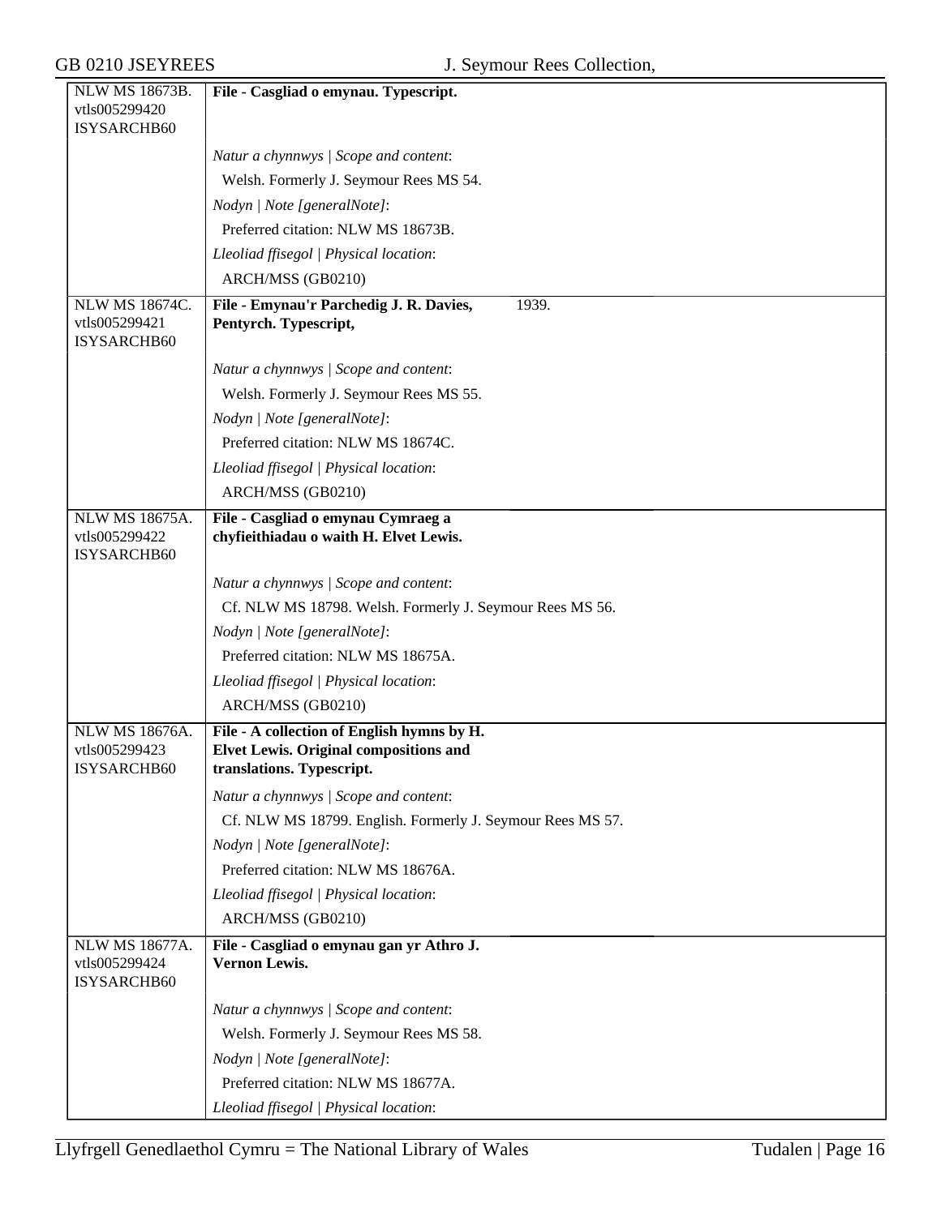| NLW MS 18673B. vtls005299420 ISYSARCHB60 | **File - Casgliad o emynau. Typescript.** |
|---|---|
| | *Natur a chynnwys \| Scope and content*: |
| | Welsh. Formerly J. Seymour Rees MS 54. |
| | *Nodyn \| Note [generalNote]*: |
| | Preferred citation: NLW MS 18673B. |
| | *Lleoliad ffisegol \| Physical location*: |
| | ARCH/MSS (GB0210) |
| NLW MS 18674C. vtls005299421 ISYSARCHB60 | **File - Emynau'r Parchedig J. R. Davies, Pentyrch. Typescript,** 1939. |
| | *Natur a chynnwys \| Scope and content*: |
| | Welsh. Formerly J. Seymour Rees MS 55. |
| | *Nodyn \| Note [generalNote]*: |
| | Preferred citation: NLW MS 18674C. |
| | *Lleoliad ffisegol \| Physical location*: |
| | ARCH/MSS (GB0210) |
| NLW MS 18675A. vtls005299422 ISYSARCHB60 | **File - Casgliad o emynau Cymraeg a chyfieithiadau o waith H. Elvet Lewis.** |
| | *Natur a chynnwys \| Scope and content*: |
| | Cf. NLW MS 18798. Welsh. Formerly J. Seymour Rees MS 56. |
| | *Nodyn \| Note [generalNote]*: |
| | Preferred citation: NLW MS 18675A. |
| | *Lleoliad ffisegol \| Physical location*: |
| | ARCH/MSS (GB0210) |
| NLW MS 18676A. vtls005299423 ISYSARCHB60 | **File - A collection of English hymns by H. Elvet Lewis. Original compositions and translations. Typescript.** |
| | *Natur a chynnwys \| Scope and content*: |
| | Cf. NLW MS 18799. English. Formerly J. Seymour Rees MS 57. |
| | *Nodyn \| Note [generalNote]*: |
| | Preferred citation: NLW MS 18676A. |
| | *Lleoliad ffisegol \| Physical location*: |
| | ARCH/MSS (GB0210) |
| NLW MS 18677A. vtls005299424 ISYSARCHB60 | **File - Casgliad o emynau gan yr Athro J. Vernon Lewis.** |
| | *Natur a chynnwys \| Scope and content*: |
| | Welsh. Formerly J. Seymour Rees MS 58. |
| | *Nodyn \| Note [generalNote]*: |
| | Preferred citation: NLW MS 18677A. |
| | *Lleoliad ffisegol \| Physical location*: |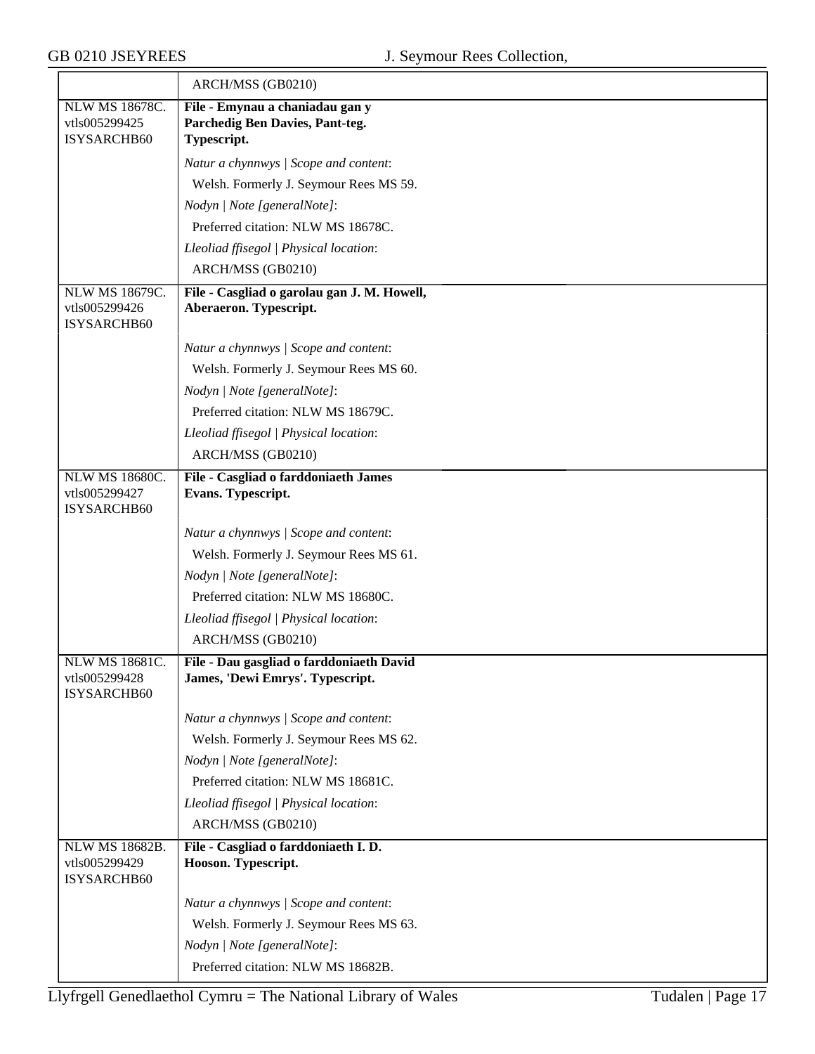| | |
|---|---|
| | ARCH/MSS (GB0210) |
| NLW MS 18678C. vtls005299425 ISYSARCHB60 | **File - Emynau a chaniadau gan y Parchedig Ben Davies, Pant-teg. Typescript.**<br><br>*Natur a chynnwys \| Scope and content*:<br>Welsh. Formerly J. Seymour Rees MS 59.<br>*Nodyn \| Note [generalNote]*:<br>Preferred citation: NLW MS 18678C.<br>*Lleoliad ffisegol \| Physical location*:<br>ARCH/MSS (GB0210) |
| NLW MS 18679C. vtls005299426 ISYSARCHB60 | **File - Casgliad o garolau gan J. M. Howell, Aberaeron. Typescript.**<br><br>*Natur a chynnwys \| Scope and content*:<br>Welsh. Formerly J. Seymour Rees MS 60.<br>*Nodyn \| Note [generalNote]*:<br>Preferred citation: NLW MS 18679C.<br>*Lleoliad ffisegol \| Physical location*:<br>ARCH/MSS (GB0210) |
| NLW MS 18680C. vtls005299427 ISYSARCHB60 | **File - Casgliad o farddoniaeth James Evans. Typescript.**<br><br>*Natur a chynnwys \| Scope and content*:<br>Welsh. Formerly J. Seymour Rees MS 61.<br>*Nodyn \| Note [generalNote]*:<br>Preferred citation: NLW MS 18680C.<br>*Lleoliad ffisegol \| Physical location*:<br>ARCH/MSS (GB0210) |
| NLW MS 18681C. vtls005299428 ISYSARCHB60 | **File - Dau gasgliad o farddoniaeth David James, 'Dewi Emrys'. Typescript.**<br><br>*Natur a chynnwys \| Scope and content*:<br>Welsh. Formerly J. Seymour Rees MS 62.<br>*Nodyn \| Note [generalNote]*:<br>Preferred citation: NLW MS 18681C.<br>*Lleoliad ffisegol \| Physical location*:<br>ARCH/MSS (GB0210) |
| NLW MS 18682B. vtls005299429 ISYSARCHB60 | **File - Casgliad o farddoniaeth I. D. Hooson. Typescript.**<br><br>*Natur a chynnwys \| Scope and content*:<br>Welsh. Formerly J. Seymour Rees MS 63.<br>*Nodyn \| Note [generalNote]*:<br>Preferred citation: NLW MS 18682B. |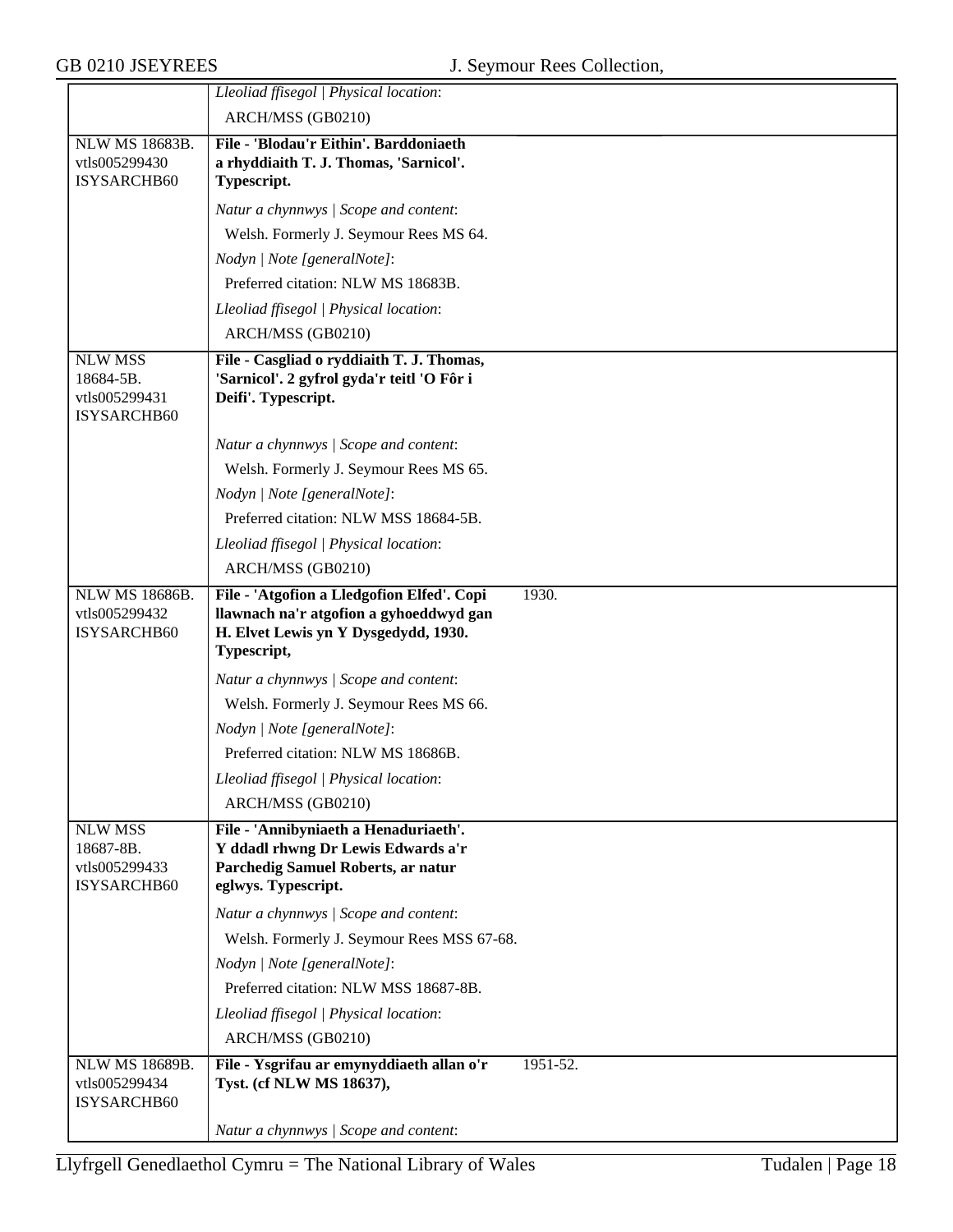| | | |
|---|---|---|
| | *Lleoliad ffisegol \| Physical location*:<br>ARCH/MSS (GB0210) | |
| NLW MS 18683B.<br>vtls005299430<br>ISYSARCHB60 | **File - 'Blodau'r Eithin'. Barddoniaeth a rhyddiaith T. J. Thomas, 'Sarnicol'. Typescript.**<br><br>*Natur a chynnwys \| Scope and content*:<br>Welsh. Formerly J. Seymour Rees MS 64.<br>*Nodyn \| Note [generalNote]*:<br>Preferred citation: NLW MS 18683B.<br>*Lleoliad ffisegol \| Physical location*:<br>ARCH/MSS (GB0210) | |
| NLW MSS 18684-5B.<br>vtls005299431<br>ISYSARCHB60 | **File - Casgliad o ryddiaith T. J. Thomas, 'Sarnicol'. 2 gyfrol gyda'r teitl 'O Fôr i Deifi'. Typescript.**<br><br>*Natur a chynnwys \| Scope and content*:<br>Welsh. Formerly J. Seymour Rees MS 65.<br>*Nodyn \| Note [generalNote]*:<br>Preferred citation: NLW MSS 18684-5B.<br>*Lleoliad ffisegol \| Physical location*:<br>ARCH/MSS (GB0210) | |
| NLW MS 18686B.<br>vtls005299432<br>ISYSARCHB60 | **File - 'Atgofion a Lledgofion Elfed'. Copi llawnach na'r atgofion a gyhoeddwyd gan H. Elvet Lewis yn Y Dysgedydd, 1930. Typescript,**<br><br>*Natur a chynnwys \| Scope and content*:<br>Welsh. Formerly J. Seymour Rees MS 66.<br>*Nodyn \| Note [generalNote]*:<br>Preferred citation: NLW MS 18686B.<br>*Lleoliad ffisegol \| Physical location*:<br>ARCH/MSS (GB0210) | 1930. |
| NLW MSS 18687-8B.<br>vtls005299433<br>ISYSARCHB60 | **File - 'Annibyniaeth a Henaduriaeth'. Y ddadl rhwng Dr Lewis Edwards a'r Parchedig Samuel Roberts, ar natur eglwys. Typescript.**<br><br>*Natur a chynnwys \| Scope and content*:<br>Welsh. Formerly J. Seymour Rees MSS 67-68.<br>*Nodyn \| Note [generalNote]*:<br>Preferred citation: NLW MSS 18687-8B.<br>*Lleoliad ffisegol \| Physical location*:<br>ARCH/MSS (GB0210) | |
| NLW MS 18689B.<br>vtls005299434<br>ISYSARCHB60 | **File - Ysgrifau ar emynyddiaeth allan o'r Tyst. (cf NLW MS 18637),**<br><br>*Natur a chynnwys \| Scope and content*: | 1951-52. |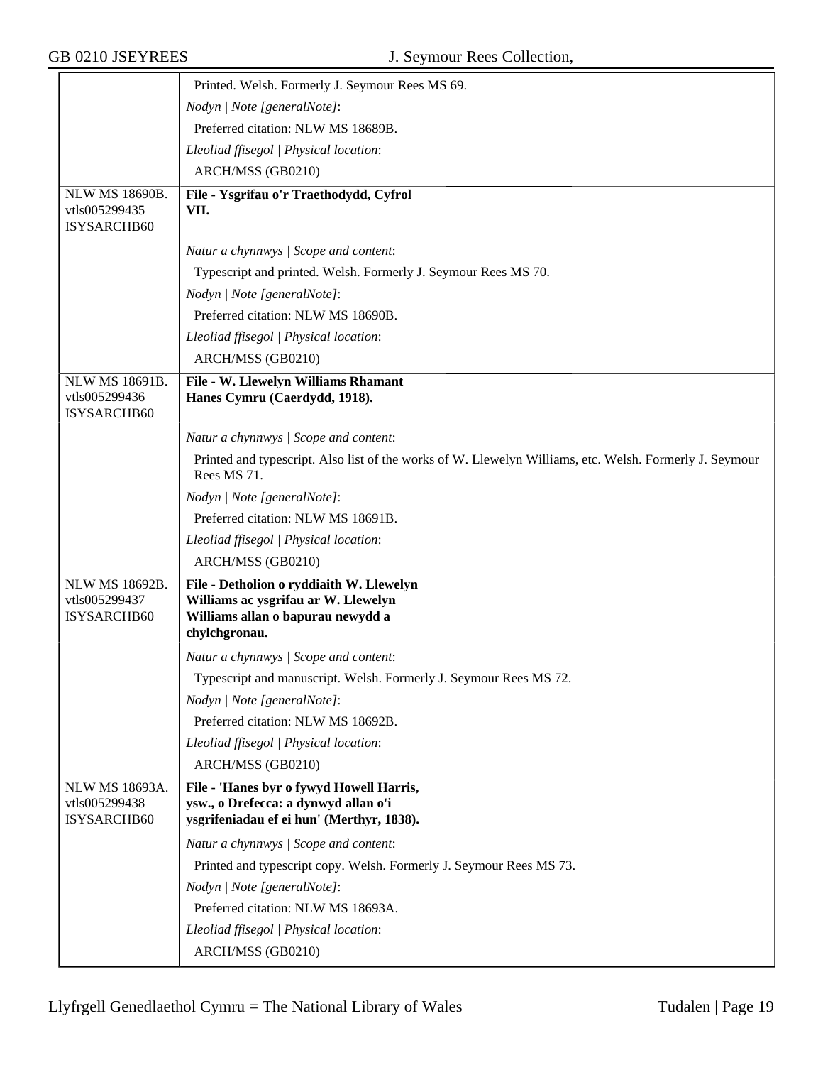| | |
|---|---|
| | Printed. Welsh. Formerly J. Seymour Rees MS 69. |
| | *Nodyn \| Note [generalNote]*: |
| | Preferred citation: NLW MS 18689B. |
| | *Lleoliad ffisegol \| Physical location*: |
| | ARCH/MSS (GB0210) |
| NLW MS 18690B. vtls005299435 ISYSARCHB60 | **File - Ysgrifau o'r Traethodydd, Cyfrol VII.** |
| | *Natur a chynnwys \| Scope and content*: |
| | Typescript and printed. Welsh. Formerly J. Seymour Rees MS 70. |
| | *Nodyn \| Note [generalNote]*: |
| | Preferred citation: NLW MS 18690B. |
| | *Lleoliad ffisegol \| Physical location*: |
| | ARCH/MSS (GB0210) |
| NLW MS 18691B. vtls005299436 ISYSARCHB60 | **File - W. Llewelyn Williams Rhamant Hanes Cymru (Caerdydd, 1918).** |
| | *Natur a chynnwys \| Scope and content*: |
| | Printed and typescript. Also list of the works of W. Llewelyn Williams, etc. Welsh. Formerly J. Seymour Rees MS 71. |
| | *Nodyn \| Note [generalNote]*: |
| | Preferred citation: NLW MS 18691B. |
| | *Lleoliad ffisegol \| Physical location*: |
| | ARCH/MSS (GB0210) |
| NLW MS 18692B. vtls005299437 ISYSARCHB60 | **File - Detholion o ryddiaith W. Llewelyn Williams ac ysgrifau ar W. Llewelyn Williams allan o bapurau newydd a chylchgronau.** |
| | *Natur a chynnwys \| Scope and content*: |
| | Typescript and manuscript. Welsh. Formerly J. Seymour Rees MS 72. |
| | *Nodyn \| Note [generalNote]*: |
| | Preferred citation: NLW MS 18692B. |
| | *Lleoliad ffisegol \| Physical location*: |
| | ARCH/MSS (GB0210) |
| NLW MS 18693A. vtls005299438 ISYSARCHB60 | **File - 'Hanes byr o fywyd Howell Harris, ysw., o Drefecca: a dynwyd allan o'i ysgrifeniadau ef ei hun' (Merthyr, 1838).** |
| | *Natur a chynnwys \| Scope and content*: |
| | Printed and typescript copy. Welsh. Formerly J. Seymour Rees MS 73. |
| | *Nodyn \| Note [generalNote]*: |
| | Preferred citation: NLW MS 18693A. |
| | *Lleoliad ffisegol \| Physical location*: |
| | ARCH/MSS (GB0210) |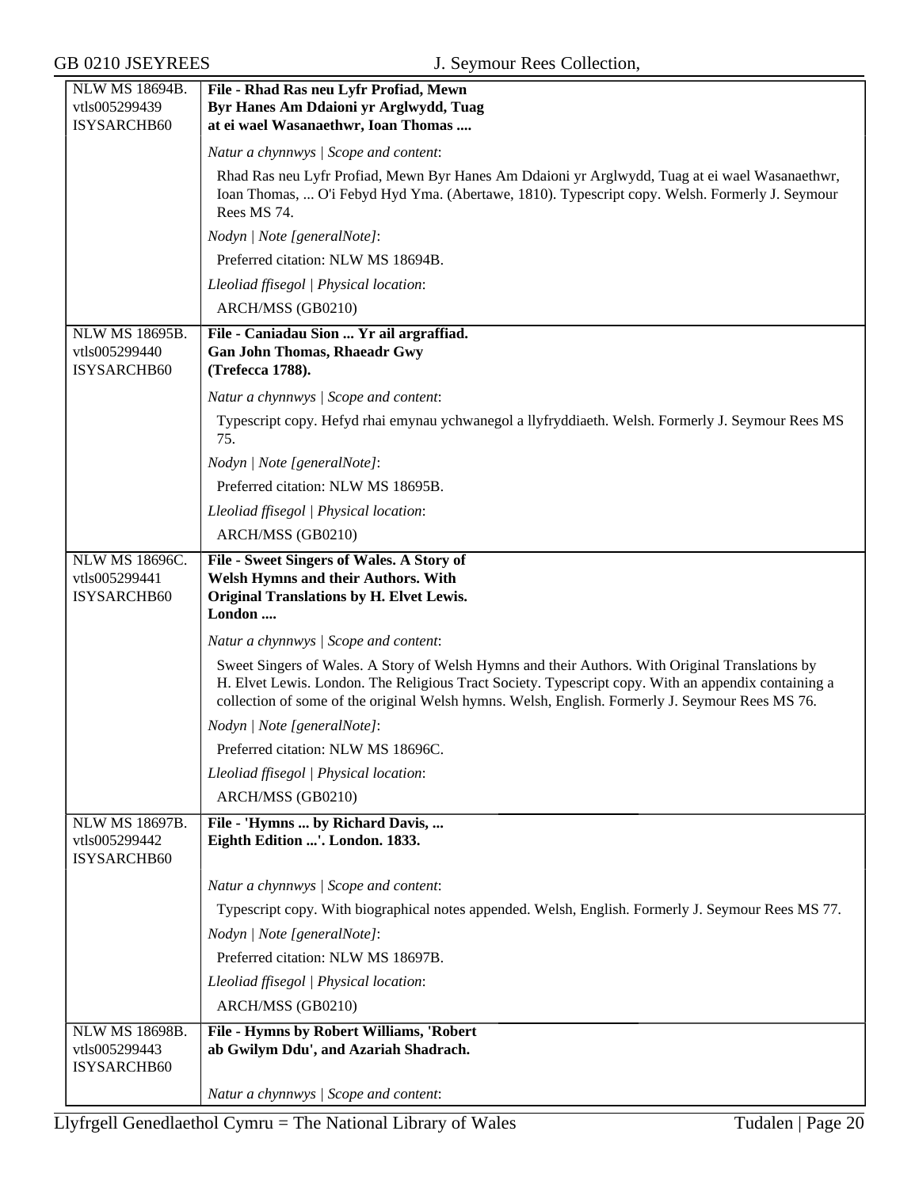| | |
|---|---|
| NLW MS 18694B.<br>vtls005299439<br>ISYSARCHB60 | **File - Rhad Ras neu Lyfr Profiad, Mewn Byr Hanes Am Ddaioni yr Arglwydd, Tuag at ei wael Wasanaethwr, Ioan Thomas ....** |
| | *Natur a chynnwys \| Scope and content*:<br>Rhad Ras neu Lyfr Profiad, Mewn Byr Hanes Am Ddaioni yr Arglwydd, Tuag at ei wael Wasanaethwr, Ioan Thomas, ... O'i Febyd Hyd Yma. (Abertawe, 1810). Typescript copy. Welsh. Formerly J. Seymour Rees MS 74. |
| | *Nodyn \| Note [generalNote]*:<br>Preferred citation: NLW MS 18694B. |
| | *Lleoliad ffisegol \| Physical location*:<br>ARCH/MSS (GB0210) |
| NLW MS 18695B.<br>vtls005299440<br>ISYSARCHB60 | **File - Caniadau Sion ... Yr ail argraffiad. Gan John Thomas, Rhaeadr Gwy (Trefecca 1788).** |
| | *Natur a chynnwys \| Scope and content*:<br>Typescript copy. Hefyd rhai emynau ychwanegol a llyfryddiaeth. Welsh. Formerly J. Seymour Rees MS 75. |
| | *Nodyn \| Note [generalNote]*:<br>Preferred citation: NLW MS 18695B. |
| | *Lleoliad ffisegol \| Physical location*:<br>ARCH/MSS (GB0210) |
| NLW MS 18696C.<br>vtls005299441<br>ISYSARCHB60 | **File - Sweet Singers of Wales. A Story of Welsh Hymns and their Authors. With Original Translations by H. Elvet Lewis. London ....** |
| | *Natur a chynnwys \| Scope and content*:<br>Sweet Singers of Wales. A Story of Welsh Hymns and their Authors. With Original Translations by H. Elvet Lewis. London. The Religious Tract Society. Typescript copy. With an appendix containing a collection of some of the original Welsh hymns. Welsh, English. Formerly J. Seymour Rees MS 76. |
| | *Nodyn \| Note [generalNote]*:<br>Preferred citation: NLW MS 18696C. |
| | *Lleoliad ffisegol \| Physical location*:<br>ARCH/MSS (GB0210) |
| NLW MS 18697B.<br>vtls005299442<br>ISYSARCHB60 | **File - 'Hymns ... by Richard Davis, ... Eighth Edition ...'. London. 1833.** |
| | *Natur a chynnwys \| Scope and content*:<br>Typescript copy. With biographical notes appended. Welsh, English. Formerly J. Seymour Rees MS 77. |
| | *Nodyn \| Note [generalNote]*:<br>Preferred citation: NLW MS 18697B. |
| | *Lleoliad ffisegol \| Physical location*:<br>ARCH/MSS (GB0210) |
| NLW MS 18698B.<br>vtls005299443<br>ISYSARCHB60 | **File - Hymns by Robert Williams, 'Robert ab Gwilym Ddu', and Azariah Shadrach.** |
| | *Natur a chynnwys \| Scope and content*: |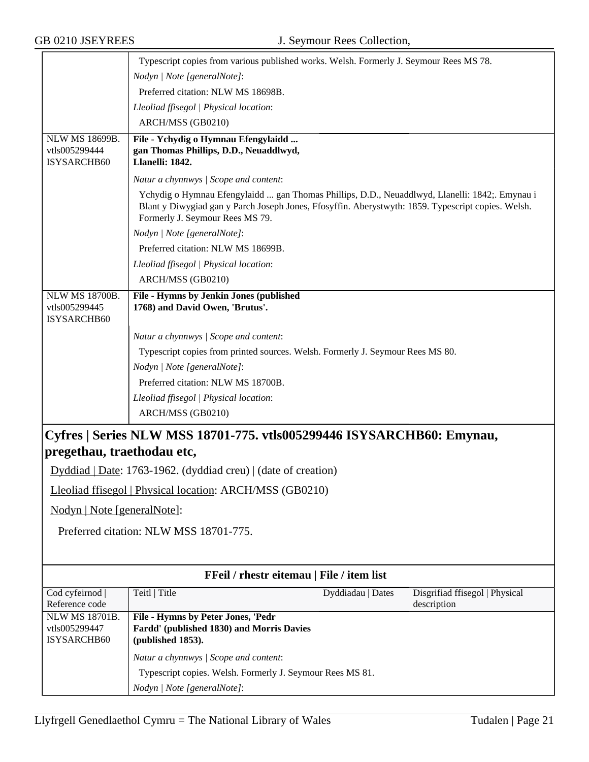| | |
|---|---|
| | Typescript copies from various published works. Welsh. Formerly J. Seymour Rees MS 78.<br>*Nodyn \| Note [generalNote]*:<br>Preferred citation: NLW MS 18698B.<br>*Lleoliad ffisegol \| Physical location*:<br>ARCH/MSS (GB0210) |
| NLW MS 18699B.<br>vtls005299444<br>ISYSARCHB60 | **File - Ychydig o Hymnau Efengylaidd ... gan Thomas Phillips, D.D., Neuaddlwyd, Llanelli: 1842.**<br>*Natur a chynnwys \| Scope and content*:<br>Ychydig o Hymnau Efengylaidd ... gan Thomas Phillips, D.D., Neuaddlwyd, Llanelli: 1842;. Emynau i Blant y Diwygiad gan y Parch Joseph Jones, Ffosyffin. Aberystwyth: 1859. Typescript copies. Welsh. Formerly J. Seymour Rees MS 79.<br>*Nodyn \| Note [generalNote]*:<br>Preferred citation: NLW MS 18699B.<br>*Lleoliad ffisegol \| Physical location*:<br>ARCH/MSS (GB0210) |
| NLW MS 18700B.<br>vtls005299445<br>ISYSARCHB60 | **File - Hymns by Jenkin Jones (published 1768) and David Owen, 'Brutus'.**<br>*Natur a chynnwys \| Scope and content*:<br>Typescript copies from printed sources. Welsh. Formerly J. Seymour Rees MS 80.<br>*Nodyn \| Note [generalNote]*:<br>Preferred citation: NLW MS 18700B.<br>*Lleoliad ffisegol \| Physical location*:<br>ARCH/MSS (GB0210) |

## Cyfres | Series NLW MSS 18701-775. vtls005299446 ISYSARCHB60: Emynau, pregethau, traethodau etc,

Dyddiad | Date: 1763-1962. (dyddiad creu) | (date of creation)

Lleoliad ffisegol | Physical location: ARCH/MSS (GB0210)

Nodyn | Note [generalNote]:

Preferred citation: NLW MSS 18701-775.

**FFeil / rhestr eitemau | File / item list**

| Cod cyfeirnod \| Reference code | Teitl \| Title | Dyddiadau \| Dates | Disgrifiad ffisegol \| Physical description |
|---|---|---|---|
| NLW MS 18701B.<br>vtls005299447<br>ISYSARCHB60 | **File - Hymns by Peter Jones, 'Pedr Fardd' (published 1830) and Morris Davies (published 1853).**<br>*Natur a chynnwys \| Scope and content*:<br>Typescript copies. Welsh. Formerly J. Seymour Rees MS 81.<br>*Nodyn \| Note [generalNote]*: | | |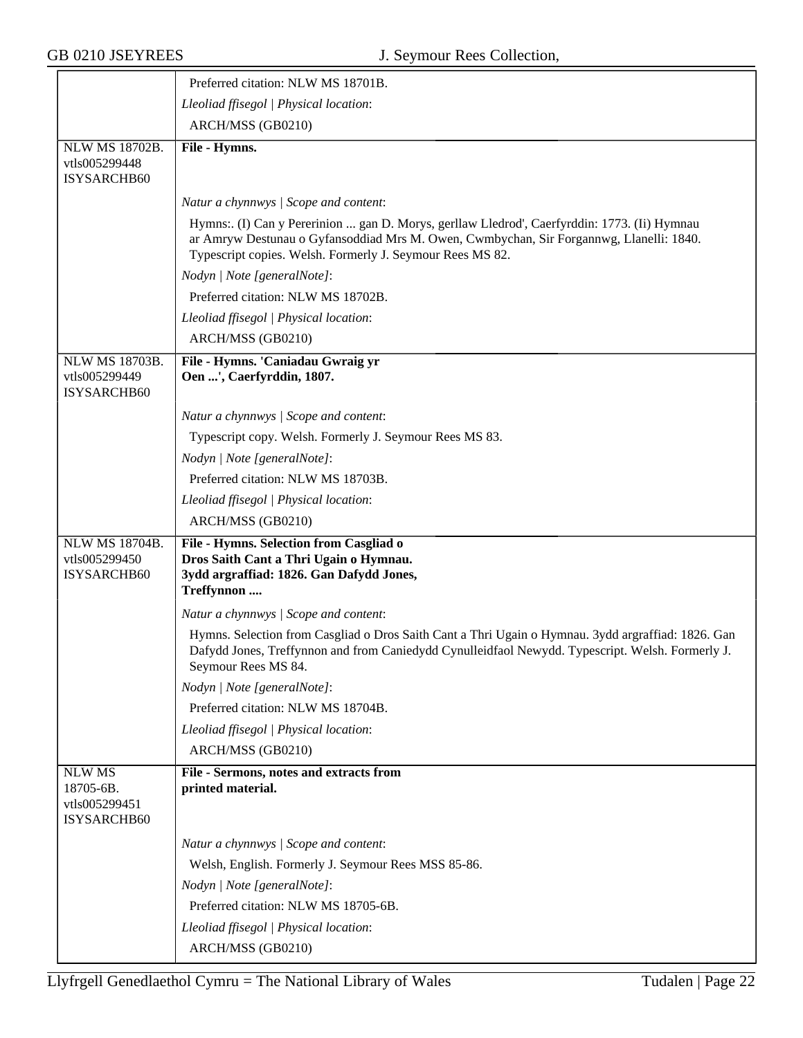| | |
|---|---|
| | Preferred citation: NLW MS 18701B. |
| | *Lleoliad ffisegol \| Physical location*: |
| | ARCH/MSS (GB0210) |
| NLW MS 18702B. vtls005299448 ISYSARCHB60 | **File - Hymns.** |
| | *Natur a chynnwys \| Scope and content*: |
| | Hymns:. (I) Can y Pererinion ... gan D. Morys, gerllaw Lledrod', Caerfyrddin: 1773. (Ii) Hymnau ar Amryw Destunau o Gyfansoddiad Mrs M. Owen, Cwmbychan, Sir Forgannwg, Llanelli: 1840. Typescript copies. Welsh. Formerly J. Seymour Rees MS 82. |
| | *Nodyn \| Note [generalNote]*: |
| | Preferred citation: NLW MS 18702B. |
| | *Lleoliad ffisegol \| Physical location*: |
| | ARCH/MSS (GB0210) |
| NLW MS 18703B. vtls005299449 ISYSARCHB60 | **File - Hymns. 'Caniadau Gwraig yr Oen ...', Caerfyrddin, 1807.** |
| | *Natur a chynnwys \| Scope and content*: |
| | Typescript copy. Welsh. Formerly J. Seymour Rees MS 83. |
| | *Nodyn \| Note [generalNote]*: |
| | Preferred citation: NLW MS 18703B. |
| | *Lleoliad ffisegol \| Physical location*: |
| | ARCH/MSS (GB0210) |
| NLW MS 18704B. vtls005299450 ISYSARCHB60 | **File - Hymns. Selection from Casgliad o Dros Saith Cant a Thri Ugain o Hymnau. 3ydd argraffiad: 1826. Gan Dafydd Jones, Treffynnon ....** |
| | *Natur a chynnwys \| Scope and content*: |
| | Hymns. Selection from Casgliad o Dros Saith Cant a Thri Ugain o Hymnau. 3ydd argraffiad: 1826. Gan Dafydd Jones, Treffynnon and from Caniedydd Cynulleidfaol Newydd. Typescript. Welsh. Formerly J. Seymour Rees MS 84. |
| | *Nodyn \| Note [generalNote]*: |
| | Preferred citation: NLW MS 18704B. |
| | *Lleoliad ffisegol \| Physical location*: |
| | ARCH/MSS (GB0210) |
| NLW MS 18705-6B. vtls005299451 ISYSARCHB60 | **File - Sermons, notes and extracts from printed material.** |
| | *Natur a chynnwys \| Scope and content*: |
| | Welsh, English. Formerly J. Seymour Rees MSS 85-86. |
| | *Nodyn \| Note [generalNote]*: |
| | Preferred citation: NLW MS 18705-6B. |
| | *Lleoliad ffisegol \| Physical location*: |
| | ARCH/MSS (GB0210) |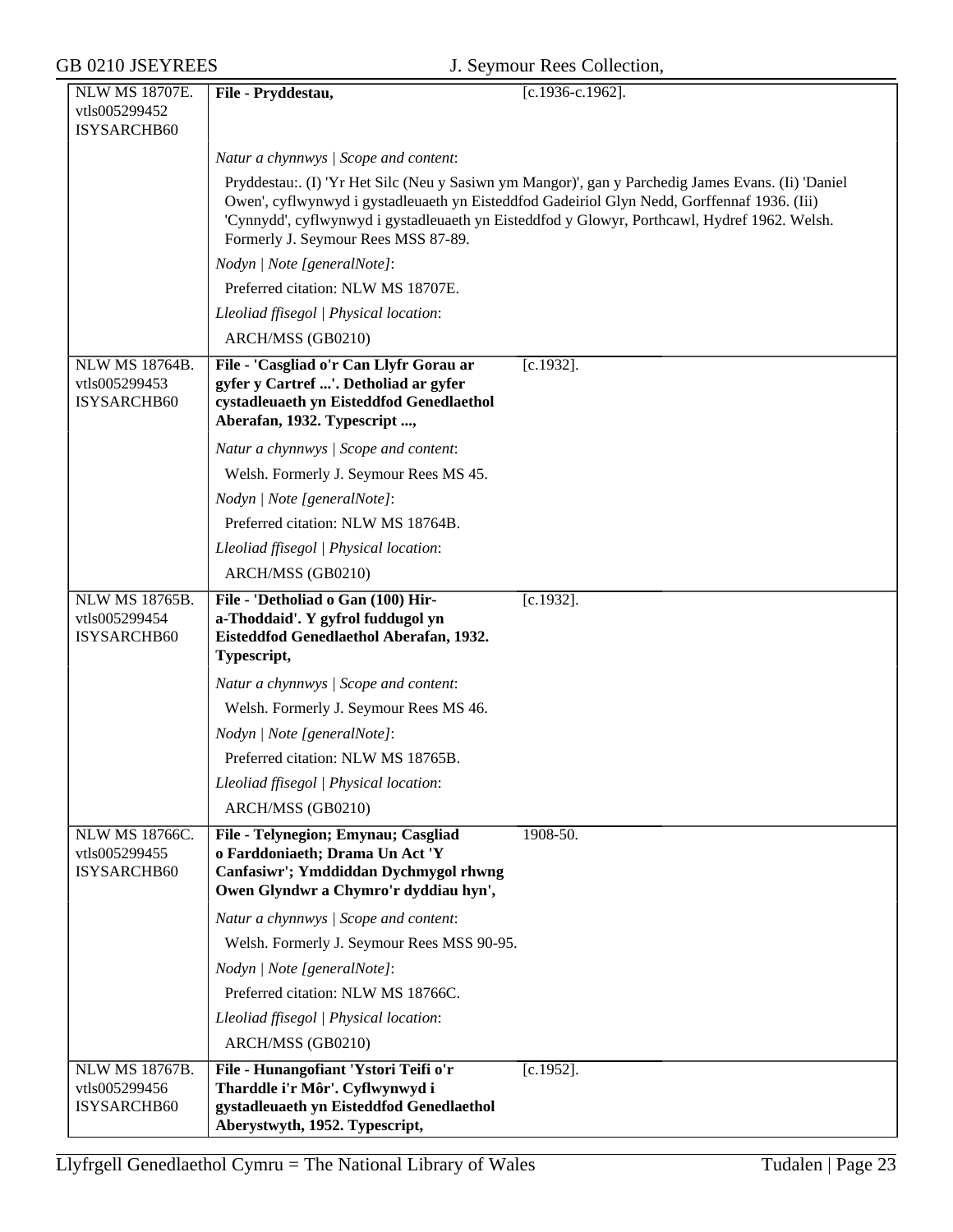| NLW MS 18707E. vtls005299452 ISYSARCHB60 | **File - Pryddestau,** | [c.1936-c.1962]. |
|---|---|---|

*Natur a chynnwys | Scope and content*:

Pryddestau:. (I) 'Yr Het Silc (Neu y Sasiwn ym Mangor)', gan y Parchedig James Evans. (Ii) 'Daniel Owen', cyflwynwyd i gystadleuaeth yn Eisteddfod Gadeiriol Glyn Nedd, Gorffennaf 1936. (Iii) 'Cynnydd', cyflwynwyd i gystadleuaeth yn Eisteddfod y Glowyr, Porthcawl, Hydref 1962. Welsh. Formerly J. Seymour Rees MSS 87-89.

*Nodyn | Note [generalNote]*:

Preferred citation: NLW MS 18707E.

*Lleoliad ffisegol | Physical location*:

ARCH/MSS (GB0210)

| NLW MS 18764B. vtls005299453 ISYSARCHB60 | **File - 'Casgliad o'r Can Llyfr Gorau ar gyfer y Cartref ...'. Detholiad ar gyfer cystadleuaeth yn Eisteddfod Genedlaethol Aberafan, 1932. Typescript ...,** | [c.1932]. |
|---|---|---|

*Natur a chynnwys | Scope and content*:

Welsh. Formerly J. Seymour Rees MS 45.

*Nodyn | Note [generalNote]*:

Preferred citation: NLW MS 18764B.

*Lleoliad ffisegol | Physical location*:

ARCH/MSS (GB0210)

| NLW MS 18765B. vtls005299454 ISYSARCHB60 | **File - 'Detholiad o Gan (100) Hir-a-Thoddaid'. Y gyfrol fuddugol yn Eisteddfod Genedlaethol Aberafan, 1932. Typescript,** | [c.1932]. |
|---|---|---|

*Natur a chynnwys | Scope and content*:

Welsh. Formerly J. Seymour Rees MS 46.

*Nodyn | Note [generalNote]*:

Preferred citation: NLW MS 18765B.

*Lleoliad ffisegol | Physical location*:

ARCH/MSS (GB0210)

| NLW MS 18766C. vtls005299455 ISYSARCHB60 | **File - Telynegion; Emynau; Casgliad o Farddoniaeth; Drama Un Act 'Y Canfasiwr'; Ymddiddan Dychmygol rhwng Owen Glyndwr a Chymro'r dyddiau hyn',** | 1908-50. |
|---|---|---|

*Natur a chynnwys | Scope and content*:

Welsh. Formerly J. Seymour Rees MSS 90-95.

*Nodyn | Note [generalNote]*:

Preferred citation: NLW MS 18766C.

*Lleoliad ffisegol | Physical location*:

ARCH/MSS (GB0210)

| NLW MS 18767B. vtls005299456 ISYSARCHB60 | **File - Hunangofiant 'Ystori Teifi o'r Tharddle i'r Môr'. Cyflwynwyd i gystadleuaeth yn Eisteddfod Genedlaethol Aberystwyth, 1952. Typescript,** | [c.1952]. |
|---|---|---|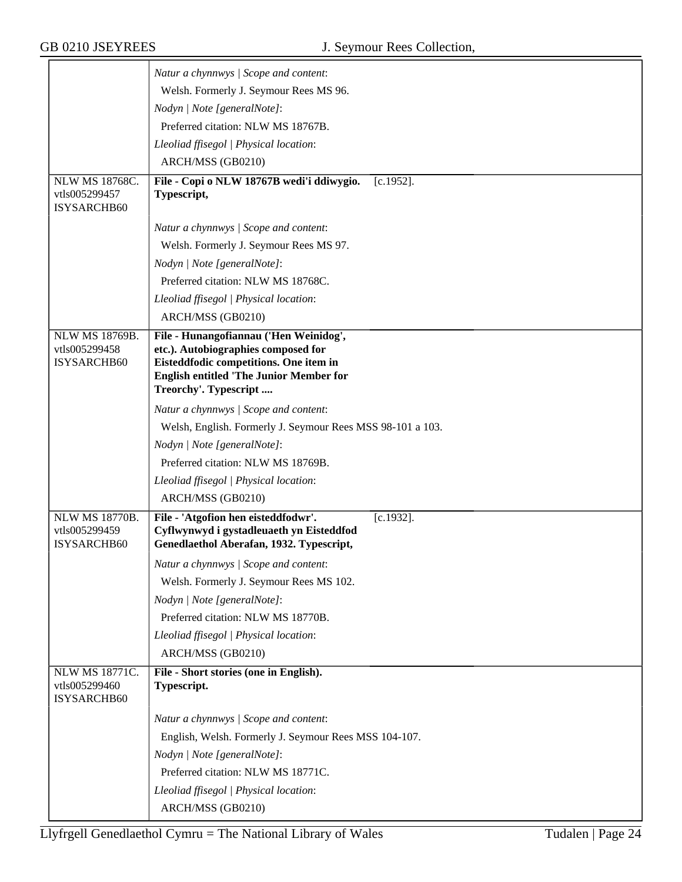| | |
|---|---|
| | *Natur a chynnwys \| Scope and content*: |
| | Welsh. Formerly J. Seymour Rees MS 96. |
| | *Nodyn \| Note [generalNote]*: |
| | Preferred citation: NLW MS 18767B. |
| | *Lleoliad ffisegol \| Physical location*: |
| | ARCH/MSS (GB0210) |
| NLW MS 18768C. vtls005299457 ISYSARCHB60 | **File - Copi o NLW 18767B wedi'i ddiwygio. Typescript,** [c.1952]. |
| | *Natur a chynnwys \| Scope and content*: |
| | Welsh. Formerly J. Seymour Rees MS 97. |
| | *Nodyn \| Note [generalNote]*: |
| | Preferred citation: NLW MS 18768C. |
| | *Lleoliad ffisegol \| Physical location*: |
| | ARCH/MSS (GB0210) |
| NLW MS 18769B. vtls005299458 ISYSARCHB60 | **File - Hunangofiannau ('Hen Weinidog', etc.). Autobiographies composed for Eisteddfodic competitions. One item in English entitled 'The Junior Member for Treorchy'. Typescript ....** |
| | *Natur a chynnwys \| Scope and content*: |
| | Welsh, English. Formerly J. Seymour Rees MSS 98-101 a 103. |
| | *Nodyn \| Note [generalNote]*: |
| | Preferred citation: NLW MS 18769B. |
| | *Lleoliad ffisegol \| Physical location*: |
| | ARCH/MSS (GB0210) |
| NLW MS 18770B. vtls005299459 ISYSARCHB60 | **File - 'Atgofion hen eisteddfodwr'. Cyflwynwyd i gystadleuaeth yn Eisteddfod Genedlaethol Aberafan, 1932. Typescript,** [c.1932]. |
| | *Natur a chynnwys \| Scope and content*: |
| | Welsh. Formerly J. Seymour Rees MS 102. |
| | *Nodyn \| Note [generalNote]*: |
| | Preferred citation: NLW MS 18770B. |
| | *Lleoliad ffisegol \| Physical location*: |
| | ARCH/MSS (GB0210) |
| NLW MS 18771C. vtls005299460 ISYSARCHB60 | **File - Short stories (one in English). Typescript.** |
| | *Natur a chynnwys \| Scope and content*: |
| | English, Welsh. Formerly J. Seymour Rees MSS 104-107. |
| | *Nodyn \| Note [generalNote]*: |
| | Preferred citation: NLW MS 18771C. |
| | *Lleoliad ffisegol \| Physical location*: |
| | ARCH/MSS (GB0210) |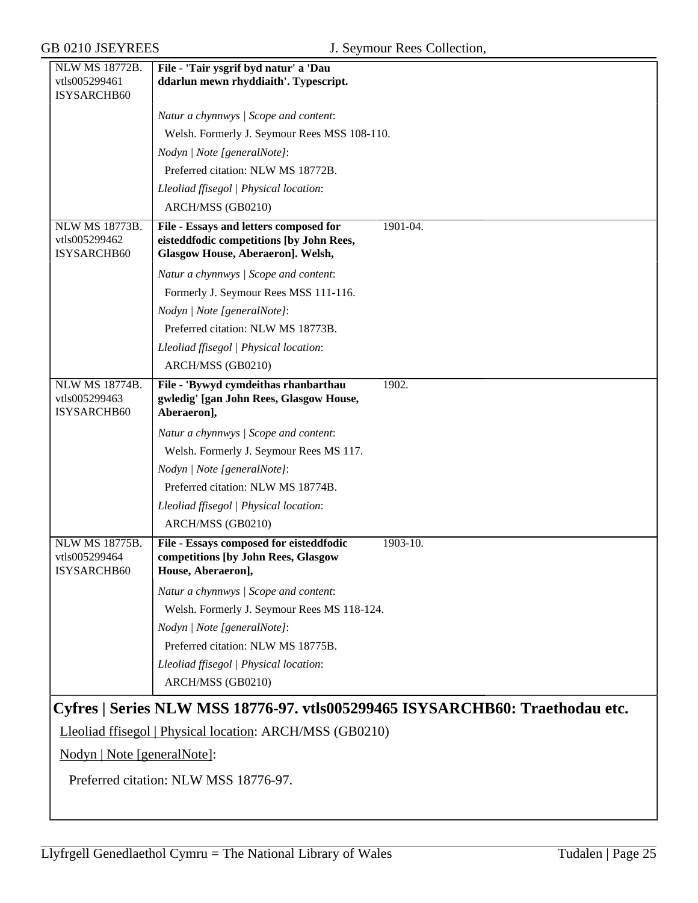| | | |
|---|---|---|
| NLW MS 18772B. vtls005299461 ISYSARCHB60 | **File - 'Tair ysgrif byd natur' a 'Dau ddarlun mewn rhyddiaith'. Typescript.**<br><br>*Natur a chynnwys \| Scope and content*:<br>Welsh. Formerly J. Seymour Rees MSS 108-110.<br>*Nodyn \| Note [generalNote]*:<br>Preferred citation: NLW MS 18772B.<br>*Lleoliad ffisegol \| Physical location*:<br>ARCH/MSS (GB0210) | |
| NLW MS 18773B. vtls005299462 ISYSARCHB60 | **File - Essays and letters composed for eisteddfodic competitions [by John Rees, Glasgow House, Aberaeron]. Welsh,**<br><br>*Natur a chynnwys \| Scope and content*:<br>Formerly J. Seymour Rees MSS 111-116.<br>*Nodyn \| Note [generalNote]*:<br>Preferred citation: NLW MS 18773B.<br>*Lleoliad ffisegol \| Physical location*:<br>ARCH/MSS (GB0210) | 1901-04. |
| NLW MS 18774B. vtls005299463 ISYSARCHB60 | **File - 'Bywyd cymdeithas rhanbarthau gwledig' [gan John Rees, Glasgow House, Aberaeron],**<br><br>*Natur a chynnwys \| Scope and content*:<br>Welsh. Formerly J. Seymour Rees MS 117.<br>*Nodyn \| Note [generalNote]*:<br>Preferred citation: NLW MS 18774B.<br>*Lleoliad ffisegol \| Physical location*:<br>ARCH/MSS (GB0210) | 1902. |
| NLW MS 18775B. vtls005299464 ISYSARCHB60 | **File - Essays composed for eisteddfodic competitions [by John Rees, Glasgow House, Aberaeron],**<br><br>*Natur a chynnwys \| Scope and content*:<br>Welsh. Formerly J. Seymour Rees MS 118-124.<br>*Nodyn \| Note [generalNote]*:<br>Preferred citation: NLW MS 18775B.<br>*Lleoliad ffisegol \| Physical location*:<br>ARCH/MSS (GB0210) | 1903-10. |

## Cyfres | Series NLW MSS 18776-97. vtls005299465 ISYSARCHB60: Traethodau etc.

Lleoliad ffisegol | Physical location: ARCH/MSS (GB0210)

Nodyn | Note [generalNote]:

Preferred citation: NLW MSS 18776-97.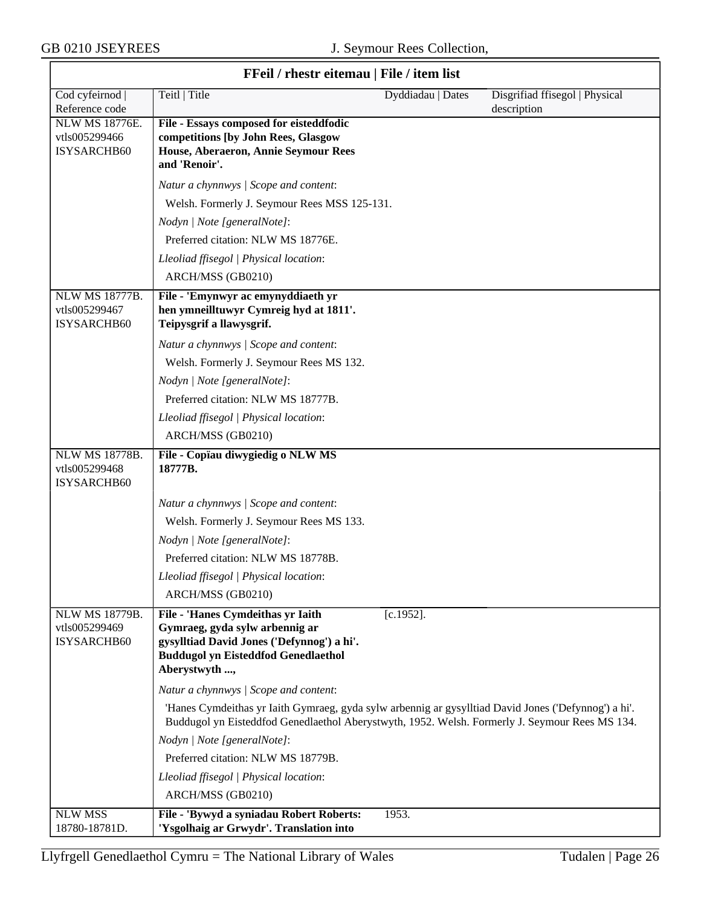## FFeil / rhestr eitemau | File / item list

| Cod cyfeirnod \| Reference code | Teitl \| Title | Dyddiadau \| Dates | Disgrifiad ffisegol \| Physical description |
|---|---|---|---|
| NLW MS 18776E. vtls005299466 ISYSARCHB60 | **File - Essays composed for eisteddfodic competitions [by John Rees, Glasgow House, Aberaeron, Annie Seymour Rees and 'Renoir'.**<br>*Natur a chynnwys \| Scope and content*:<br>Welsh. Formerly J. Seymour Rees MSS 125-131.<br>*Nodyn \| Note [generalNote]*:<br>Preferred citation: NLW MS 18776E.<br>*Lleoliad ffisegol \| Physical location*:<br>ARCH/MSS (GB0210) | | |
| NLW MS 18777B. vtls005299467 ISYSARCHB60 | **File - 'Emynwyr ac emynyddiaeth yr hen ymneilltuwyr Cymreig hyd at 1811'. Teipysgrif a llawysgrif.**<br>*Natur a chynnwys \| Scope and content*:<br>Welsh. Formerly J. Seymour Rees MS 132.<br>*Nodyn \| Note [generalNote]*:<br>Preferred citation: NLW MS 18777B.<br>*Lleoliad ffisegol \| Physical location*:<br>ARCH/MSS (GB0210) | | |
| NLW MS 18778B. vtls005299468 ISYSARCHB60 | **File - Copïau diwygiedig o NLW MS 18777B.**<br>*Natur a chynnwys \| Scope and content*:<br>Welsh. Formerly J. Seymour Rees MS 133.<br>*Nodyn \| Note [generalNote]*:<br>Preferred citation: NLW MS 18778B.<br>*Lleoliad ffisegol \| Physical location*:<br>ARCH/MSS (GB0210) | | |
| NLW MS 18779B. vtls005299469 ISYSARCHB60 | **File - 'Hanes Cymdeithas yr Iaith Gymraeg, gyda sylw arbennig ar gysylltiad David Jones ('Defynnog') a hi'. Buddugol yn Eisteddfod Genedlaethol Aberystwyth ...,**<br>*Natur a chynnwys \| Scope and content*:<br>'Hanes Cymdeithas yr Iaith Gymraeg, gyda sylw arbennig ar gysylltiad David Jones ('Defynnog') a hi'. Buddugol yn Eisteddfod Genedlaethol Aberystwyth, 1952. Welsh. Formerly J. Seymour Rees MS 134.<br>*Nodyn \| Note [generalNote]*:<br>Preferred citation: NLW MS 18779B.<br>*Lleoliad ffisegol \| Physical location*:<br>ARCH/MSS (GB0210) | [c.1952]. | |
| NLW MSS 18780-18781D. | **File - 'Bywyd a syniadau Robert Roberts: 'Ysgolhaig ar Grwydr'. Translation into** | 1953. | |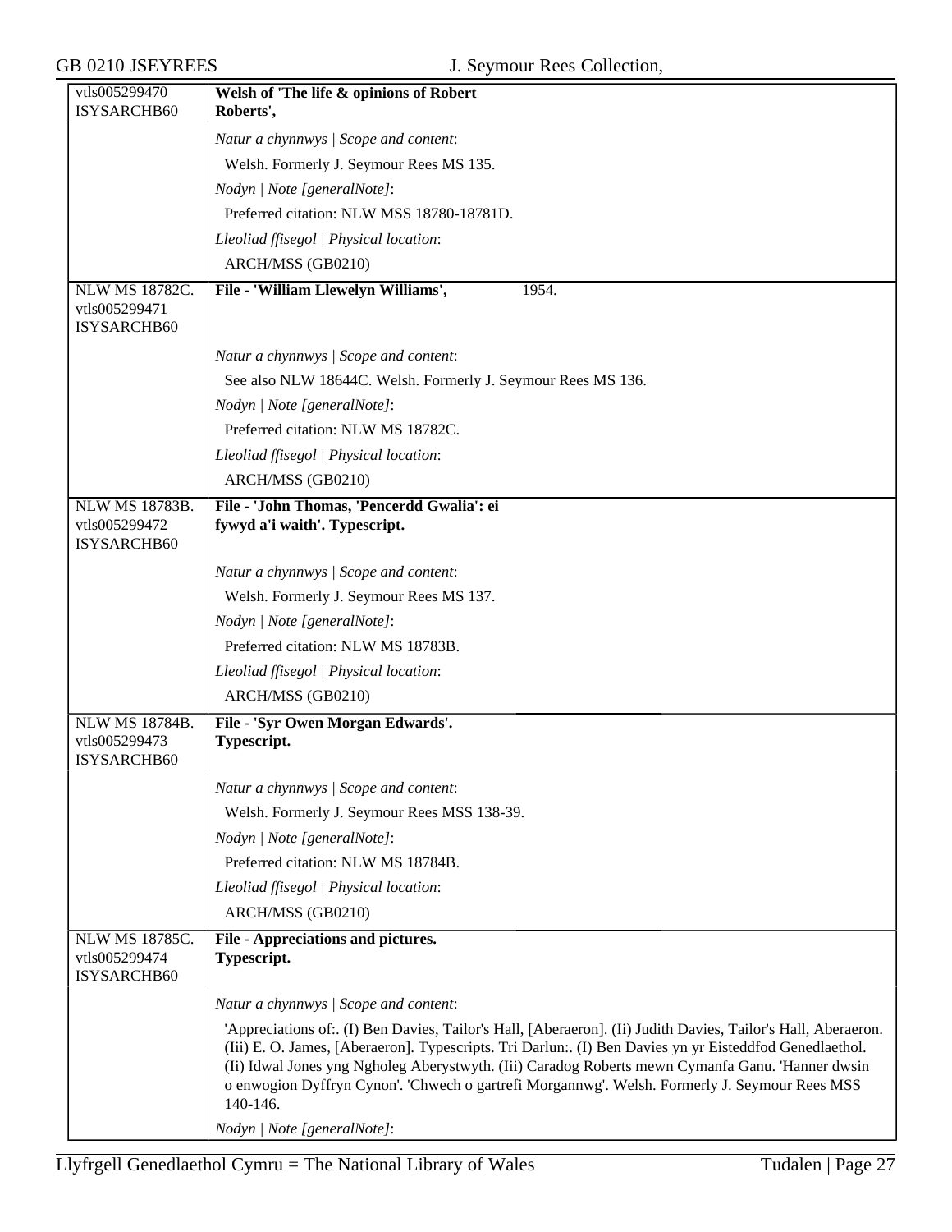| | |
|---|---|
| vtls005299470<br>ISYSARCHB60 | **Welsh of 'The life & opinions of Robert Roberts',** |
| | *Natur a chynnwys \| Scope and content*: |
| | Welsh. Formerly J. Seymour Rees MS 135. |
| | *Nodyn \| Note [generalNote]*: |
| | Preferred citation: NLW MSS 18780-18781D. |
| | *Lleoliad ffisegol \| Physical location*: |
| | ARCH/MSS (GB0210) |
| NLW MS 18782C.<br>vtls005299471<br>ISYSARCHB60 | **File - 'William Llewelyn Williams',** 1954. |
| | *Natur a chynnwys \| Scope and content*: |
| | See also NLW 18644C. Welsh. Formerly J. Seymour Rees MS 136. |
| | *Nodyn \| Note [generalNote]*: |
| | Preferred citation: NLW MS 18782C. |
| | *Lleoliad ffisegol \| Physical location*: |
| | ARCH/MSS (GB0210) |
| NLW MS 18783B.<br>vtls005299472<br>ISYSARCHB60 | **File - 'John Thomas, 'Pencerdd Gwalia': ei fywyd a'i waith'. Typescript.** |
| | *Natur a chynnwys \| Scope and content*: |
| | Welsh. Formerly J. Seymour Rees MS 137. |
| | *Nodyn \| Note [generalNote]*: |
| | Preferred citation: NLW MS 18783B. |
| | *Lleoliad ffisegol \| Physical location*: |
| | ARCH/MSS (GB0210) |
| NLW MS 18784B.<br>vtls005299473<br>ISYSARCHB60 | **File - 'Syr Owen Morgan Edwards'. Typescript.** |
| | *Natur a chynnwys \| Scope and content*: |
| | Welsh. Formerly J. Seymour Rees MSS 138-39. |
| | *Nodyn \| Note [generalNote]*: |
| | Preferred citation: NLW MS 18784B. |
| | *Lleoliad ffisegol \| Physical location*: |
| | ARCH/MSS (GB0210) |
| NLW MS 18785C.<br>vtls005299474<br>ISYSARCHB60 | **File - Appreciations and pictures. Typescript.** |
| | *Natur a chynnwys \| Scope and content*: |
| | 'Appreciations of:. (I) Ben Davies, Tailor's Hall, [Aberaeron]. (Ii) Judith Davies, Tailor's Hall, Aberaeron. (Iii) E. O. James, [Aberaeron]. Typescripts. Tri Darlun:. (I) Ben Davies yn yr Eisteddfod Genedlaethol. (Ii) Idwal Jones yng Ngholeg Aberystwyth. (Iii) Caradog Roberts mewn Cymanfa Ganu. 'Hanner dwsin o enwogion Dyffryn Cynon'. 'Chwech o gartrefi Morgannwg'. Welsh. Formerly J. Seymour Rees MSS 140-146. |
| | *Nodyn \| Note [generalNote]*: |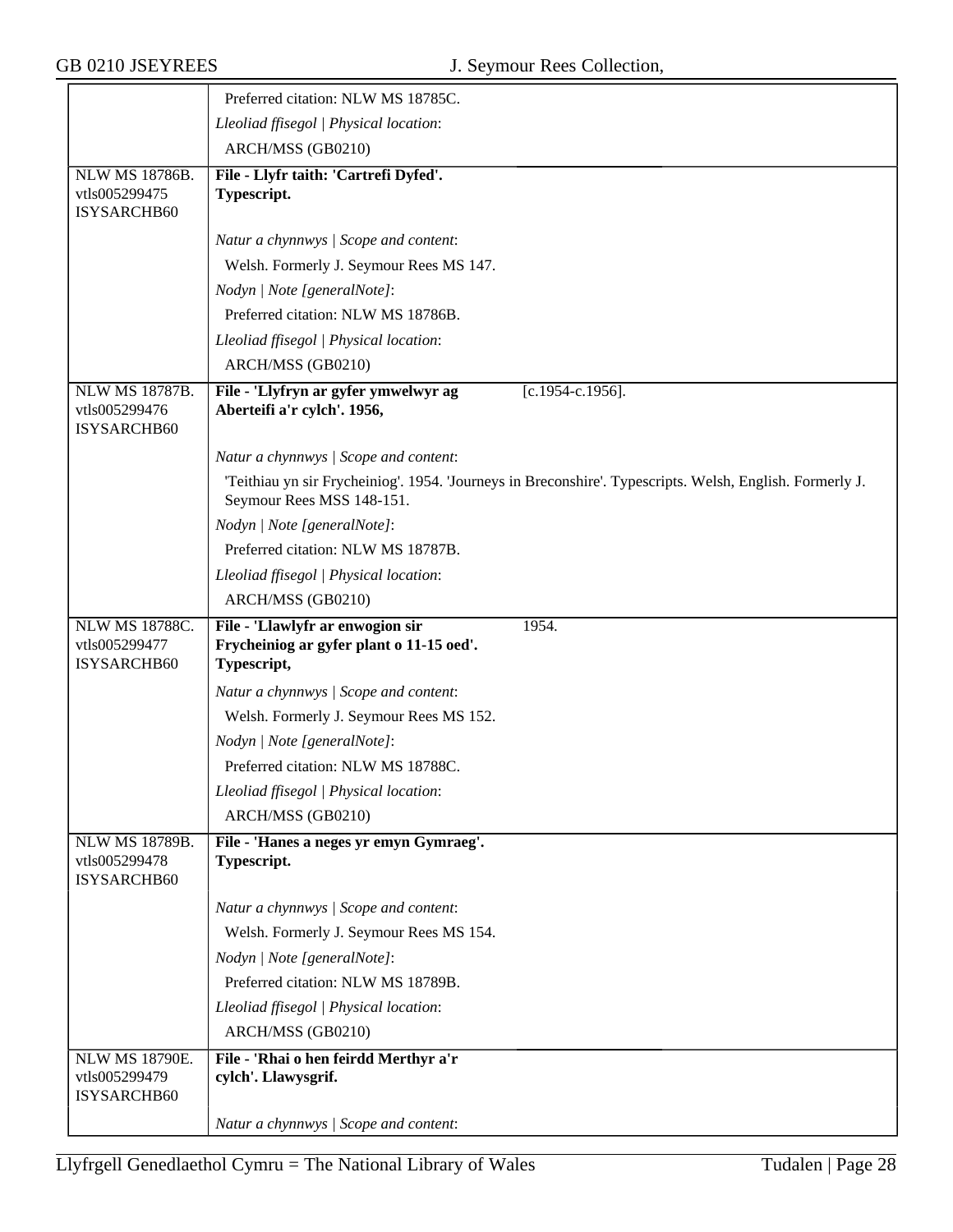| | |
|---|---|
| | Preferred citation: NLW MS 18785C. |
| | *Lleoliad ffisegol \| Physical location*: |
| | ARCH/MSS (GB0210) |
| NLW MS 18786B. vtls005299475 ISYSARCHB60 | **File - Llyfr taith: 'Cartrefi Dyfed'. Typescript.** |
| | *Natur a chynnwys \| Scope and content*: |
| | Welsh. Formerly J. Seymour Rees MS 147. |
| | *Nodyn \| Note [generalNote]*: |
| | Preferred citation: NLW MS 18786B. |
| | *Lleoliad ffisegol \| Physical location*: |
| | ARCH/MSS (GB0210) |
| NLW MS 18787B. vtls005299476 ISYSARCHB60 | **File - 'Llyfryn ar gyfer ymwelwyr ag Aberteifi a'r cylch'. 1956,** [c.1954-c.1956]. |
| | *Natur a chynnwys \| Scope and content*: |
| | 'Teithiau yn sir Frycheiniog'. 1954. 'Journeys in Breconshire'. Typescripts. Welsh, English. Formerly J. Seymour Rees MSS 148-151. |
| | *Nodyn \| Note [generalNote]*: |
| | Preferred citation: NLW MS 18787B. |
| | *Lleoliad ffisegol \| Physical location*: |
| | ARCH/MSS (GB0210) |
| NLW MS 18788C. vtls005299477 ISYSARCHB60 | **File - 'Llawlyfr ar enwogion sir Frycheiniog ar gyfer plant o 11-15 oed'. Typescript,** 1954. |
| | *Natur a chynnwys \| Scope and content*: |
| | Welsh. Formerly J. Seymour Rees MS 152. |
| | *Nodyn \| Note [generalNote]*: |
| | Preferred citation: NLW MS 18788C. |
| | *Lleoliad ffisegol \| Physical location*: |
| | ARCH/MSS (GB0210) |
| NLW MS 18789B. vtls005299478 ISYSARCHB60 | **File - 'Hanes a neges yr emyn Gymraeg'. Typescript.** |
| | *Natur a chynnwys \| Scope and content*: |
| | Welsh. Formerly J. Seymour Rees MS 154. |
| | *Nodyn \| Note [generalNote]*: |
| | Preferred citation: NLW MS 18789B. |
| | *Lleoliad ffisegol \| Physical location*: |
| | ARCH/MSS (GB0210) |
| NLW MS 18790E. vtls005299479 ISYSARCHB60 | **File - 'Rhai o hen feirdd Merthyr a'r cylch'. Llawysgrif.** |
| | *Natur a chynnwys \| Scope and content*: |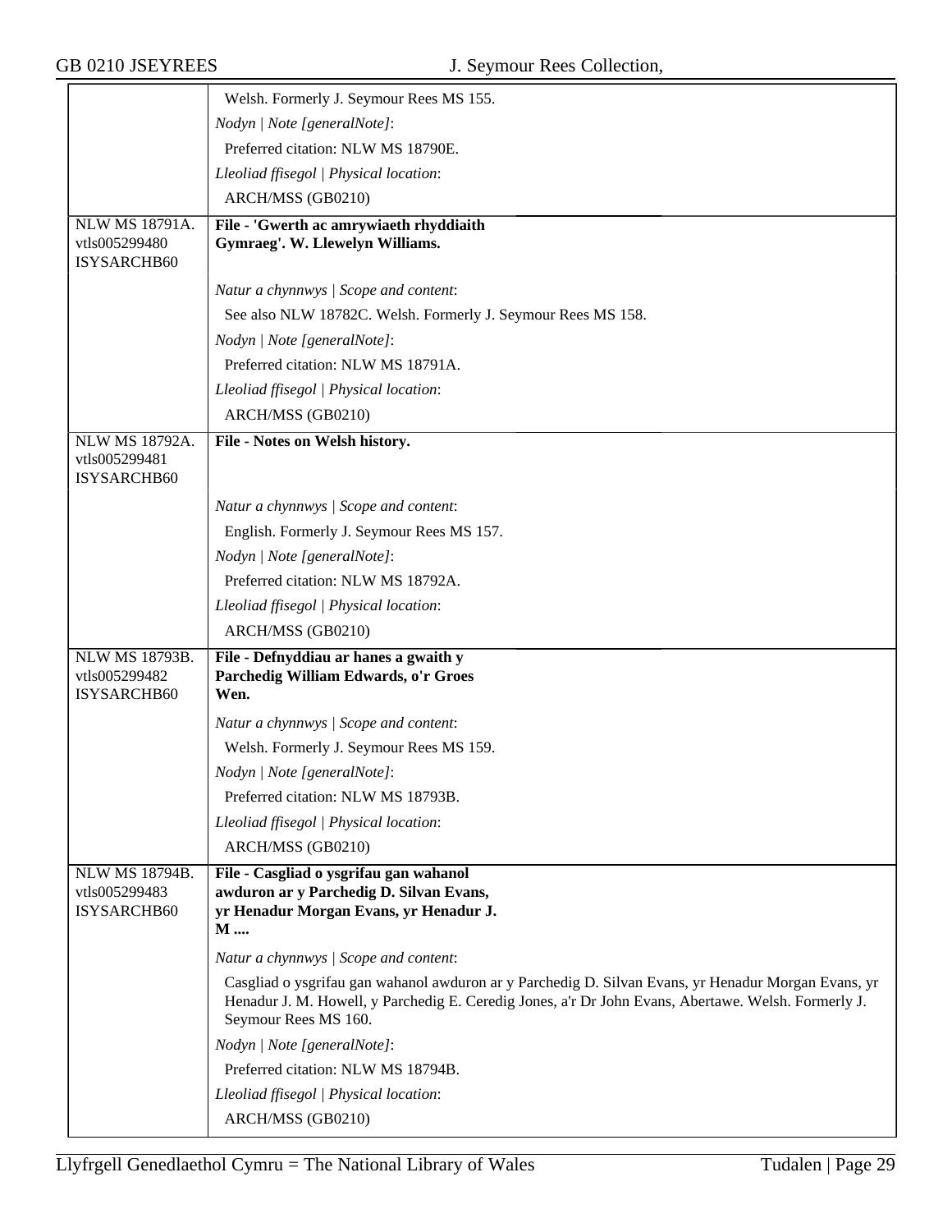| | |
|---|---|
| | Welsh. Formerly J. Seymour Rees MS 155.<br>*Nodyn \| Note [generalNote]*:<br>Preferred citation: NLW MS 18790E.<br>*Lleoliad ffisegol \| Physical location*:<br>ARCH/MSS (GB0210) |
| NLW MS 18791A.<br>vtls005299480<br>ISYSARCHB60 | **File - 'Gwerth ac amrywiaeth rhyddiaith Gymraeg'. W. Llewelyn Williams.**<br>*Natur a chynnwys \| Scope and content*:<br>See also NLW 18782C. Welsh. Formerly J. Seymour Rees MS 158.<br>*Nodyn \| Note [generalNote]*:<br>Preferred citation: NLW MS 18791A.<br>*Lleoliad ffisegol \| Physical location*:<br>ARCH/MSS (GB0210) |
| NLW MS 18792A.<br>vtls005299481<br>ISYSARCHB60 | **File - Notes on Welsh history.**<br>*Natur a chynnwys \| Scope and content*:<br>English. Formerly J. Seymour Rees MS 157.<br>*Nodyn \| Note [generalNote]*:<br>Preferred citation: NLW MS 18792A.<br>*Lleoliad ffisegol \| Physical location*:<br>ARCH/MSS (GB0210) |
| NLW MS 18793B.<br>vtls005299482<br>ISYSARCHB60 | **File - Defnyddiau ar hanes a gwaith y Parchedig William Edwards, o'r Groes Wen.**<br>*Natur a chynnwys \| Scope and content*:<br>Welsh. Formerly J. Seymour Rees MS 159.<br>*Nodyn \| Note [generalNote]*:<br>Preferred citation: NLW MS 18793B.<br>*Lleoliad ffisegol \| Physical location*:<br>ARCH/MSS (GB0210) |
| NLW MS 18794B.<br>vtls005299483<br>ISYSARCHB60 | **File - Casgliad o ysgrifau gan wahanol awduron ar y Parchedig D. Silvan Evans, yr Henadur Morgan Evans, yr Henadur J. M ....**<br>*Natur a chynnwys \| Scope and content*:<br>Casgliad o ysgrifau gan wahanol awduron ar y Parchedig D. Silvan Evans, yr Henadur Morgan Evans, yr Henadur J. M. Howell, y Parchedig E. Ceredig Jones, a'r Dr John Evans, Abertawe. Welsh. Formerly J. Seymour Rees MS 160.<br>*Nodyn \| Note [generalNote]*:<br>Preferred citation: NLW MS 18794B.<br>*Lleoliad ffisegol \| Physical location*:<br>ARCH/MSS (GB0210) |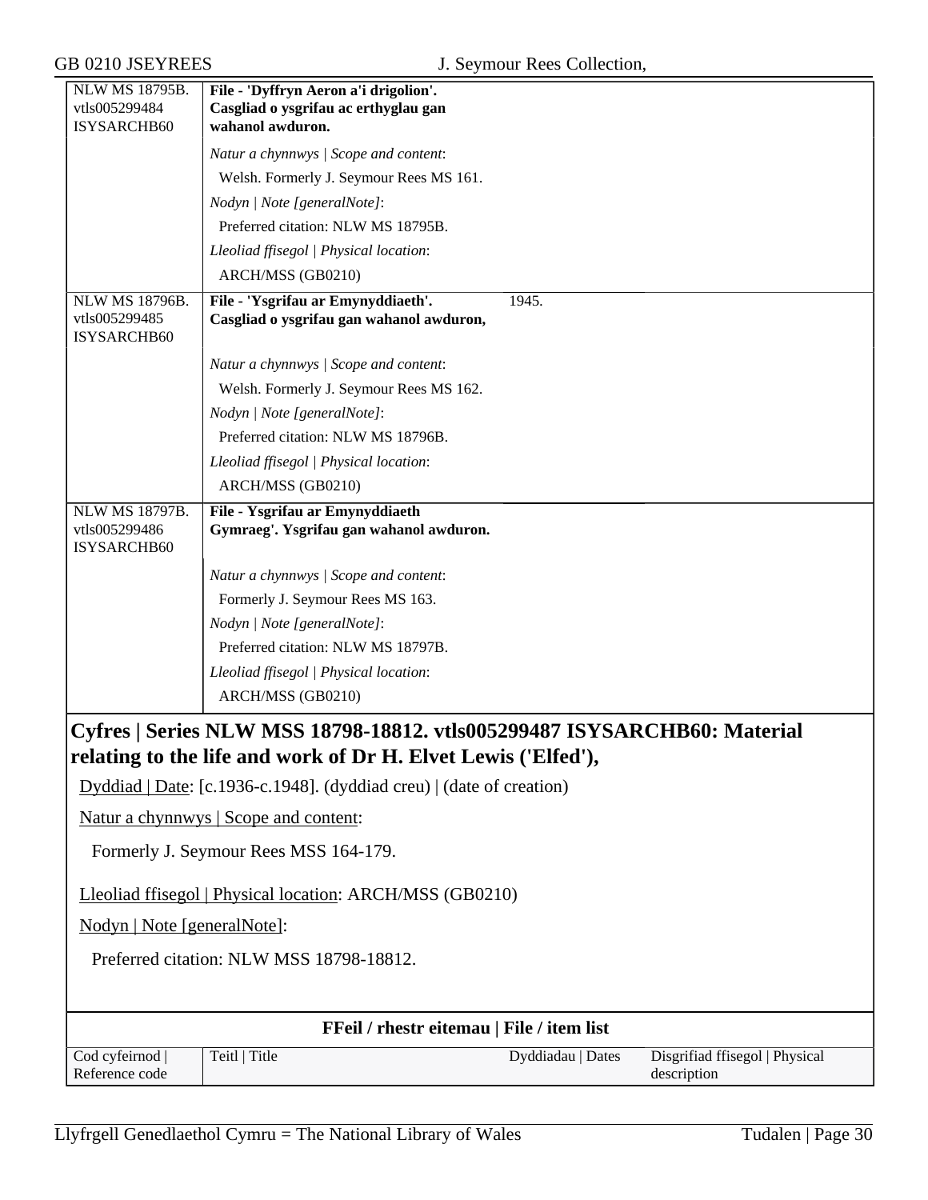| | | | |
|---|---|---|---|
| NLW MS 18795B. vtls005299484 ISYSARCHB60 | **File - 'Dyffryn Aeron a'i drigolion'. Casgliad o ysgrifau ac erthyglau gan wahanol awduron.** | | |
| | *Natur a chynnwys \| Scope and content*: Welsh. Formerly J. Seymour Rees MS 161. *Nodyn \| Note [generalNote]*: Preferred citation: NLW MS 18795B. *Lleoliad ffisegol \| Physical location*: ARCH/MSS (GB0210) | | |
| NLW MS 18796B. vtls005299485 ISYSARCHB60 | **File - 'Ysgrifau ar Emynyddiaeth'. Casgliad o ysgrifau gan wahanol awduron,** | 1945. | |
| | *Natur a chynnwys \| Scope and content*: Welsh. Formerly J. Seymour Rees MS 162. *Nodyn \| Note [generalNote]*: Preferred citation: NLW MS 18796B. *Lleoliad ffisegol \| Physical location*: ARCH/MSS (GB0210) | | |
| NLW MS 18797B. vtls005299486 ISYSARCHB60 | **File - Ysgrifau ar Emynyddiaeth Gymraeg'. Ysgrifau gan wahanol awduron.** | | |
| | *Natur a chynnwys \| Scope and content*: Formerly J. Seymour Rees MS 163. *Nodyn \| Note [generalNote]*: Preferred citation: NLW MS 18797B. *Lleoliad ffisegol \| Physical location*: ARCH/MSS (GB0210) | | |

## Cyfres | Series NLW MSS 18798-18812. vtls005299487 ISYSARCHB60: Material relating to the life and work of Dr H. Elvet Lewis ('Elfed'),

Dyddiad | Date: [c.1936-c.1948]. (dyddiad creu) | (date of creation)

Natur a chynnwys | Scope and content:

Formerly J. Seymour Rees MSS 164-179.

Lleoliad ffisegol | Physical location: ARCH/MSS (GB0210)

Nodyn | Note [generalNote]:

Preferred citation: NLW MSS 18798-18812.

**FFeil / rhestr eitemau | File / item list**

| Cod cyfeirnod \| Reference code | Teitl \| Title | Dyddiadau \| Dates | Disgrifiad ffisegol \| Physical description |
|---|---|---|---|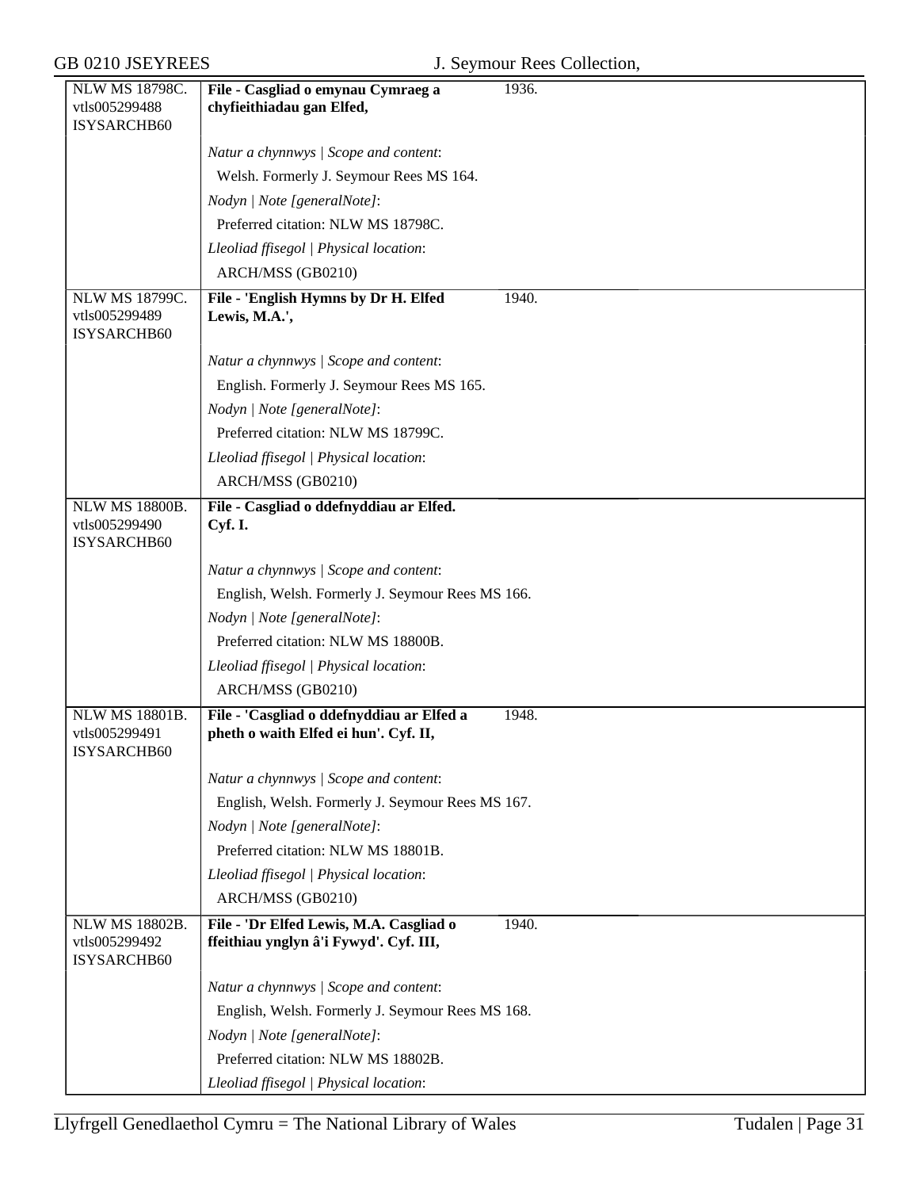| | | |
|---|---|---|
| NLW MS 18798C.<br>vtls005299488<br>ISYSARCHB60 | **File - Casgliad o emynau Cymraeg a chyfieithiadau gan Elfed,** | 1936. |
| | *Natur a chynnwys \| Scope and content*:<br>Welsh. Formerly J. Seymour Rees MS 164.<br>*Nodyn \| Note [generalNote]*:<br>Preferred citation: NLW MS 18798C.<br>*Lleoliad ffisegol \| Physical location*:<br>ARCH/MSS (GB0210) | |
| NLW MS 18799C.<br>vtls005299489<br>ISYSARCHB60 | **File - 'English Hymns by Dr H. Elfed Lewis, M.A.',** | 1940. |
| | *Natur a chynnwys \| Scope and content*:<br>English. Formerly J. Seymour Rees MS 165.<br>*Nodyn \| Note [generalNote]*:<br>Preferred citation: NLW MS 18799C.<br>*Lleoliad ffisegol \| Physical location*:<br>ARCH/MSS (GB0210) | |
| NLW MS 18800B.<br>vtls005299490<br>ISYSARCHB60 | **File - Casgliad o ddefnyddiau ar Elfed. Cyf. I.** | |
| | *Natur a chynnwys \| Scope and content*:<br>English, Welsh. Formerly J. Seymour Rees MS 166.<br>*Nodyn \| Note [generalNote]*:<br>Preferred citation: NLW MS 18800B.<br>*Lleoliad ffisegol \| Physical location*:<br>ARCH/MSS (GB0210) | |
| NLW MS 18801B.<br>vtls005299491<br>ISYSARCHB60 | **File - 'Casgliad o ddefnyddiau ar Elfed a pheth o waith Elfed ei hun'. Cyf. II,** | 1948. |
| | *Natur a chynnwys \| Scope and content*:<br>English, Welsh. Formerly J. Seymour Rees MS 167.<br>*Nodyn \| Note [generalNote]*:<br>Preferred citation: NLW MS 18801B.<br>*Lleoliad ffisegol \| Physical location*:<br>ARCH/MSS (GB0210) | |
| NLW MS 18802B.<br>vtls005299492<br>ISYSARCHB60 | **File - 'Dr Elfed Lewis, M.A. Casgliad o ffeithiau ynglyn â'i Fywyd'. Cyf. III,** | 1940. |
| | *Natur a chynnwys \| Scope and content*:<br>English, Welsh. Formerly J. Seymour Rees MS 168.<br>*Nodyn \| Note [generalNote]*:<br>Preferred citation: NLW MS 18802B.<br>*Lleoliad ffisegol \| Physical location*: | |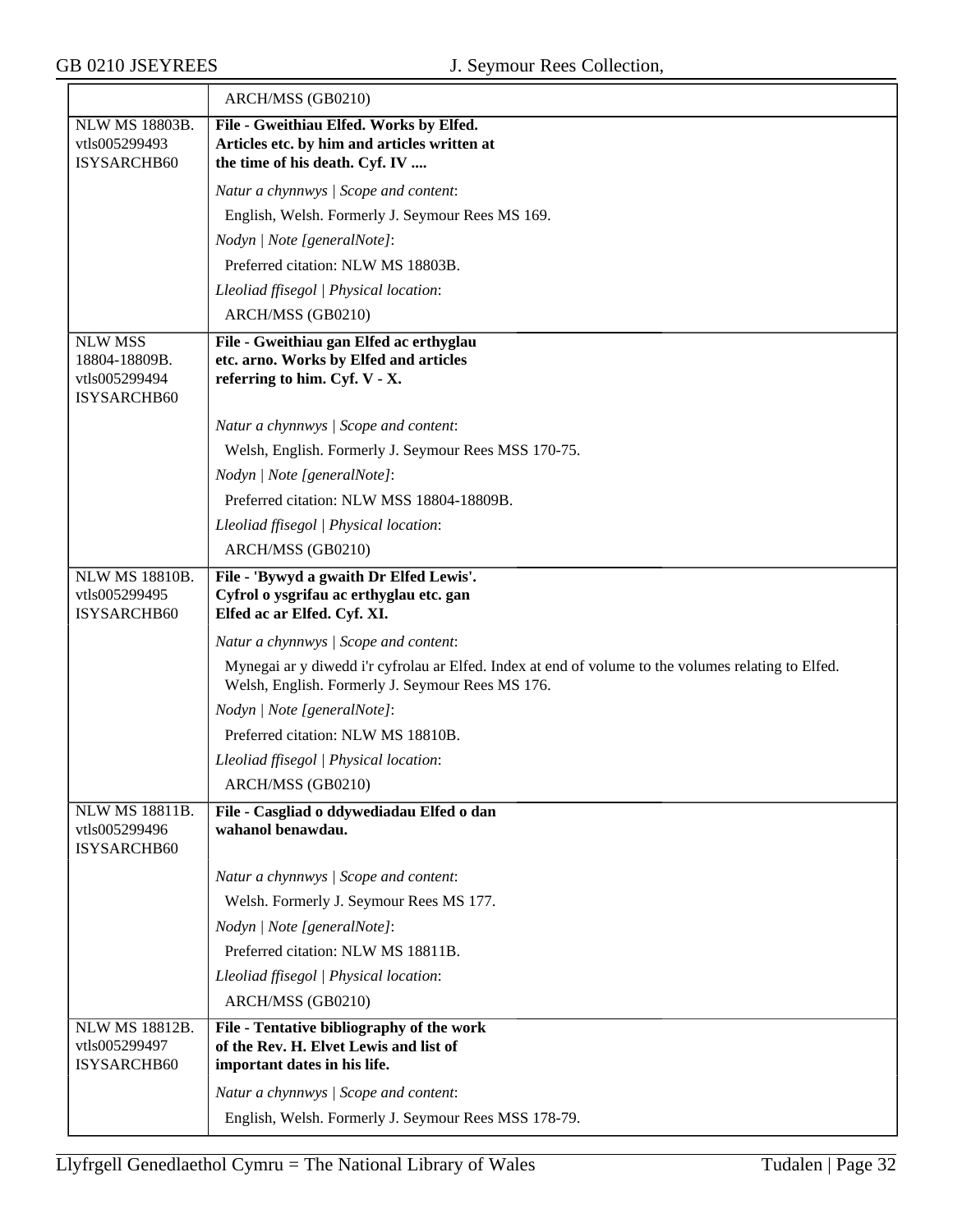| | |
|---|---|
| | ARCH/MSS (GB0210) |
| NLW MS 18803B.<br>vtls005299493<br>ISYSARCHB60 | **File - Gweithiau Elfed. Works by Elfed. Articles etc. by him and articles written at the time of his death. Cyf. IV ....**<br><br>*Natur a chynnwys \| Scope and content*:<br>English, Welsh. Formerly J. Seymour Rees MS 169.<br>*Nodyn \| Note [generalNote]*:<br>Preferred citation: NLW MS 18803B.<br>*Lleoliad ffisegol \| Physical location*:<br>ARCH/MSS (GB0210) |
| NLW MSS 18804-18809B.<br>vtls005299494<br>ISYSARCHB60 | **File - Gweithiau gan Elfed ac erthyglau etc. arno. Works by Elfed and articles referring to him. Cyf. V - X.**<br><br>*Natur a chynnwys \| Scope and content*:<br>Welsh, English. Formerly J. Seymour Rees MSS 170-75.<br>*Nodyn \| Note [generalNote]*:<br>Preferred citation: NLW MSS 18804-18809B.<br>*Lleoliad ffisegol \| Physical location*:<br>ARCH/MSS (GB0210) |
| NLW MS 18810B.<br>vtls005299495<br>ISYSARCHB60 | **File - 'Bywyd a gwaith Dr Elfed Lewis'. Cyfrol o ysgrifau ac erthyglau etc. gan Elfed ac ar Elfed. Cyf. XI.**<br><br>*Natur a chynnwys \| Scope and content*:<br>Mynegai ar y diwedd i'r cyfrolau ar Elfed. Index at end of volume to the volumes relating to Elfed. Welsh, English. Formerly J. Seymour Rees MS 176.<br>*Nodyn \| Note [generalNote]*:<br>Preferred citation: NLW MS 18810B.<br>*Lleoliad ffisegol \| Physical location*:<br>ARCH/MSS (GB0210) |
| NLW MS 18811B.<br>vtls005299496<br>ISYSARCHB60 | **File - Casgliad o ddywediadau Elfed o dan wahanol benawdau.**<br><br>*Natur a chynnwys \| Scope and content*:<br>Welsh. Formerly J. Seymour Rees MS 177.<br>*Nodyn \| Note [generalNote]*:<br>Preferred citation: NLW MS 18811B.<br>*Lleoliad ffisegol \| Physical location*:<br>ARCH/MSS (GB0210) |
| NLW MS 18812B.<br>vtls005299497<br>ISYSARCHB60 | **File - Tentative bibliography of the work of the Rev. H. Elvet Lewis and list of important dates in his life.**<br><br>*Natur a chynnwys \| Scope and content*:<br>English, Welsh. Formerly J. Seymour Rees MSS 178-79. |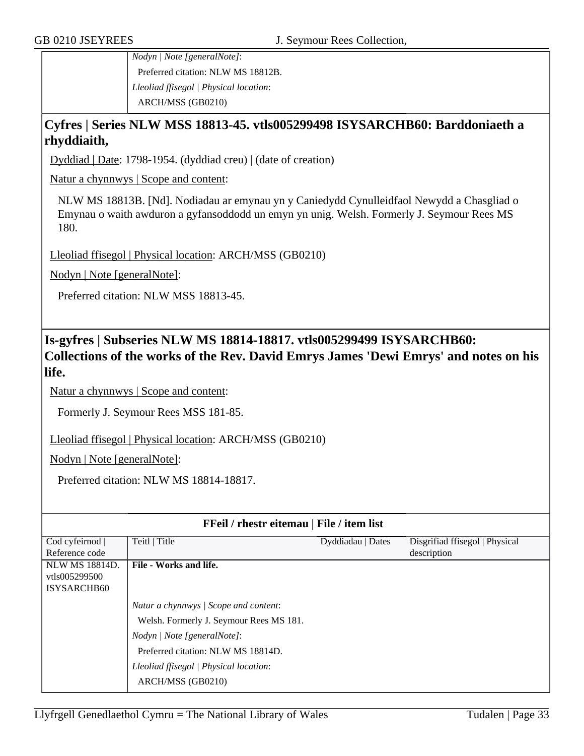| | |
|---|---|
| | *Nodyn \| Note [generalNote]*: |
| | Preferred citation: NLW MS 18812B. |
| | *Lleoliad ffisegol \| Physical location*: |
| | ARCH/MSS (GB0210) |

## Cyfres | Series NLW MSS 18813-45. vtls005299498 ISYSARCHB60: Barddoniaeth a rhyddiaith,

Dyddiad | Date: 1798-1954. (dyddiad creu) | (date of creation)

Natur a chynnwys | Scope and content:

NLW MS 18813B. [Nd]. Nodiadau ar emynau yn y Caniedydd Cynulleidfaol Newydd a Chasgliad o Emynau o waith awduron a gyfansoddodd un emyn yn unig. Welsh. Formerly J. Seymour Rees MS 180.

Lleoliad ffisegol | Physical location: ARCH/MSS (GB0210)

Nodyn | Note [generalNote]:

Preferred citation: NLW MSS 18813-45.

## Is-gyfres | Subseries NLW MS 18814-18817. vtls005299499 ISYSARCHB60: Collections of the works of the Rev. David Emrys James 'Dewi Emrys' and notes on his life.

Natur a chynnwys | Scope and content:

Formerly J. Seymour Rees MSS 181-85.

Lleoliad ffisegol | Physical location: ARCH/MSS (GB0210)

Nodyn | Note [generalNote]:

Preferred citation: NLW MS 18814-18817.

**FFeil / rhestr eitemau | File / item list**

| Cod cyfeirnod \| Reference code | Teitl \| Title | Dyddiadau \| Dates | Disgrifiad ffisegol \| Physical description |
|---|---|---|---|
| NLW MS 18814D. vtls005299500 ISYSARCHB60 | **File - Works and life.** | | |
| | *Natur a chynnwys \| Scope and content*: | | |
| | Welsh. Formerly J. Seymour Rees MS 181. | | |
| | *Nodyn \| Note [generalNote]*: | | |
| | Preferred citation: NLW MS 18814D. | | |
| | *Lleoliad ffisegol \| Physical location*: | | |
| | ARCH/MSS (GB0210) | | |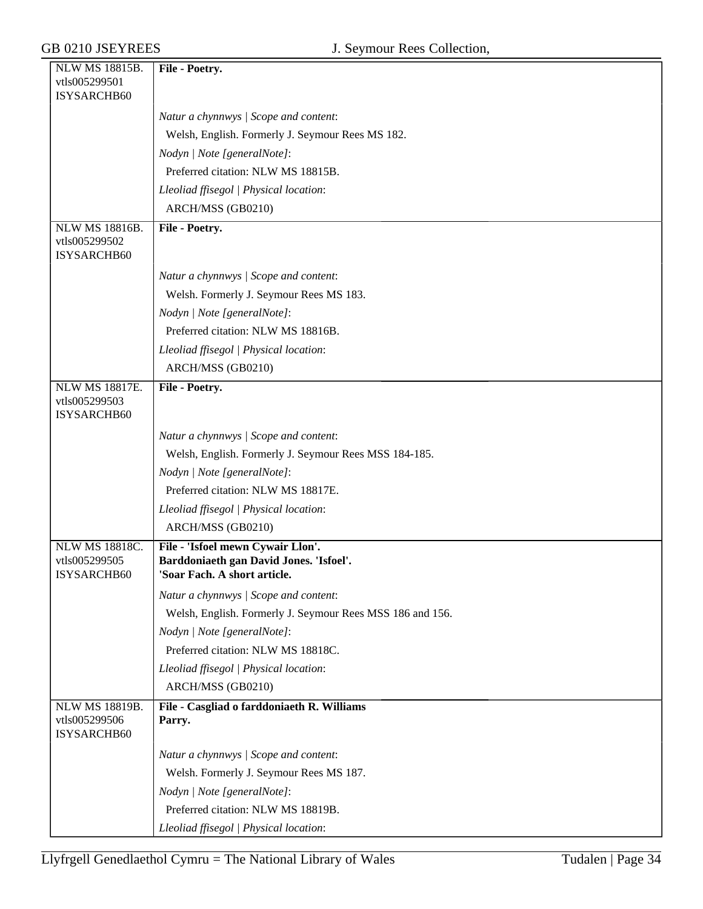| | |
|---|---|
| NLW MS 18815B.<br>vtls005299501<br>ISYSARCHB60 | **File - Poetry.**<br><br>*Natur a chynnwys \| Scope and content*:<br>Welsh, English. Formerly J. Seymour Rees MS 182.<br>*Nodyn \| Note [generalNote]*:<br>Preferred citation: NLW MS 18815B.<br>*Lleoliad ffisegol \| Physical location*:<br>ARCH/MSS (GB0210) |
| NLW MS 18816B.<br>vtls005299502<br>ISYSARCHB60 | **File - Poetry.**<br><br>*Natur a chynnwys \| Scope and content*:<br>Welsh. Formerly J. Seymour Rees MS 183.<br>*Nodyn \| Note [generalNote]*:<br>Preferred citation: NLW MS 18816B.<br>*Lleoliad ffisegol \| Physical location*:<br>ARCH/MSS (GB0210) |
| NLW MS 18817E.<br>vtls005299503<br>ISYSARCHB60 | **File - Poetry.**<br><br>*Natur a chynnwys \| Scope and content*:<br>Welsh, English. Formerly J. Seymour Rees MSS 184-185.<br>*Nodyn \| Note [generalNote]*:<br>Preferred citation: NLW MS 18817E.<br>*Lleoliad ffisegol \| Physical location*:<br>ARCH/MSS (GB0210) |
| NLW MS 18818C.<br>vtls005299505<br>ISYSARCHB60 | **File - 'Isfoel mewn Cywair Llon'. Barddoniaeth gan David Jones. 'Isfoel'. 'Soar Fach. A short article.**<br><br>*Natur a chynnwys \| Scope and content*:<br>Welsh, English. Formerly J. Seymour Rees MSS 186 and 156.<br>*Nodyn \| Note [generalNote]*:<br>Preferred citation: NLW MS 18818C.<br>*Lleoliad ffisegol \| Physical location*:<br>ARCH/MSS (GB0210) |
| NLW MS 18819B.<br>vtls005299506<br>ISYSARCHB60 | **File - Casgliad o farddoniaeth R. Williams Parry.**<br><br>*Natur a chynnwys \| Scope and content*:<br>Welsh. Formerly J. Seymour Rees MS 187.<br>*Nodyn \| Note [generalNote]*:<br>Preferred citation: NLW MS 18819B.<br>*Lleoliad ffisegol \| Physical location*: |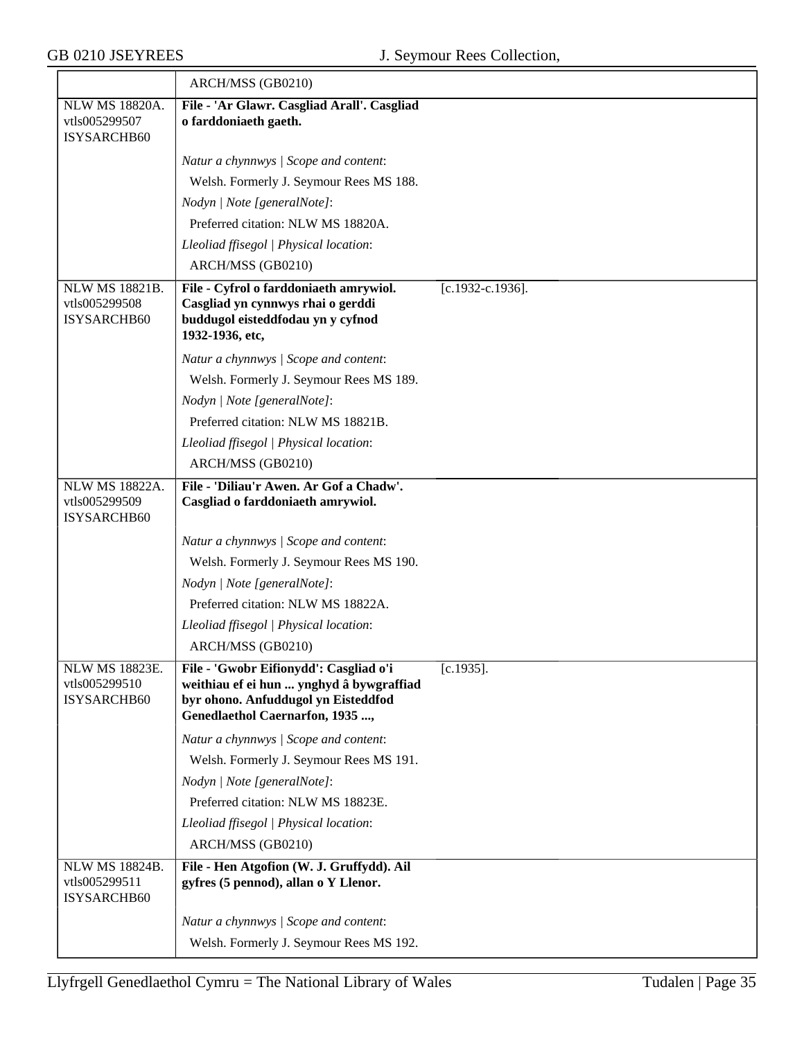| | | | |
|---|---|---|---|
| | ARCH/MSS (GB0210) | | |
| NLW MS 18820A.<br>vtls005299507<br>ISYSARCHB60 | **File - 'Ar Glawr. Casgliad Arall'. Casgliad o farddoniaeth gaeth.**<br><br>*Natur a chynnwys \| Scope and content*:<br>Welsh. Formerly J. Seymour Rees MS 188.<br>*Nodyn \| Note [generalNote]*:<br>Preferred citation: NLW MS 18820A.<br>*Lleoliad ffisegol \| Physical location*:<br>ARCH/MSS (GB0210) | | |
| NLW MS 18821B.<br>vtls005299508<br>ISYSARCHB60 | **File - Cyfrol o farddoniaeth amrywiol. Casgliad yn cynnwys rhai o gerddi buddugol eisteddfodau yn y cyfnod 1932-1936, etc,**<br><br>*Natur a chynnwys \| Scope and content*:<br>Welsh. Formerly J. Seymour Rees MS 189.<br>*Nodyn \| Note [generalNote]*:<br>Preferred citation: NLW MS 18821B.<br>*Lleoliad ffisegol \| Physical location*:<br>ARCH/MSS (GB0210) | [c.1932-c.1936]. | |
| NLW MS 18822A.<br>vtls005299509<br>ISYSARCHB60 | **File - 'Diliau'r Awen. Ar Gof a Chadw'. Casgliad o farddoniaeth amrywiol.**<br><br>*Natur a chynnwys \| Scope and content*:<br>Welsh. Formerly J. Seymour Rees MS 190.<br>*Nodyn \| Note [generalNote]*:<br>Preferred citation: NLW MS 18822A.<br>*Lleoliad ffisegol \| Physical location*:<br>ARCH/MSS (GB0210) | | |
| NLW MS 18823E.<br>vtls005299510<br>ISYSARCHB60 | **File - 'Gwobr Eifionydd': Casgliad o'i weithiau ef ei hun ... ynghyd â bywgraffiad byr ohono. Anfuddugol yn Eisteddfod Genedlaethol Caernarfon, 1935 ...,**<br><br>*Natur a chynnwys \| Scope and content*:<br>Welsh. Formerly J. Seymour Rees MS 191.<br>*Nodyn \| Note [generalNote]*:<br>Preferred citation: NLW MS 18823E.<br>*Lleoliad ffisegol \| Physical location*:<br>ARCH/MSS (GB0210) | [c.1935]. | |
| NLW MS 18824B.<br>vtls005299511<br>ISYSARCHB60 | **File - Hen Atgofion (W. J. Gruffydd). Ail gyfres (5 pennod), allan o Y Llenor.**<br><br>*Natur a chynnwys \| Scope and content*:<br>Welsh. Formerly J. Seymour Rees MS 192. | | |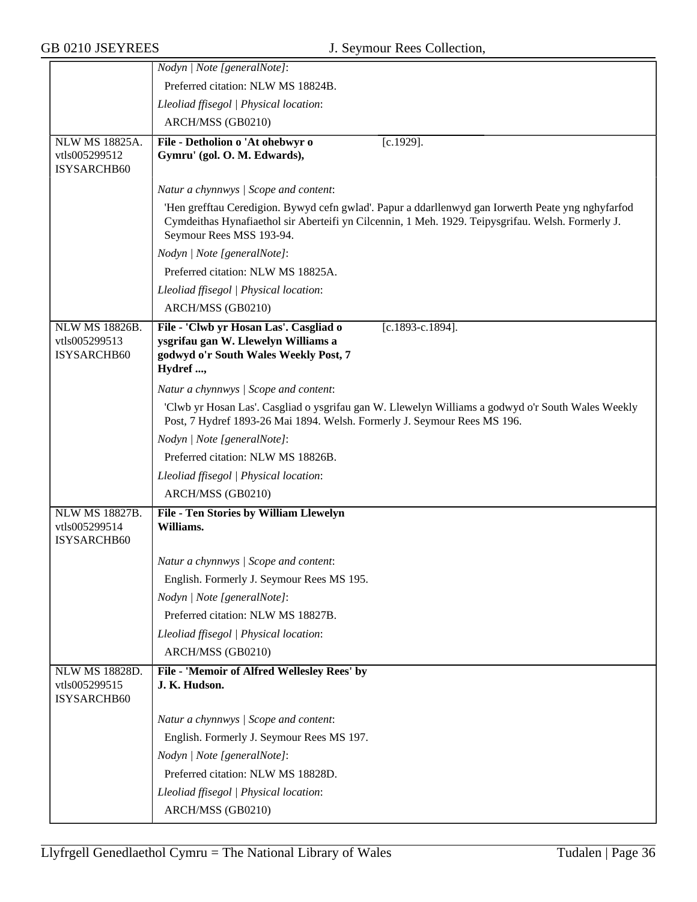| | |
|---|---|
| | *Nodyn \| Note [generalNote]*: |
| | Preferred citation: NLW MS 18824B. |
| | *Lleoliad ffisegol \| Physical location*: |
| | ARCH/MSS (GB0210) |
| NLW MS 18825A. vtls005299512 ISYSARCHB60 | **File - Detholion o 'At ohebwyr o Gymru' (gol. O. M. Edwards),** [c.1929]. |
| | *Natur a chynnwys \| Scope and content*: |
| | 'Hen grefftau Ceredigion. Bywyd cefn gwlad'. Papur a ddarllenwyd gan Iorwerth Peate yng nghyfarfod Cymdeithas Hynafiaethol sir Aberteifi yn Cilcennin, 1 Meh. 1929. Teipysgrifau. Welsh. Formerly J. Seymour Rees MSS 193-94. |
| | *Nodyn \| Note [generalNote]*: |
| | Preferred citation: NLW MS 18825A. |
| | *Lleoliad ffisegol \| Physical location*: |
| | ARCH/MSS (GB0210) |
| NLW MS 18826B. vtls005299513 ISYSARCHB60 | **File - 'Clwb yr Hosan Las'. Casgliad o ysgrifau gan W. Llewelyn Williams a godwyd o'r South Wales Weekly Post, 7 Hydref ...,** [c.1893-c.1894]. |
| | *Natur a chynnwys \| Scope and content*: |
| | 'Clwb yr Hosan Las'. Casgliad o ysgrifau gan W. Llewelyn Williams a godwyd o'r South Wales Weekly Post, 7 Hydref 1893-26 Mai 1894. Welsh. Formerly J. Seymour Rees MS 196. |
| | *Nodyn \| Note [generalNote]*: |
| | Preferred citation: NLW MS 18826B. |
| | *Lleoliad ffisegol \| Physical location*: |
| | ARCH/MSS (GB0210) |
| NLW MS 18827B. vtls005299514 ISYSARCHB60 | **File - Ten Stories by William Llewelyn Williams.** |
| | *Natur a chynnwys \| Scope and content*: |
| | English. Formerly J. Seymour Rees MS 195. |
| | *Nodyn \| Note [generalNote]*: |
| | Preferred citation: NLW MS 18827B. |
| | *Lleoliad ffisegol \| Physical location*: |
| | ARCH/MSS (GB0210) |
| NLW MS 18828D. vtls005299515 ISYSARCHB60 | **File - 'Memoir of Alfred Wellesley Rees' by J. K. Hudson.** |
| | *Natur a chynnwys \| Scope and content*: |
| | English. Formerly J. Seymour Rees MS 197. |
| | *Nodyn \| Note [generalNote]*: |
| | Preferred citation: NLW MS 18828D. |
| | *Lleoliad ffisegol \| Physical location*: |
| | ARCH/MSS (GB0210) |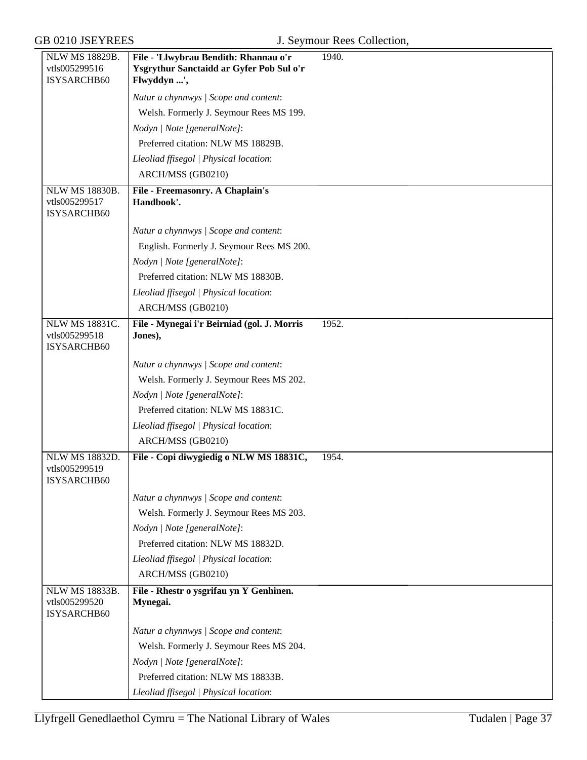| NLW MS 18829B. vtls005299516 ISYSARCHB60 | File - 'Llwybrau Bendith: Rhannau o'r Ysgrythur Sanctaidd ar Gyfer Pob Sul o'r Flwyddyn ...', | 1940. |
|---|---|---|
| | *Natur a chynnwys \| Scope and content*:<br>Welsh. Formerly J. Seymour Rees MS 199.<br>*Nodyn \| Note [generalNote]*:<br>Preferred citation: NLW MS 18829B.<br>*Lleoliad ffisegol \| Physical location*:<br>ARCH/MSS (GB0210) | |
| NLW MS 18830B. vtls005299517 ISYSARCHB60 | File - Freemasonry. A Chaplain's Handbook'. | |
| | *Natur a chynnwys \| Scope and content*:<br>English. Formerly J. Seymour Rees MS 200.<br>*Nodyn \| Note [generalNote]*:<br>Preferred citation: NLW MS 18830B.<br>*Lleoliad ffisegol \| Physical location*:<br>ARCH/MSS (GB0210) | |
| NLW MS 18831C. vtls005299518 ISYSARCHB60 | File - Mynegai i'r Beirniad (gol. J. Morris Jones), | 1952. |
| | *Natur a chynnwys \| Scope and content*:<br>Welsh. Formerly J. Seymour Rees MS 202.<br>*Nodyn \| Note [generalNote]*:<br>Preferred citation: NLW MS 18831C.<br>*Lleoliad ffisegol \| Physical location*:<br>ARCH/MSS (GB0210) | |
| NLW MS 18832D. vtls005299519 ISYSARCHB60 | File - Copi diwygiedig o NLW MS 18831C, | 1954. |
| | *Natur a chynnwys \| Scope and content*:<br>Welsh. Formerly J. Seymour Rees MS 203.<br>*Nodyn \| Note [generalNote]*:<br>Preferred citation: NLW MS 18832D.<br>*Lleoliad ffisegol \| Physical location*:<br>ARCH/MSS (GB0210) | |
| NLW MS 18833B. vtls005299520 ISYSARCHB60 | File - Rhestr o ysgrifau yn Y Genhinen. Mynegai. | |
| | *Natur a chynnwys \| Scope and content*:<br>Welsh. Formerly J. Seymour Rees MS 204.<br>*Nodyn \| Note [generalNote]*:<br>Preferred citation: NLW MS 18833B.<br>*Lleoliad ffisegol \| Physical location*: | |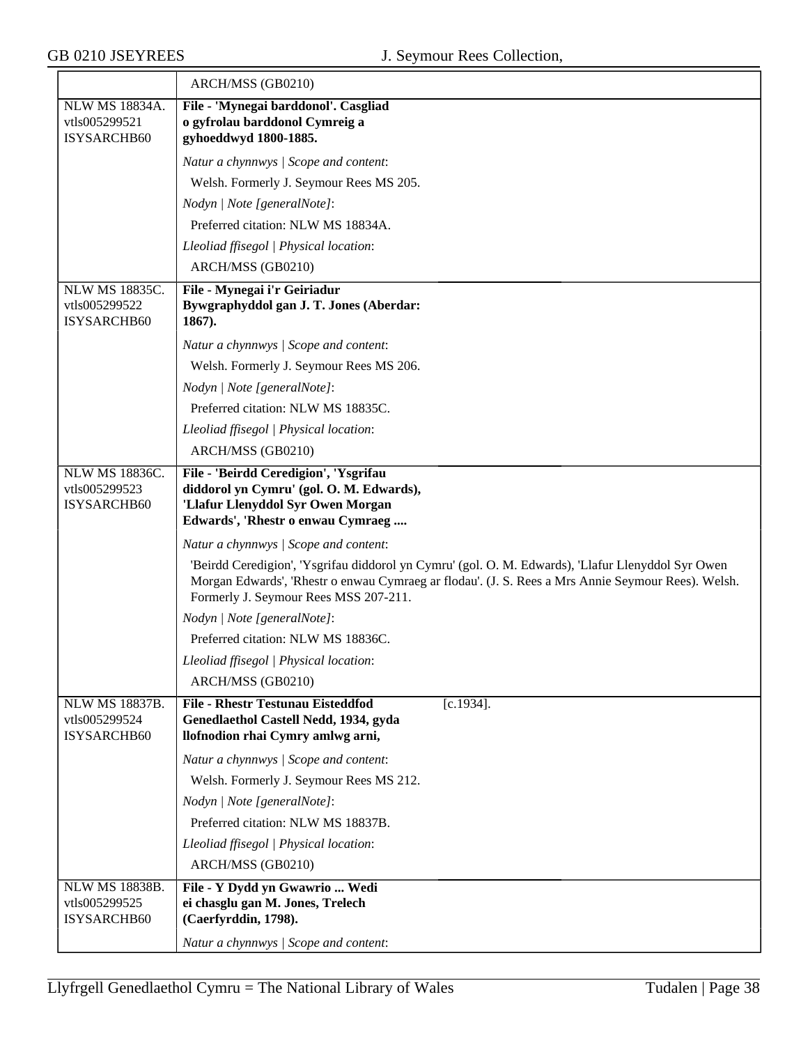| | |
|---|---|
| | ARCH/MSS (GB0210) |
| NLW MS 18834A.<br>vtls005299521<br>ISYSARCHB60 | **File - 'Mynegai barddonol'. Casgliad o gyfrolau barddonol Cymreig a gyhoeddwyd 1800-1885.**<br><br>*Natur a chynnwys \| Scope and content*:<br>Welsh. Formerly J. Seymour Rees MS 205.<br>*Nodyn \| Note [generalNote]*:<br>Preferred citation: NLW MS 18834A.<br>*Lleoliad ffisegol \| Physical location*:<br>ARCH/MSS (GB0210) |
| NLW MS 18835C.<br>vtls005299522<br>ISYSARCHB60 | **File - Mynegai i'r Geiriadur Bywgraphyddol gan J. T. Jones (Aberdar: 1867).**<br><br>*Natur a chynnwys \| Scope and content*:<br>Welsh. Formerly J. Seymour Rees MS 206.<br>*Nodyn \| Note [generalNote]*:<br>Preferred citation: NLW MS 18835C.<br>*Lleoliad ffisegol \| Physical location*:<br>ARCH/MSS (GB0210) |
| NLW MS 18836C.<br>vtls005299523<br>ISYSARCHB60 | **File - 'Beirdd Ceredigion', 'Ysgrifau diddorol yn Cymru' (gol. O. M. Edwards), 'Llafur Llenyddol Syr Owen Morgan Edwards', 'Rhestr o enwau Cymraeg ....**<br><br>*Natur a chynnwys \| Scope and content*:<br>'Beirdd Ceredigion', 'Ysgrifau diddorol yn Cymru' (gol. O. M. Edwards), 'Llafur Llenyddol Syr Owen Morgan Edwards', 'Rhestr o enwau Cymraeg ar flodau'. (J. S. Rees a Mrs Annie Seymour Rees). Welsh. Formerly J. Seymour Rees MSS 207-211.<br>*Nodyn \| Note [generalNote]*:<br>Preferred citation: NLW MS 18836C.<br>*Lleoliad ffisegol \| Physical location*:<br>ARCH/MSS (GB0210) |
| NLW MS 18837B.<br>vtls005299524<br>ISYSARCHB60 | **File - Rhestr Testunau Eisteddfod Genedlaethol Castell Nedd, 1934, gyda llofnodion rhai Cymry amlwg arni,** [c.1934].<br><br>*Natur a chynnwys \| Scope and content*:<br>Welsh. Formerly J. Seymour Rees MS 212.<br>*Nodyn \| Note [generalNote]*:<br>Preferred citation: NLW MS 18837B.<br>*Lleoliad ffisegol \| Physical location*:<br>ARCH/MSS (GB0210) |
| NLW MS 18838B.<br>vtls005299525<br>ISYSARCHB60 | **File - Y Dydd yn Gwawrio ... Wedi ei chasglu gan M. Jones, Trelech (Caerfyrddin, 1798).**<br><br>*Natur a chynnwys \| Scope and content*: |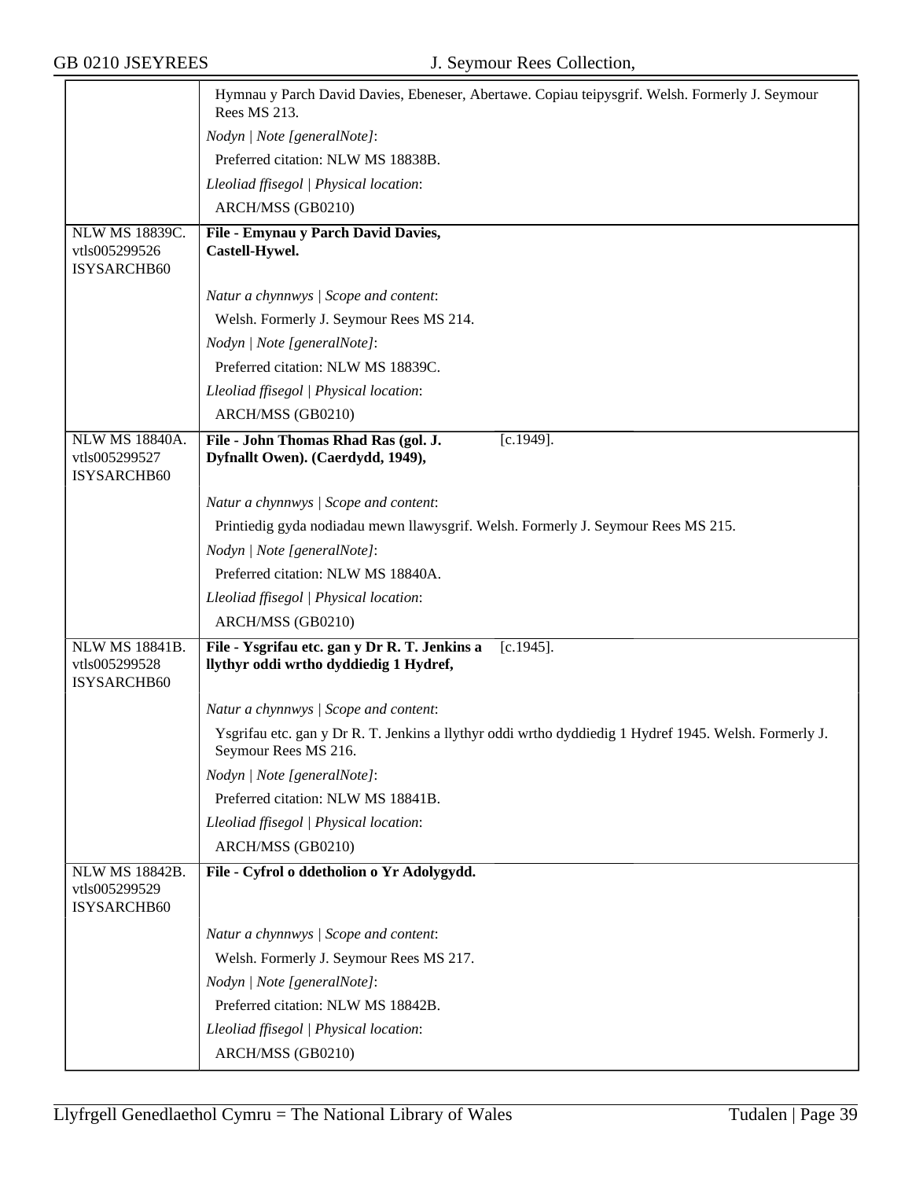| | |
|---|---|
| | Hymnau y Parch David Davies, Ebeneser, Abertawe. Copiau teipysgrif. Welsh. Formerly J. Seymour Rees MS 213.<br>*Nodyn \| Note [generalNote]*:<br>Preferred citation: NLW MS 18838B.<br>*Lleoliad ffisegol \| Physical location*:<br>ARCH/MSS (GB0210) |
| NLW MS 18839C.<br>vtls005299526<br>ISYSARCHB60 | **File - Emynau y Parch David Davies, Castell-Hywel.**<br><br>*Natur a chynnwys \| Scope and content*:<br>Welsh. Formerly J. Seymour Rees MS 214.<br>*Nodyn \| Note [generalNote]*:<br>Preferred citation: NLW MS 18839C.<br>*Lleoliad ffisegol \| Physical location*:<br>ARCH/MSS (GB0210) |
| NLW MS 18840A.<br>vtls005299527<br>ISYSARCHB60 | **File - John Thomas Rhad Ras (gol. J. Dyfnallt Owen). (Caerdydd, 1949),** [c.1949].<br><br>*Natur a chynnwys \| Scope and content*:<br>Printiedig gyda nodiadau mewn llawysgrif. Welsh. Formerly J. Seymour Rees MS 215.<br>*Nodyn \| Note [generalNote]*:<br>Preferred citation: NLW MS 18840A.<br>*Lleoliad ffisegol \| Physical location*:<br>ARCH/MSS (GB0210) |
| NLW MS 18841B.<br>vtls005299528<br>ISYSARCHB60 | **File - Ysgrifau etc. gan y Dr R. T. Jenkins a llythyr oddi wrtho dyddiedig 1 Hydref,** [c.1945].<br><br>*Natur a chynnwys \| Scope and content*:<br>Ysgrifau etc. gan y Dr R. T. Jenkins a llythyr oddi wrtho dyddiedig 1 Hydref 1945. Welsh. Formerly J. Seymour Rees MS 216.<br>*Nodyn \| Note [generalNote]*:<br>Preferred citation: NLW MS 18841B.<br>*Lleoliad ffisegol \| Physical location*:<br>ARCH/MSS (GB0210) |
| NLW MS 18842B.<br>vtls005299529<br>ISYSARCHB60 | **File - Cyfrol o ddetholion o Yr Adolygydd.**<br><br>*Natur a chynnwys \| Scope and content*:<br>Welsh. Formerly J. Seymour Rees MS 217.<br>*Nodyn \| Note [generalNote]*:<br>Preferred citation: NLW MS 18842B.<br>*Lleoliad ffisegol \| Physical location*:<br>ARCH/MSS (GB0210) |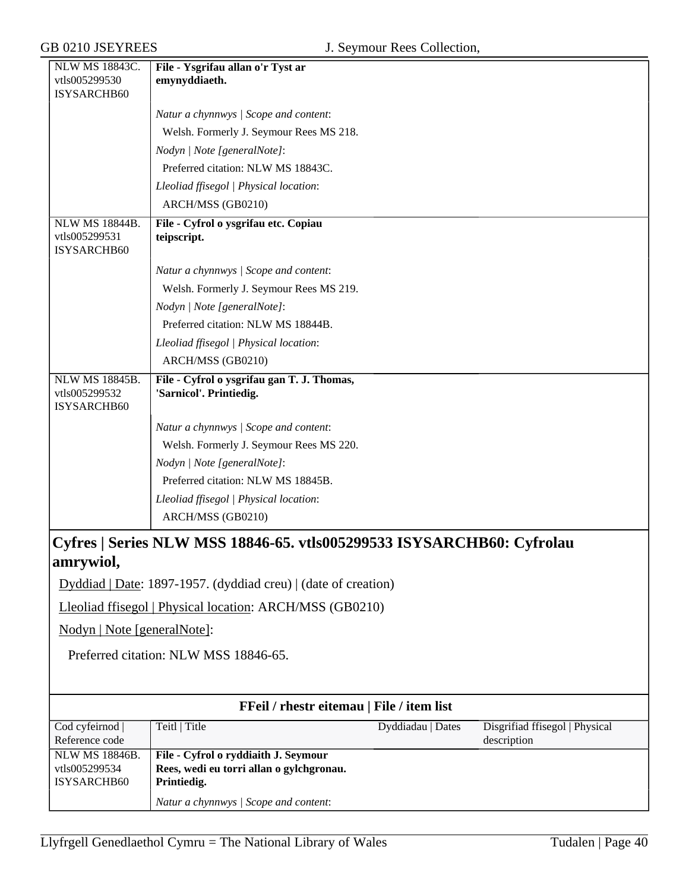| | |
|---|---|
| NLW MS 18843C. vtls005299530 ISYSARCHB60 | **File - Ysgrifau allan o'r Tyst ar emynyddiaeth.** |
| | *Natur a chynnwys \| Scope and content*: Welsh. Formerly J. Seymour Rees MS 218. |
| | *Nodyn \| Note [generalNote]*: Preferred citation: NLW MS 18843C. |
| | *Lleoliad ffisegol \| Physical location*: ARCH/MSS (GB0210) |
| NLW MS 18844B. vtls005299531 ISYSARCHB60 | **File - Cyfrol o ysgrifau etc. Copiau teipscript.** |
| | *Natur a chynnwys \| Scope and content*: Welsh. Formerly J. Seymour Rees MS 219. |
| | *Nodyn \| Note [generalNote]*: Preferred citation: NLW MS 18844B. |
| | *Lleoliad ffisegol \| Physical location*: ARCH/MSS (GB0210) |
| NLW MS 18845B. vtls005299532 ISYSARCHB60 | **File - Cyfrol o ysgrifau gan T. J. Thomas, 'Sarnicol'. Printiedig.** |
| | *Natur a chynnwys \| Scope and content*: Welsh. Formerly J. Seymour Rees MS 220. |
| | *Nodyn \| Note [generalNote]*: Preferred citation: NLW MS 18845B. |
| | *Lleoliad ffisegol \| Physical location*: ARCH/MSS (GB0210) |

## Cyfres | Series NLW MSS 18846-65. vtls005299533 ISYSARCHB60: Cyfrolau amrywiol,

Dyddiad | Date: 1897-1957. (dyddiad creu) | (date of creation)

Lleoliad ffisegol | Physical location: ARCH/MSS (GB0210)

Nodyn | Note [generalNote]:

Preferred citation: NLW MSS 18846-65.

**FFeil / rhestr eitemau | File / item list**

| Cod cyfeirnod \| Reference code | Teitl \| Title | Dyddiadau \| Dates | Disgrifiad ffisegol \| Physical description |
|---|---|---|---|
| NLW MS 18846B. vtls005299534 ISYSARCHB60 | **File - Cyfrol o ryddiaith J. Seymour Rees, wedi eu torri allan o gylchgronau. Printiedig.** | | |
| | *Natur a chynnwys \| Scope and content*: | | |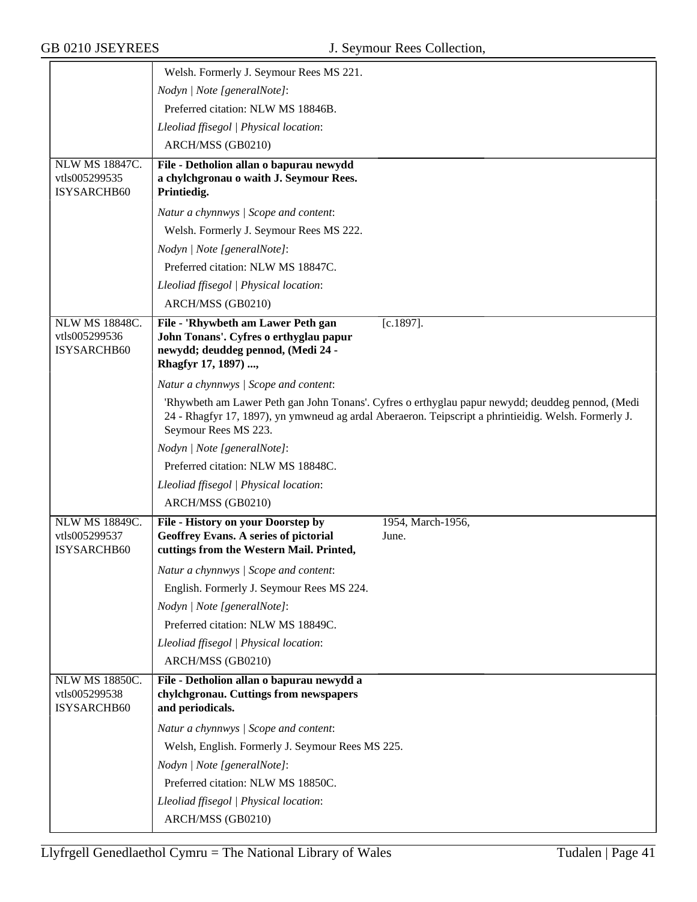| | |
|---|---|
| | Welsh. Formerly J. Seymour Rees MS 221.<br>*Nodyn \| Note [generalNote]*:<br>Preferred citation: NLW MS 18846B.<br>*Lleoliad ffisegol \| Physical location*:<br>ARCH/MSS (GB0210) |
| NLW MS 18847C.<br>vtls005299535<br>ISYSARCHB60 | **File - Detholion allan o bapurau newydd a chylchgronau o waith J. Seymour Rees. Printiedig.**<br>*Natur a chynnwys \| Scope and content*:<br>Welsh. Formerly J. Seymour Rees MS 222.<br>*Nodyn \| Note [generalNote]*:<br>Preferred citation: NLW MS 18847C.<br>*Lleoliad ffisegol \| Physical location*:<br>ARCH/MSS (GB0210) |
| NLW MS 18848C.<br>vtls005299536<br>ISYSARCHB60 | **File - 'Rhywbeth am Lawer Peth gan John Tonans'. Cyfres o erthyglau papur newydd; deuddeg pennod, (Medi 24 - Rhagfyr 17, 1897) ...,** [c.1897].<br>*Natur a chynnwys \| Scope and content*:<br>'Rhywbeth am Lawer Peth gan John Tonans'. Cyfres o erthyglau papur newydd; deuddeg pennod, (Medi 24 - Rhagfyr 17, 1897), yn ymwneud ag ardal Aberaeron. Teipscript a phrintieidig. Welsh. Formerly J. Seymour Rees MS 223.<br>*Nodyn \| Note [generalNote]*:<br>Preferred citation: NLW MS 18848C.<br>*Lleoliad ffisegol \| Physical location*:<br>ARCH/MSS (GB0210) |
| NLW MS 18849C.<br>vtls005299537<br>ISYSARCHB60 | **File - History on your Doorstep by Geoffrey Evans. A series of pictorial cuttings from the Western Mail. Printed,** 1954, March-1956, June.<br>*Natur a chynnwys \| Scope and content*:<br>English. Formerly J. Seymour Rees MS 224.<br>*Nodyn \| Note [generalNote]*:<br>Preferred citation: NLW MS 18849C.<br>*Lleoliad ffisegol \| Physical location*:<br>ARCH/MSS (GB0210) |
| NLW MS 18850C.<br>vtls005299538<br>ISYSARCHB60 | **File - Detholion allan o bapurau newydd a chylchgronau. Cuttings from newspapers and periodicals.**<br>*Natur a chynnwys \| Scope and content*:<br>Welsh, English. Formerly J. Seymour Rees MS 225.<br>*Nodyn \| Note [generalNote]*:<br>Preferred citation: NLW MS 18850C.<br>*Lleoliad ffisegol \| Physical location*:<br>ARCH/MSS (GB0210) |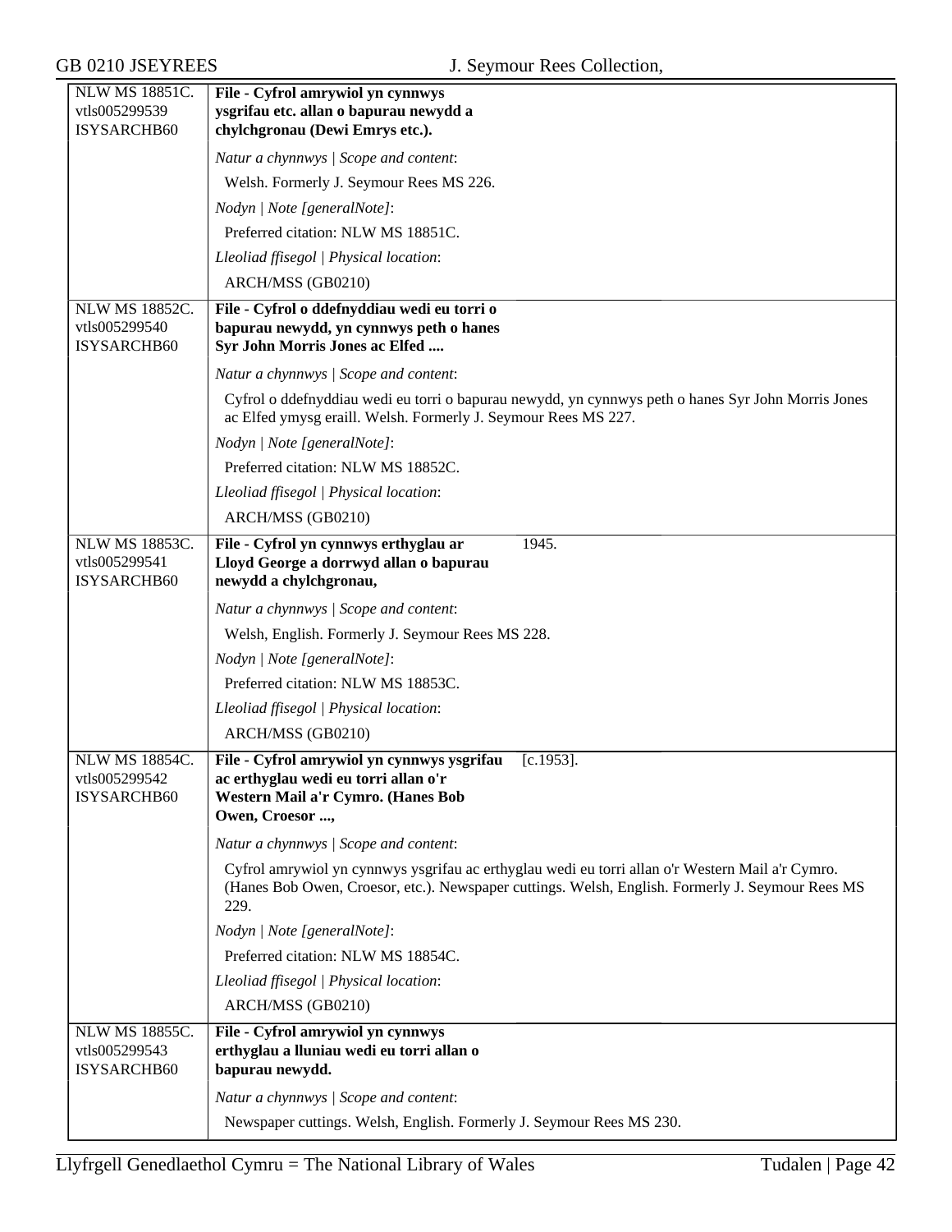| | |
|---|---|
| NLW MS 18851C.<br>vtls005299539<br>ISYSARCHB60 | **File - Cyfrol amrywiol yn cynnwys ysgrifau etc. allan o bapurau newydd a chylchgronau (Dewi Emrys etc.).**<br><br>*Natur a chynnwys \| Scope and content*:<br>Welsh. Formerly J. Seymour Rees MS 226.<br><br>*Nodyn \| Note [generalNote]*:<br>Preferred citation: NLW MS 18851C.<br><br>*Lleoliad ffisegol \| Physical location*:<br>ARCH/MSS (GB0210) |
| NLW MS 18852C.<br>vtls005299540<br>ISYSARCHB60 | **File - Cyfrol o ddefnyddiau wedi eu torri o bapurau newydd, yn cynnwys peth o hanes Syr John Morris Jones ac Elfed ....**<br><br>*Natur a chynnwys \| Scope and content*:<br>Cyfrol o ddefnyddiau wedi eu torri o bapurau newydd, yn cynnwys peth o hanes Syr John Morris Jones ac Elfed ymysg eraill. Welsh. Formerly J. Seymour Rees MS 227.<br><br>*Nodyn \| Note [generalNote]*:<br>Preferred citation: NLW MS 18852C.<br><br>*Lleoliad ffisegol \| Physical location*:<br>ARCH/MSS (GB0210) |
| NLW MS 18853C.<br>vtls005299541<br>ISYSARCHB60 | **File - Cyfrol yn cynnwys erthyglau ar Lloyd George a dorrwyd allan o bapurau newydd a chylchgronau,** 1945.<br><br>*Natur a chynnwys \| Scope and content*:<br>Welsh, English. Formerly J. Seymour Rees MS 228.<br><br>*Nodyn \| Note [generalNote]*:<br>Preferred citation: NLW MS 18853C.<br><br>*Lleoliad ffisegol \| Physical location*:<br>ARCH/MSS (GB0210) |
| NLW MS 18854C.<br>vtls005299542<br>ISYSARCHB60 | **File - Cyfrol amrywiol yn cynnwys ysgrifau ac erthyglau wedi eu torri allan o'r Western Mail a'r Cymro. (Hanes Bob Owen, Croesor ...,** [c.1953].<br><br>*Natur a chynnwys \| Scope and content*:<br>Cyfrol amrywiol yn cynnwys ysgrifau ac erthyglau wedi eu torri allan o'r Western Mail a'r Cymro. (Hanes Bob Owen, Croesor, etc.). Newspaper cuttings. Welsh, English. Formerly J. Seymour Rees MS 229.<br><br>*Nodyn \| Note [generalNote]*:<br>Preferred citation: NLW MS 18854C.<br><br>*Lleoliad ffisegol \| Physical location*:<br>ARCH/MSS (GB0210) |
| NLW MS 18855C.<br>vtls005299543<br>ISYSARCHB60 | **File - Cyfrol amrywiol yn cynnwys erthyglau a lluniau wedi eu torri allan o bapurau newydd.**<br><br>*Natur a chynnwys \| Scope and content*:<br>Newspaper cuttings. Welsh, English. Formerly J. Seymour Rees MS 230. |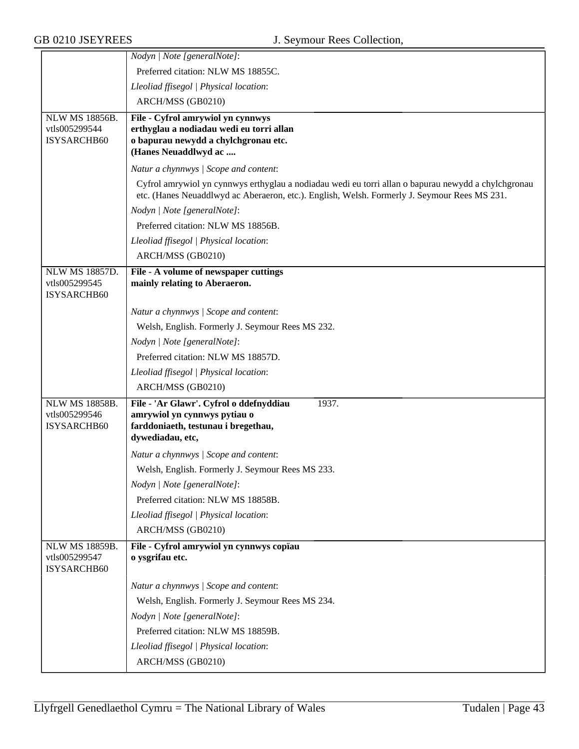| | |
|---|---|
| | *Nodyn \| Note [generalNote]*: |
| | Preferred citation: NLW MS 18855C. |
| | *Lleoliad ffisegol \| Physical location*: |
| | ARCH/MSS (GB0210) |
| NLW MS 18856B. vtls005299544 ISYSARCHB60 | **File - Cyfrol amrywiol yn cynnwys erthyglau a nodiadau wedi eu torri allan o bapurau newydd a chylchgronau etc. (Hanes Neuaddlwyd ac ....** |
| | *Natur a chynnwys \| Scope and content*: |
| | Cyfrol amrywiol yn cynnwys erthyglau a nodiadau wedi eu torri allan o bapurau newydd a chylchgronau etc. (Hanes Neuaddlwyd ac Aberaeron, etc.). English, Welsh. Formerly J. Seymour Rees MS 231. |
| | *Nodyn \| Note [generalNote]*: |
| | Preferred citation: NLW MS 18856B. |
| | *Lleoliad ffisegol \| Physical location*: |
| | ARCH/MSS (GB0210) |
| NLW MS 18857D. vtls005299545 ISYSARCHB60 | **File - A volume of newspaper cuttings mainly relating to Aberaeron.** |
| | *Natur a chynnwys \| Scope and content*: |
| | Welsh, English. Formerly J. Seymour Rees MS 232. |
| | *Nodyn \| Note [generalNote]*: |
| | Preferred citation: NLW MS 18857D. |
| | *Lleoliad ffisegol \| Physical location*: |
| | ARCH/MSS (GB0210) |
| NLW MS 18858B. vtls005299546 ISYSARCHB60 | **File - 'Ar Glawr'. Cyfrol o ddefnyddiau amrywiol yn cynnwys pytiau o farddoniaeth, testunau i bregethau, dywediadau, etc,** 1937. |
| | *Natur a chynnwys \| Scope and content*: |
| | Welsh, English. Formerly J. Seymour Rees MS 233. |
| | *Nodyn \| Note [generalNote]*: |
| | Preferred citation: NLW MS 18858B. |
| | *Lleoliad ffisegol \| Physical location*: |
| | ARCH/MSS (GB0210) |
| NLW MS 18859B. vtls005299547 ISYSARCHB60 | **File - Cyfrol amrywiol yn cynnwys copïau o ysgrifau etc.** |
| | *Natur a chynnwys \| Scope and content*: |
| | Welsh, English. Formerly J. Seymour Rees MS 234. |
| | *Nodyn \| Note [generalNote]*: |
| | Preferred citation: NLW MS 18859B. |
| | *Lleoliad ffisegol \| Physical location*: |
| | ARCH/MSS (GB0210) |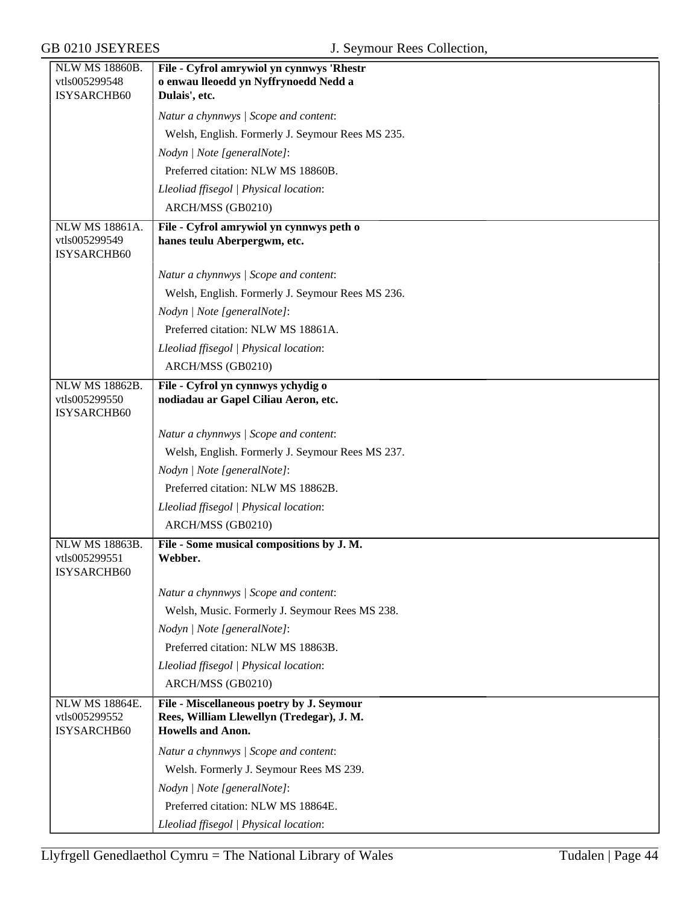| | |
|---|---|
| NLW MS 18860B.<br>vtls005299548<br>ISYSARCHB60 | **File - Cyfrol amrywiol yn cynnwys 'Rhestr o enwau lleoedd yn Nyffrynoedd Nedd a Dulais', etc.**<br><br>*Natur a chynnwys \| Scope and content*:<br>Welsh, English. Formerly J. Seymour Rees MS 235.<br>*Nodyn \| Note [generalNote]*:<br>Preferred citation: NLW MS 18860B.<br>*Lleoliad ffisegol \| Physical location*:<br>ARCH/MSS (GB0210) |
| NLW MS 18861A.<br>vtls005299549<br>ISYSARCHB60 | **File - Cyfrol amrywiol yn cynnwys peth o hanes teulu Aberpergwm, etc.**<br><br>*Natur a chynnwys \| Scope and content*:<br>Welsh, English. Formerly J. Seymour Rees MS 236.<br>*Nodyn \| Note [generalNote]*:<br>Preferred citation: NLW MS 18861A.<br>*Lleoliad ffisegol \| Physical location*:<br>ARCH/MSS (GB0210) |
| NLW MS 18862B.<br>vtls005299550<br>ISYSARCHB60 | **File - Cyfrol yn cynnwys ychydig o nodiadau ar Gapel Ciliau Aeron, etc.**<br><br>*Natur a chynnwys \| Scope and content*:<br>Welsh, English. Formerly J. Seymour Rees MS 237.<br>*Nodyn \| Note [generalNote]*:<br>Preferred citation: NLW MS 18862B.<br>*Lleoliad ffisegol \| Physical location*:<br>ARCH/MSS (GB0210) |
| NLW MS 18863B.<br>vtls005299551<br>ISYSARCHB60 | **File - Some musical compositions by J. M. Webber.**<br><br>*Natur a chynnwys \| Scope and content*:<br>Welsh, Music. Formerly J. Seymour Rees MS 238.<br>*Nodyn \| Note [generalNote]*:<br>Preferred citation: NLW MS 18863B.<br>*Lleoliad ffisegol \| Physical location*:<br>ARCH/MSS (GB0210) |
| NLW MS 18864E.<br>vtls005299552<br>ISYSARCHB60 | **File - Miscellaneous poetry by J. Seymour Rees, William Llewellyn (Tredegar), J. M. Howells and Anon.**<br><br>*Natur a chynnwys \| Scope and content*:<br>Welsh. Formerly J. Seymour Rees MS 239.<br>*Nodyn \| Note [generalNote]*:<br>Preferred citation: NLW MS 18864E.<br>*Lleoliad ffisegol \| Physical location*: |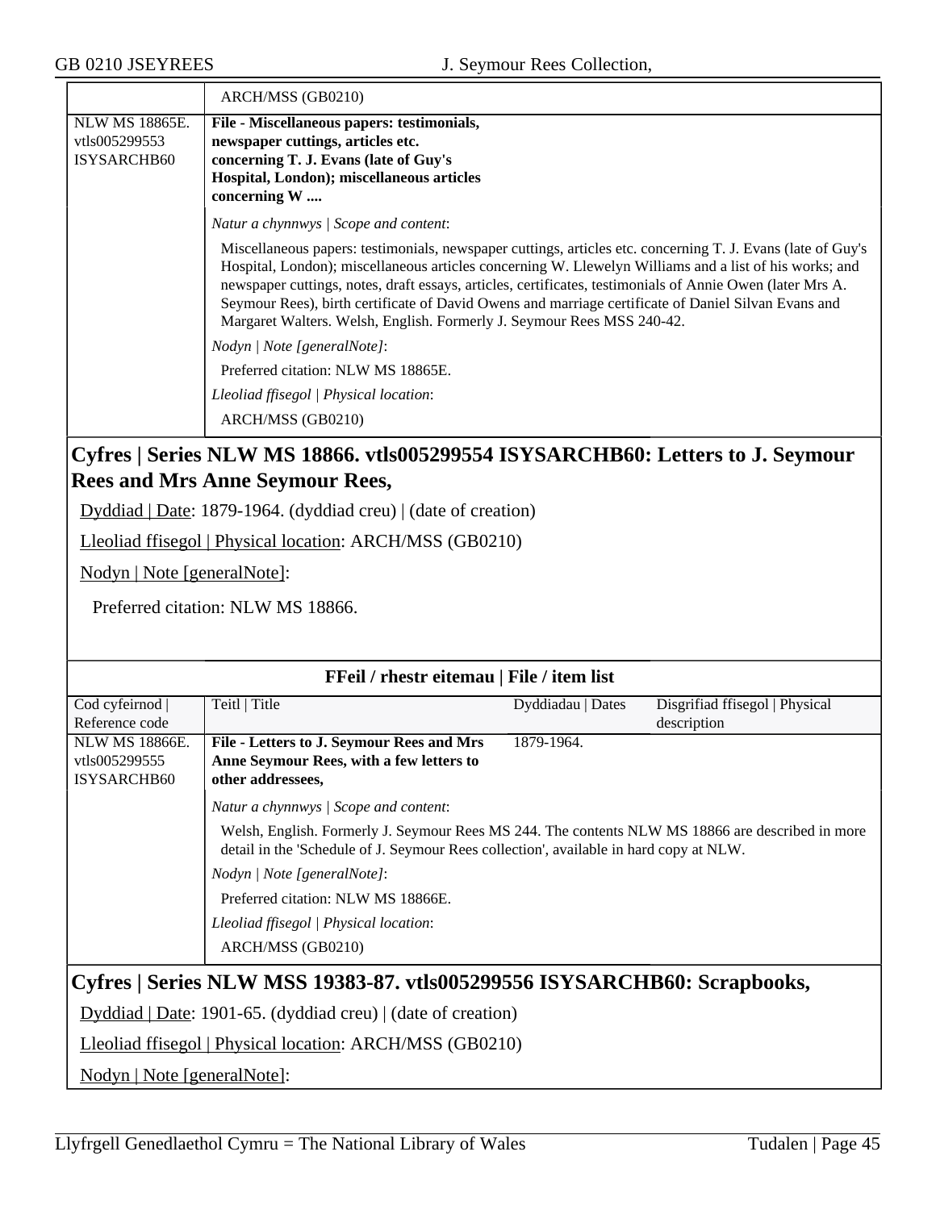| | ARCH/MSS (GB0210) |
|---|---|
| NLW MS 18865E. vtls005299553 ISYSARCHB60 | **File - Miscellaneous papers: testimonials, newspaper cuttings, articles etc. concerning T. J. Evans (late of Guy's Hospital, London); miscellaneous articles concerning W ....**<br><br>*Natur a chynnwys \| Scope and content*:<br><br>Miscellaneous papers: testimonials, newspaper cuttings, articles etc. concerning T. J. Evans (late of Guy's Hospital, London); miscellaneous articles concerning W. Llewelyn Williams and a list of his works; and newspaper cuttings, notes, draft essays, articles, certificates, testimonials of Annie Owen (later Mrs A. Seymour Rees), birth certificate of David Owens and marriage certificate of Daniel Silvan Evans and Margaret Walters. Welsh, English. Formerly J. Seymour Rees MSS 240-42.<br><br>*Nodyn \| Note [generalNote]*:<br><br>Preferred citation: NLW MS 18865E.<br><br>*Lleoliad ffisegol \| Physical location*:<br><br>ARCH/MSS (GB0210) |

## Cyfres | Series NLW MS 18866. vtls005299554 ISYSARCHB60: Letters to J. Seymour Rees and Mrs Anne Seymour Rees,

Dyddiad | Date: 1879-1964. (dyddiad creu) | (date of creation)

Lleoliad ffisegol | Physical location: ARCH/MSS (GB0210)

Nodyn | Note [generalNote]:

Preferred citation: NLW MS 18866.

**FFeil / rhestr eitemau | File / item list**

| Cod cyfeirnod \| Reference code | Teitl \| Title | Dyddiadau \| Dates | Disgrifiad ffisegol \| Physical description |
|---|---|---|---|
| NLW MS 18866E. vtls005299555 ISYSARCHB60 | **File - Letters to J. Seymour Rees and Mrs Anne Seymour Rees, with a few letters to other addressees,**<br><br>*Natur a chynnwys \| Scope and content*:<br><br>Welsh, English. Formerly J. Seymour Rees MS 244. The contents NLW MS 18866 are described in more detail in the 'Schedule of J. Seymour Rees collection', available in hard copy at NLW.<br><br>*Nodyn \| Note [generalNote]*:<br><br>Preferred citation: NLW MS 18866E.<br><br>*Lleoliad ffisegol \| Physical location*:<br><br>ARCH/MSS (GB0210) | 1879-1964. | |

## Cyfres | Series NLW MSS 19383-87. vtls005299556 ISYSARCHB60: Scrapbooks,

Dyddiad | Date: 1901-65. (dyddiad creu) | (date of creation)

Lleoliad ffisegol | Physical location: ARCH/MSS (GB0210)

Nodyn | Note [generalNote]: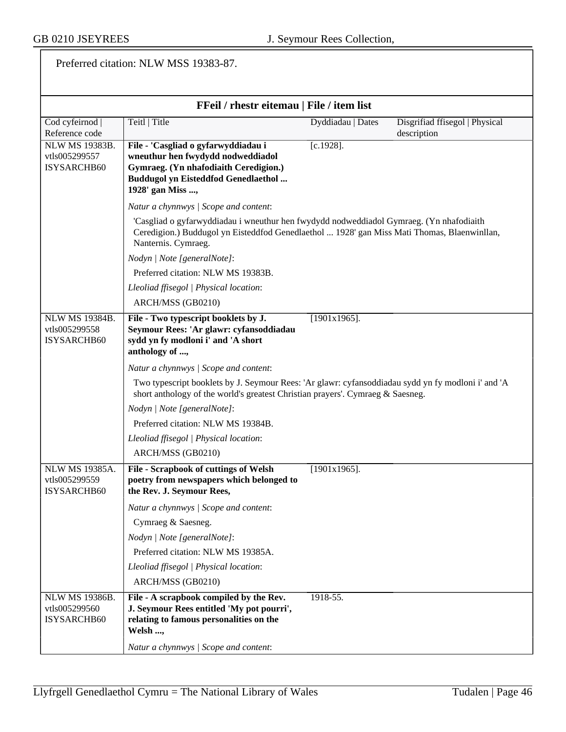Preferred citation: NLW MSS 19383-87.

## FFeil / rhestr eitemau | File / item list

| Cod cyfeirnod \| Reference code | Teitl \| Title | Dyddiadau \| Dates | Disgrifiad ffisegol \| Physical description |
|---|---|---|---|
| NLW MS 19383B. vtls005299557 ISYSARCHB60 | **File - 'Casgliad o gyfarwyddiadau i wneuthur hen fwydydd nodweddiadol Gymraeg. (Yn nhafodiaith Ceredigion.) Buddugol yn Eisteddfod Genedlaethol ... 1928' gan Miss ...,** | [c.1928]. | |

*Natur a chynnwys | Scope and content*:

'Casgliad o gyfarwyddiadau i wneuthur hen fwydydd nodweddiadol Gymraeg. (Yn nhafodiaith Ceredigion.) Buddugol yn Eisteddfod Genedlaethol ... 1928' gan Miss Mati Thomas, Blaenwinllan, Nanternis. Cymraeg.

*Nodyn | Note [generalNote]*:

Preferred citation: NLW MS 19383B.

*Lleoliad ffisegol | Physical location*:

ARCH/MSS (GB0210)

| Cod cyfeirnod \| Reference code | Teitl \| Title | Dyddiadau \| Dates | Disgrifiad ffisegol \| Physical description |
|---|---|---|---|
| NLW MS 19384B. vtls005299558 ISYSARCHB60 | **File - Two typescript booklets by J. Seymour Rees: 'Ar glawr: cyfansoddiadau sydd yn fy modloni i' and 'A short anthology of ...,** | [1901x1965]. | |

*Natur a chynnwys | Scope and content*:

Two typescript booklets by J. Seymour Rees: 'Ar glawr: cyfansoddiadau sydd yn fy modloni i' and 'A short anthology of the world's greatest Christian prayers'. Cymraeg & Saesneg.

*Nodyn | Note [generalNote]*:

Preferred citation: NLW MS 19384B.

*Lleoliad ffisegol | Physical location*:

ARCH/MSS (GB0210)

| Cod cyfeirnod \| Reference code | Teitl \| Title | Dyddiadau \| Dates | Disgrifiad ffisegol \| Physical description |
|---|---|---|---|
| NLW MS 19385A. vtls005299559 ISYSARCHB60 | **File - Scrapbook of cuttings of Welsh poetry from newspapers which belonged to the Rev. J. Seymour Rees,** | [1901x1965]. | |

*Natur a chynnwys | Scope and content*:

Cymraeg & Saesneg.

*Nodyn | Note [generalNote]*:

Preferred citation: NLW MS 19385A.

*Lleoliad ffisegol | Physical location*:

ARCH/MSS (GB0210)

| Cod cyfeirnod \| Reference code | Teitl \| Title | Dyddiadau \| Dates | Disgrifiad ffisegol \| Physical description |
|---|---|---|---|
| NLW MS 19386B. vtls005299560 ISYSARCHB60 | **File - A scrapbook compiled by the Rev. J. Seymour Rees entitled 'My pot pourri', relating to famous personalities on the Welsh ...,** | 1918-55. | |

*Natur a chynnwys | Scope and content*: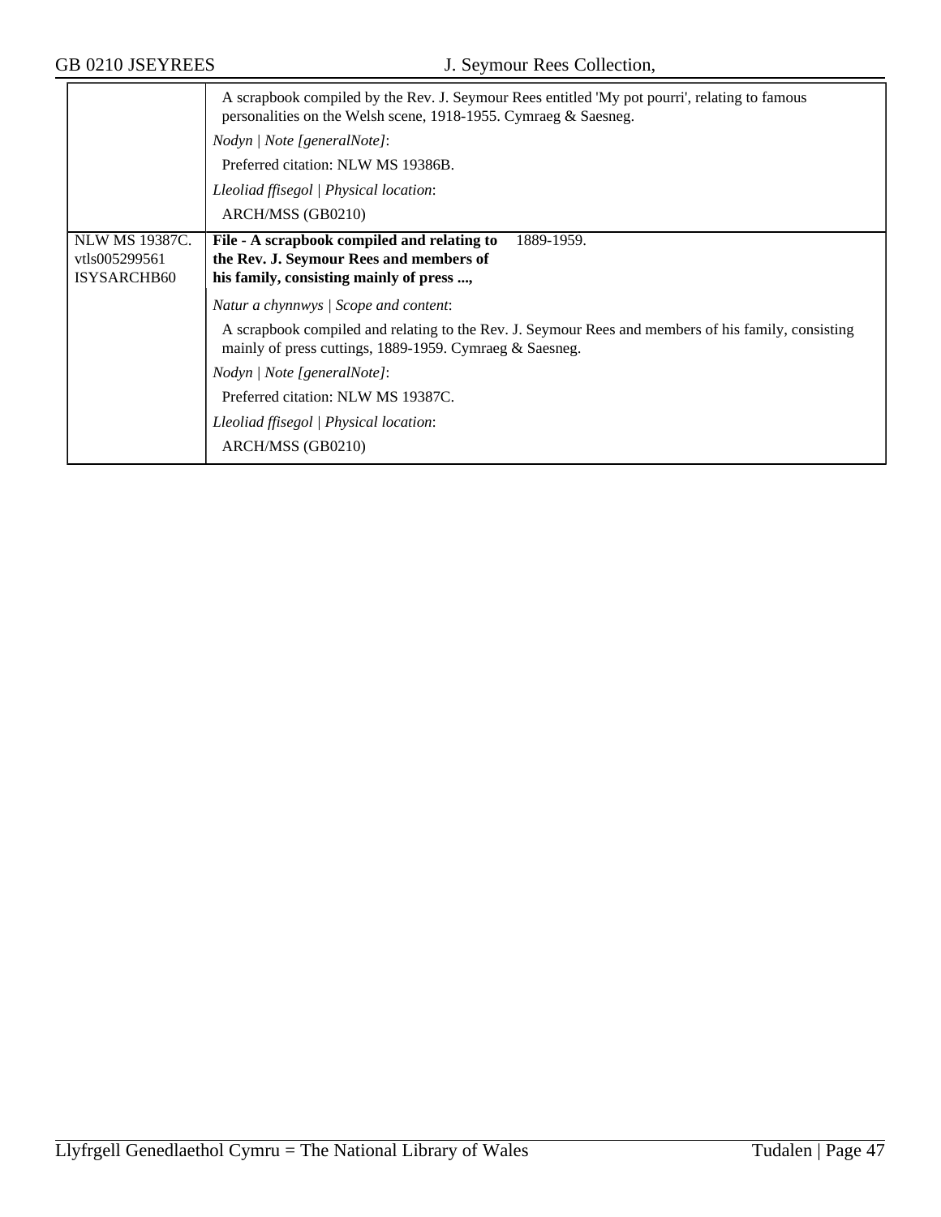| | |
|---|---|
| | A scrapbook compiled by the Rev. J. Seymour Rees entitled 'My pot pourri', relating to famous personalities on the Welsh scene, 1918-1955. Cymraeg & Saesneg.<br><br>*Nodyn \| Note [generalNote]*:<br><br>Preferred citation: NLW MS 19386B.<br><br>*Lleoliad ffisegol \| Physical location*:<br><br>ARCH/MSS (GB0210) |
| NLW MS 19387C.<br>vtls005299561<br>ISYSARCHB60 | **File - A scrapbook compiled and relating to the Rev. J. Seymour Rees and members of his family, consisting mainly of press ...,** 1889-1959.<br><br>*Natur a chynnwys \| Scope and content*:<br><br>A scrapbook compiled and relating to the Rev. J. Seymour Rees and members of his family, consisting mainly of press cuttings, 1889-1959. Cymraeg & Saesneg.<br><br>*Nodyn \| Note [generalNote]*:<br><br>Preferred citation: NLW MS 19387C.<br><br>*Lleoliad ffisegol \| Physical location*:<br><br>ARCH/MSS (GB0210) |